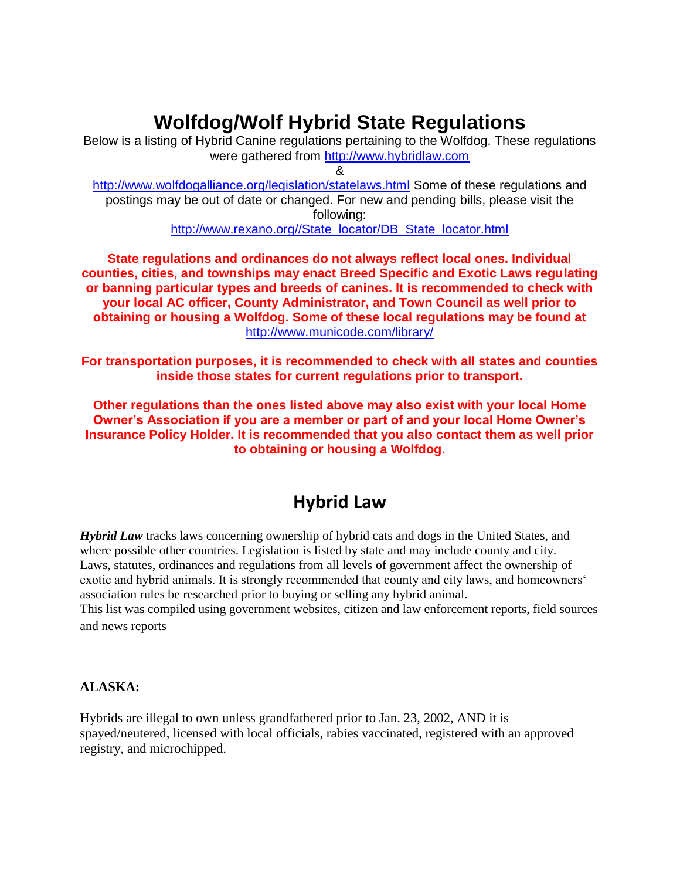# Wolfdog/Wolf Hybrid State Regulations

Below is a listing of Hybrid Canine regulations pertaining to the Wolfdog. These regulations were gathered from http://www.hybridlaw.com

&

http://www.wolfdogalliance.org/legislation/statelaws.html Some of these regulations and postings may be out of date or changed. For new and pending bills, please visit the following:

http://www.rexano.org//State_locator/DB_State_locator.html

**State regulations and ordinances do not always reflect local ones. Individual counties, cities, and townships may enact Breed Specific and Exotic Laws regulating or banning particular types and breeds of canines. It is recommended to check with your local AC officer, County Administrator, and Town Council as well prior to obtaining or housing a Wolfdog. Some of these local regulations may be found at** http://www.municode.com/library/

**For transportation purposes, it is recommended to check with all states and counties inside those states for current regulations prior to transport.**

**Other regulations than the ones listed above may also exist with your local Home Owner's Association if you are a member or part of and your local Home Owner's Insurance Policy Holder. It is recommended that you also contact them as well prior to obtaining or housing a Wolfdog.**

## Hybrid Law

***Hybrid Law*** tracks laws concerning ownership of hybrid cats and dogs in the United States, and where possible other countries. Legislation is listed by state and may include county and city. Laws, statutes, ordinances and regulations from all levels of government affect the ownership of exotic and hybrid animals. It is strongly recommended that county and city laws, and homeowners' association rules be researched prior to buying or selling any hybrid animal.

This list was compiled using government websites, citizen and law enforcement reports, field sources and news reports

**ALASKA:**

Hybrids are illegal to own unless grandfathered prior to Jan. 23, 2002, AND it is spayed/neutered, licensed with local officials, rabies vaccinated, registered with an approved registry, and microchipped.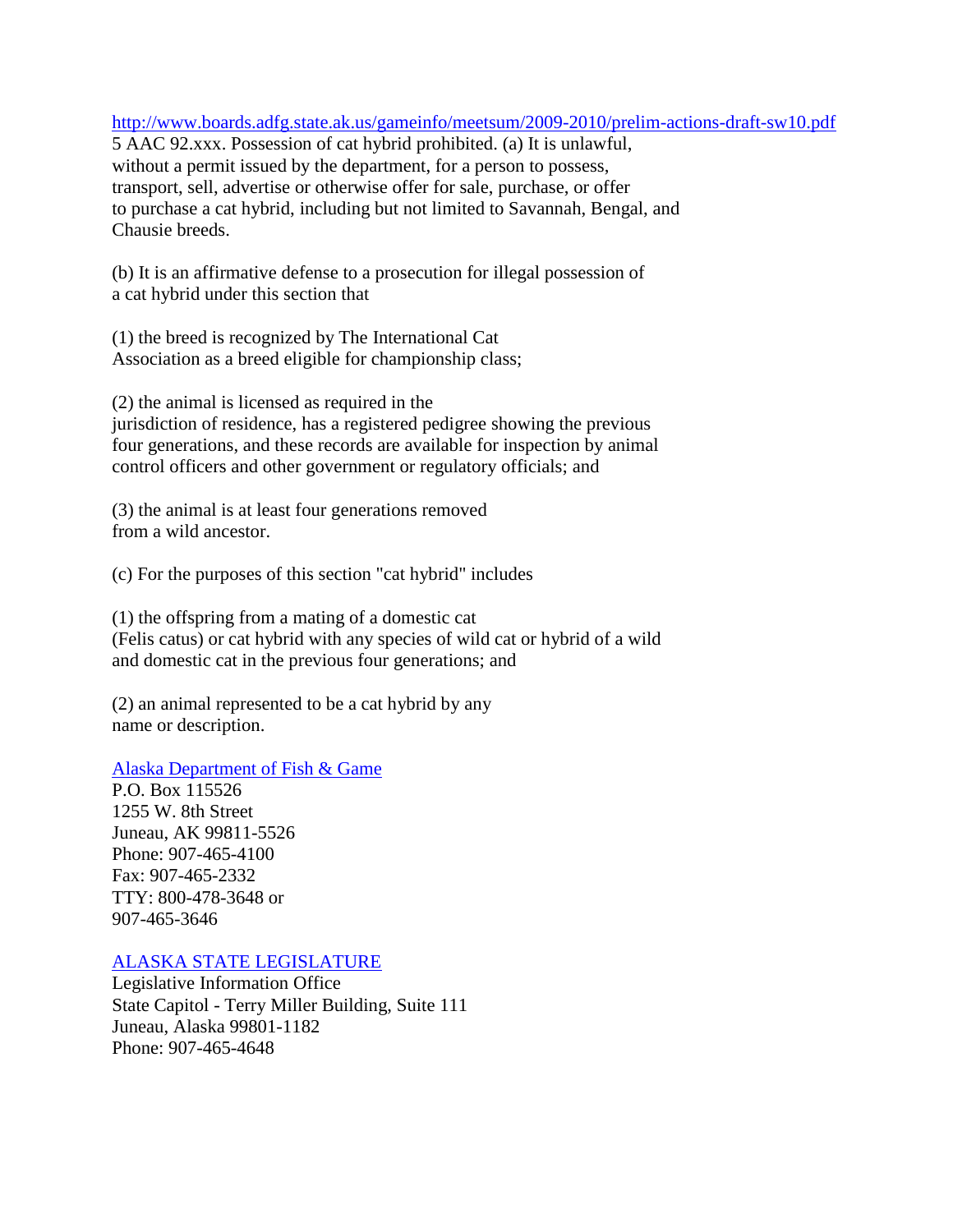http://www.boards.adfg.state.ak.us/gameinfo/meetsum/2009-2010/prelim-actions-draft-sw10.pdf

5 AAC 92.xxx. Possession of cat hybrid prohibited. (a) It is unlawful, without a permit issued by the department, for a person to possess, transport, sell, advertise or otherwise offer for sale, purchase, or offer to purchase a cat hybrid, including but not limited to Savannah, Bengal, and Chausie breeds.

(b) It is an affirmative defense to a prosecution for illegal possession of a cat hybrid under this section that

(1) the breed is recognized by The International Cat Association as a breed eligible for championship class;

(2) the animal is licensed as required in the jurisdiction of residence, has a registered pedigree showing the previous four generations, and these records are available for inspection by animal control officers and other government or regulatory officials; and

(3) the animal is at least four generations removed from a wild ancestor.

(c) For the purposes of this section "cat hybrid" includes

(1) the offspring from a mating of a domestic cat (Felis catus) or cat hybrid with any species of wild cat or hybrid of a wild and domestic cat in the previous four generations; and

(2) an animal represented to be a cat hybrid by any name or description.

Alaska Department of Fish & Game
P.O. Box 115526
1255 W. 8th Street
Juneau, AK 99811-5526
Phone: 907-465-4100
Fax: 907-465-2332
TTY: 800-478-3648 or
907-465-3646

ALASKA STATE LEGISLATURE
Legislative Information Office
State Capitol - Terry Miller Building, Suite 111
Juneau, Alaska 99801-1182
Phone: 907-465-4648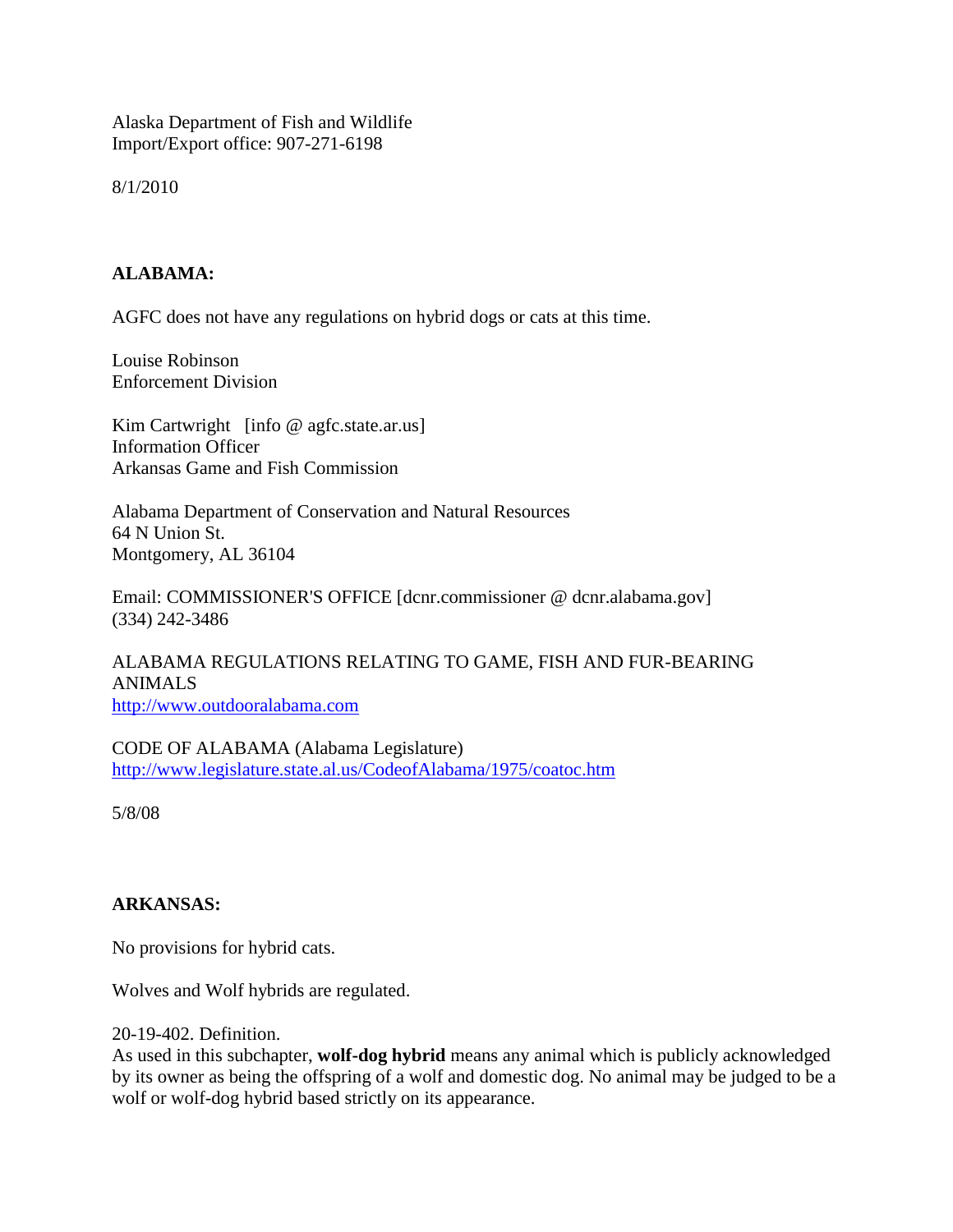Alaska Department of Fish and Wildlife
Import/Export office: 907-271-6198

8/1/2010

**ALABAMA:**

AGFC does not have any regulations on hybrid dogs or cats at this time.

Louise Robinson
Enforcement Division

Kim Cartwright [info @ agfc.state.ar.us]
Information Officer
Arkansas Game and Fish Commission

Alabama Department of Conservation and Natural Resources
64 N Union St.
Montgomery, AL 36104

Email: COMMISSIONER'S OFFICE [dcnr.commissioner @ dcnr.alabama.gov]
(334) 242-3486

ALABAMA REGULATIONS RELATING TO GAME, FISH AND FUR-BEARING ANIMALS
[http://www.outdooralabama.com](http://www.outdooralabama.com)

CODE OF ALABAMA (Alabama Legislature)
[http://www.legislature.state.al.us/CodeofAlabama/1975/coatoc.htm](http://www.legislature.state.al.us/CodeofAlabama/1975/coatoc.htm)

5/8/08

**ARKANSAS:**

No provisions for hybrid cats.

Wolves and Wolf hybrids are regulated.

20-19-402. Definition.
As used in this subchapter, **wolf-dog hybrid** means any animal which is publicly acknowledged by its owner as being the offspring of a wolf and domestic dog. No animal may be judged to be a wolf or wolf-dog hybrid based strictly on its appearance.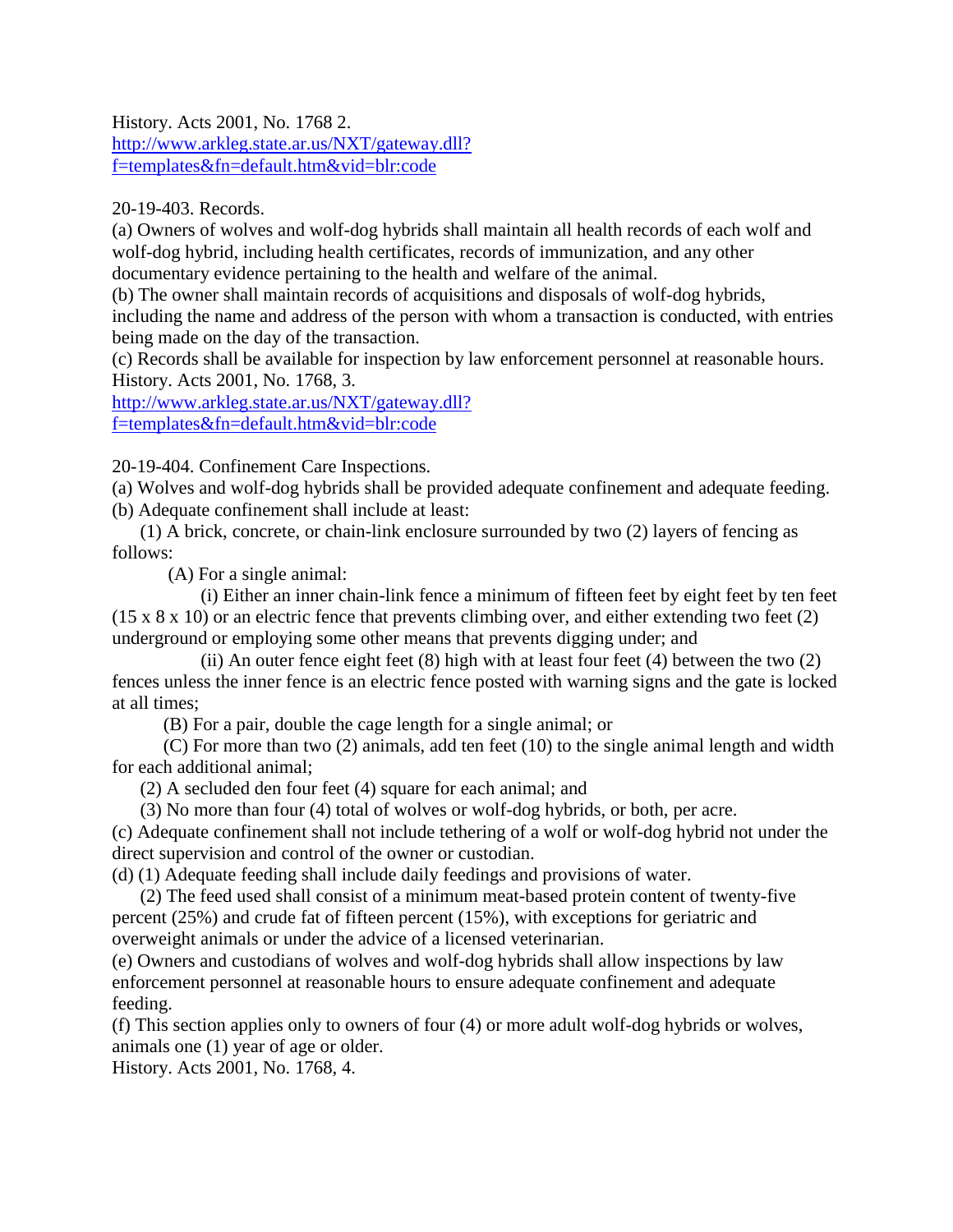History. Acts 2001, No. 1768 2.
http://www.arkleg.state.ar.us/NXT/gateway.dll?f=templates&fn=default.htm&vid=blr:code

20-19-403. Records.

(a) Owners of wolves and wolf-dog hybrids shall maintain all health records of each wolf and wolf-dog hybrid, including health certificates, records of immunization, and any other documentary evidence pertaining to the health and welfare of the animal.

(b) The owner shall maintain records of acquisitions and disposals of wolf-dog hybrids, including the name and address of the person with whom a transaction is conducted, with entries being made on the day of the transaction.

(c) Records shall be available for inspection by law enforcement personnel at reasonable hours.

History. Acts 2001, No. 1768, 3.
http://www.arkleg.state.ar.us/NXT/gateway.dll?f=templates&fn=default.htm&vid=blr:code

20-19-404. Confinement Care Inspections.

(a) Wolves and wolf-dog hybrids shall be provided adequate confinement and adequate feeding.

(b) Adequate confinement shall include at least:

(1) A brick, concrete, or chain-link enclosure surrounded by two (2) layers of fencing as follows:

(A) For a single animal:

(i) Either an inner chain-link fence a minimum of fifteen feet by eight feet by ten feet (15 x 8 x 10) or an electric fence that prevents climbing over, and either extending two feet (2) underground or employing some other means that prevents digging under; and

(ii) An outer fence eight feet (8) high with at least four feet (4) between the two (2) fences unless the inner fence is an electric fence posted with warning signs and the gate is locked at all times;

(B) For a pair, double the cage length for a single animal; or

(C) For more than two (2) animals, add ten feet (10) to the single animal length and width for each additional animal;

(2) A secluded den four feet (4) square for each animal; and

(3) No more than four (4) total of wolves or wolf-dog hybrids, or both, per acre.

(c) Adequate confinement shall not include tethering of a wolf or wolf-dog hybrid not under the direct supervision and control of the owner or custodian.

(d) (1) Adequate feeding shall include daily feedings and provisions of water.

(2) The feed used shall consist of a minimum meat-based protein content of twenty-five percent (25%) and crude fat of fifteen percent (15%), with exceptions for geriatric and overweight animals or under the advice of a licensed veterinarian.

(e) Owners and custodians of wolves and wolf-dog hybrids shall allow inspections by law enforcement personnel at reasonable hours to ensure adequate confinement and adequate feeding.

(f) This section applies only to owners of four (4) or more adult wolf-dog hybrids or wolves, animals one (1) year of age or older.

History. Acts 2001, No. 1768, 4.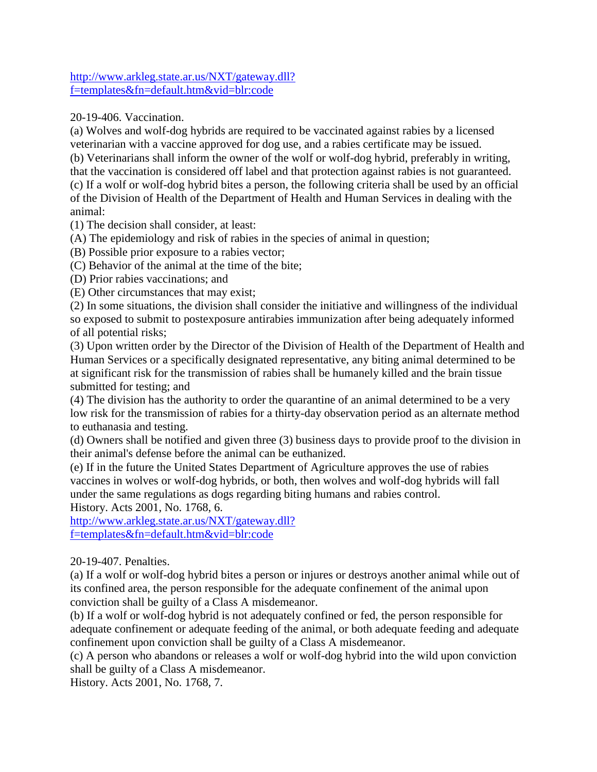http://www.arkleg.state.ar.us/NXT/gateway.dll?f=templates&fn=default.htm&vid=blr:code

20-19-406. Vaccination.

(a) Wolves and wolf-dog hybrids are required to be vaccinated against rabies by a licensed veterinarian with a vaccine approved for dog use, and a rabies certificate may be issued.

(b) Veterinarians shall inform the owner of the wolf or wolf-dog hybrid, preferably in writing, that the vaccination is considered off label and that protection against rabies is not guaranteed.

(c) If a wolf or wolf-dog hybrid bites a person, the following criteria shall be used by an official of the Division of Health of the Department of Health and Human Services in dealing with the animal:

(1) The decision shall consider, at least:

(A) The epidemiology and risk of rabies in the species of animal in question;

(B) Possible prior exposure to a rabies vector;

(C) Behavior of the animal at the time of the bite;

(D) Prior rabies vaccinations; and

(E) Other circumstances that may exist;

(2) In some situations, the division shall consider the initiative and willingness of the individual so exposed to submit to postexposure antirabies immunization after being adequately informed of all potential risks;

(3) Upon written order by the Director of the Division of Health of the Department of Health and Human Services or a specifically designated representative, any biting animal determined to be at significant risk for the transmission of rabies shall be humanely killed and the brain tissue submitted for testing; and

(4) The division has the authority to order the quarantine of an animal determined to be a very low risk for the transmission of rabies for a thirty-day observation period as an alternate method to euthanasia and testing.

(d) Owners shall be notified and given three (3) business days to provide proof to the division in their animal's defense before the animal can be euthanized.

(e) If in the future the United States Department of Agriculture approves the use of rabies vaccines in wolves or wolf-dog hybrids, or both, then wolves and wolf-dog hybrids will fall under the same regulations as dogs regarding biting humans and rabies control.

History. Acts 2001, No. 1768, 6.

http://www.arkleg.state.ar.us/NXT/gateway.dll?f=templates&fn=default.htm&vid=blr:code

20-19-407. Penalties.

(a) If a wolf or wolf-dog hybrid bites a person or injures or destroys another animal while out of its confined area, the person responsible for the adequate confinement of the animal upon conviction shall be guilty of a Class A misdemeanor.

(b) If a wolf or wolf-dog hybrid is not adequately confined or fed, the person responsible for adequate confinement or adequate feeding of the animal, or both adequate feeding and adequate confinement upon conviction shall be guilty of a Class A misdemeanor.

(c) A person who abandons or releases a wolf or wolf-dog hybrid into the wild upon conviction shall be guilty of a Class A misdemeanor.

History. Acts 2001, No. 1768, 7.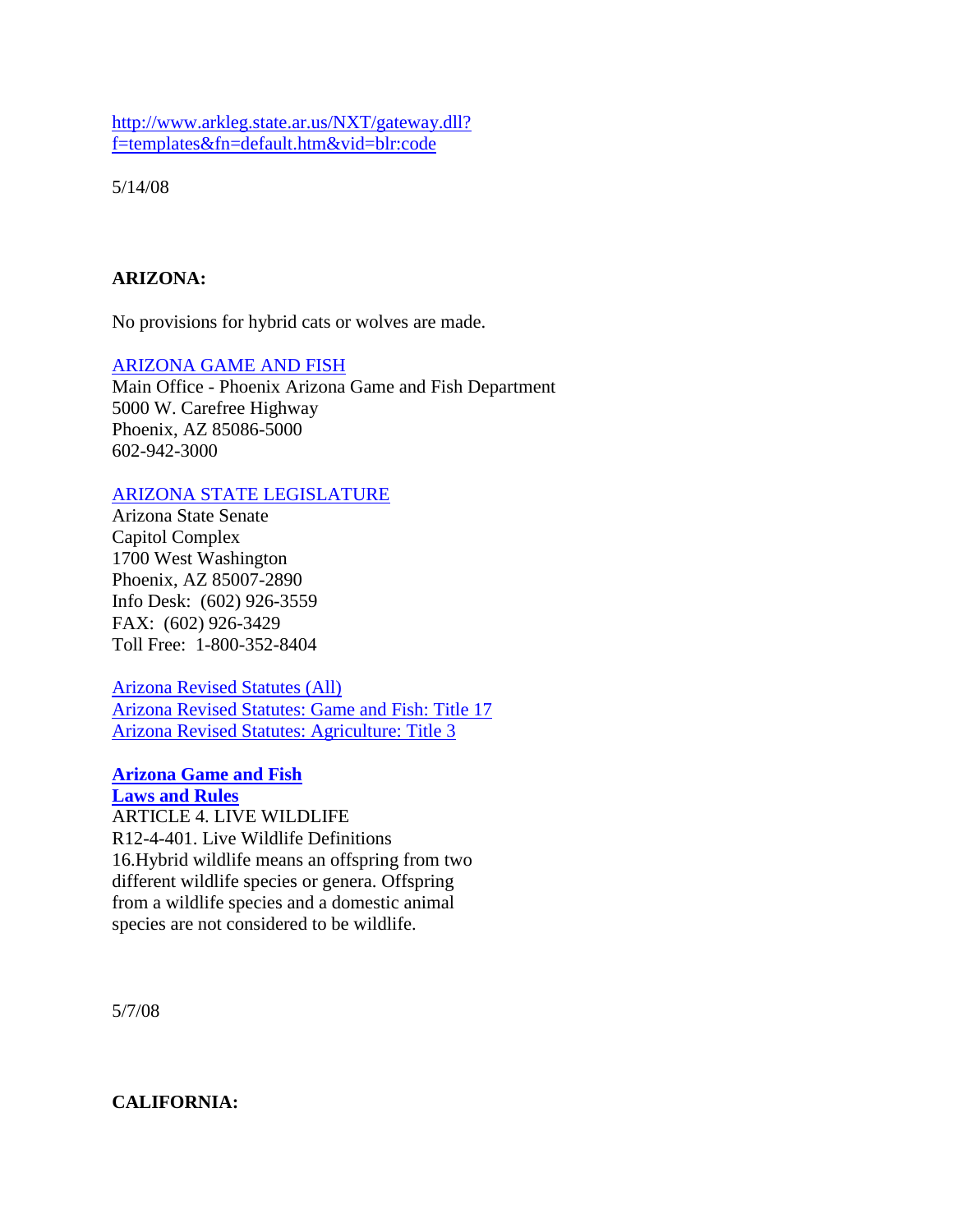[http://www.arkleg.state.ar.us/NXT/gateway.dll?f=templates&fn=default.htm&vid=blr:code](http://www.arkleg.state.ar.us/NXT/gateway.dll?f=templates&fn=default.htm&vid=blr:code)

5/14/08

**ARIZONA:**

No provisions for hybrid cats or wolves are made.

ARIZONA GAME AND FISH
Main Office - Phoenix Arizona Game and Fish Department
5000 W. Carefree Highway
Phoenix, AZ 85086-5000
602-942-3000

ARIZONA STATE LEGISLATURE
Arizona State Senate
Capitol Complex
1700 West Washington
Phoenix, AZ 85007-2890
Info Desk: (602) 926-3559
FAX: (602) 926-3429
Toll Free: 1-800-352-8404

Arizona Revised Statutes (All)
Arizona Revised Statutes: Game and Fish: Title 17
Arizona Revised Statutes: Agriculture: Title 3

**Arizona Game and Fish**
**Laws and Rules**
ARTICLE 4. LIVE WILDLIFE
R12-4-401. Live Wildlife Definitions
16.Hybrid wildlife means an offspring from two different wildlife species or genera. Offspring from a wildlife species and a domestic animal species are not considered to be wildlife.

5/7/08

**CALIFORNIA:**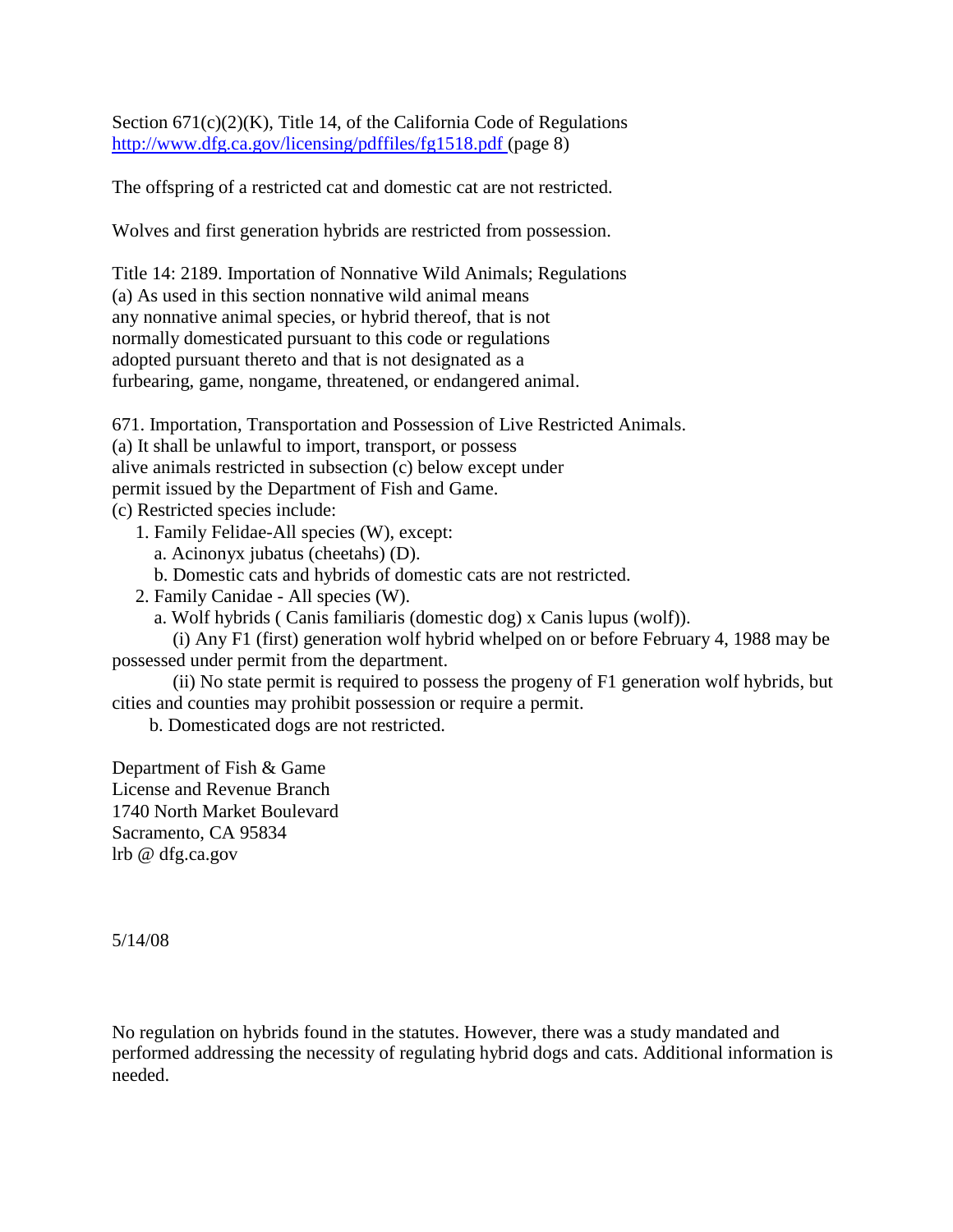Section 671(c)(2)(K), Title 14, of the California Code of Regulations
http://www.dfg.ca.gov/licensing/pdffiles/fg1518.pdf (page 8)

The offspring of a restricted cat and domestic cat are not restricted.

Wolves and first generation hybrids are restricted from possession.

Title 14: 2189. Importation of Nonnative Wild Animals; Regulations
(a) As used in this section nonnative wild animal means
any nonnative animal species, or hybrid thereof, that is not
normally domesticated pursuant to this code or regulations
adopted pursuant thereto and that is not designated as a
furbearing, game, nongame, threatened, or endangered animal.

671. Importation, Transportation and Possession of Live Restricted Animals.
(a) It shall be unlawful to import, transport, or possess
alive animals restricted in subsection (c) below except under
permit issued by the Department of Fish and Game.
(c) Restricted species include:

1. Family Felidae-All species (W), except:
   a. Acinonyx jubatus (cheetahs) (D).
   b. Domestic cats and hybrids of domestic cats are not restricted.
2. Family Canidae - All species (W).
   a. Wolf hybrids ( Canis familiaris (domestic dog) x Canis lupus (wolf)).
      (i) Any F1 (first) generation wolf hybrid whelped on or before February 4, 1988 may be possessed under permit from the department.
      (ii) No state permit is required to possess the progeny of F1 generation wolf hybrids, but cities and counties may prohibit possession or require a permit.
   b. Domesticated dogs are not restricted.

Department of Fish & Game
License and Revenue Branch
1740 North Market Boulevard
Sacramento, CA 95834
lrb @ dfg.ca.gov

5/14/08

No regulation on hybrids found in the statutes. However, there was a study mandated and performed addressing the necessity of regulating hybrid dogs and cats. Additional information is needed.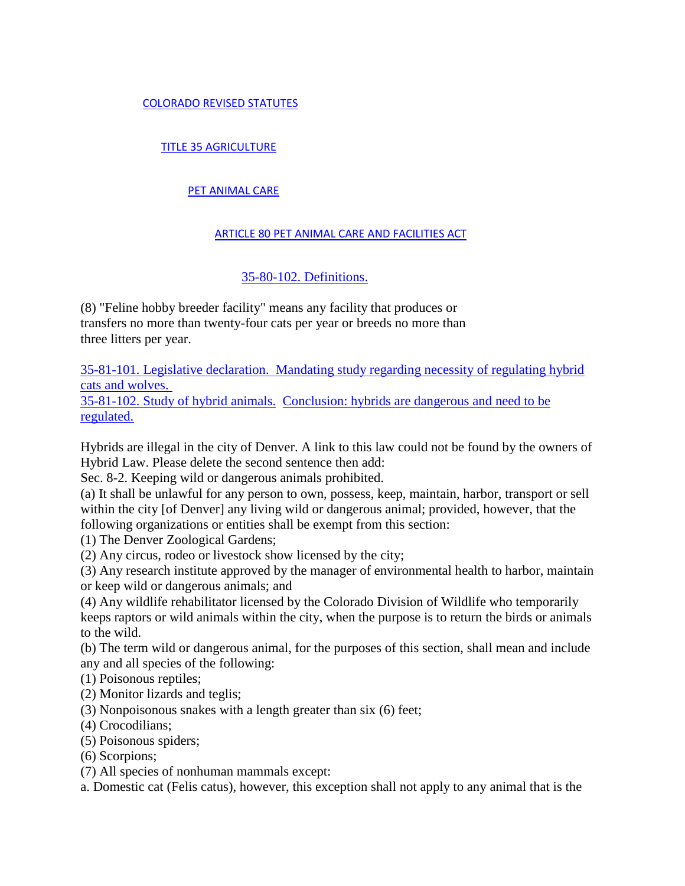COLORADO REVISED STATUTES

TITLE 35 AGRICULTURE

PET ANIMAL CARE

ARTICLE 80 PET ANIMAL CARE AND FACILITIES ACT

35-80-102. Definitions.

(8) "Feline hobby breeder facility" means any facility that produces or transfers no more than twenty-four cats per year or breeds no more than three litters per year.

35-81-101. Legislative declaration. Mandating study regarding necessity of regulating hybrid cats and wolves.
35-81-102. Study of hybrid animals. Conclusion: hybrids are dangerous and need to be regulated.

Hybrids are illegal in the city of Denver. A link to this law could not be found by the owners of Hybrid Law. Please delete the second sentence then add:
Sec. 8-2. Keeping wild or dangerous animals prohibited.
(a) It shall be unlawful for any person to own, possess, keep, maintain, harbor, transport or sell within the city [of Denver] any living wild or dangerous animal; provided, however, that the following organizations or entities shall be exempt from this section:
(1) The Denver Zoological Gardens;
(2) Any circus, rodeo or livestock show licensed by the city;
(3) Any research institute approved by the manager of environmental health to harbor, maintain or keep wild or dangerous animals; and
(4) Any wildlife rehabilitator licensed by the Colorado Division of Wildlife who temporarily keeps raptors or wild animals within the city, when the purpose is to return the birds or animals to the wild.
(b) The term wild or dangerous animal, for the purposes of this section, shall mean and include any and all species of the following:
(1) Poisonous reptiles;
(2) Monitor lizards and teglis;
(3) Nonpoisonous snakes with a length greater than six (6) feet;
(4) Crocodilians;
(5) Poisonous spiders;
(6) Scorpions;
(7) All species of nonhuman mammals except:
a. Domestic cat (Felis catus), however, this exception shall not apply to any animal that is the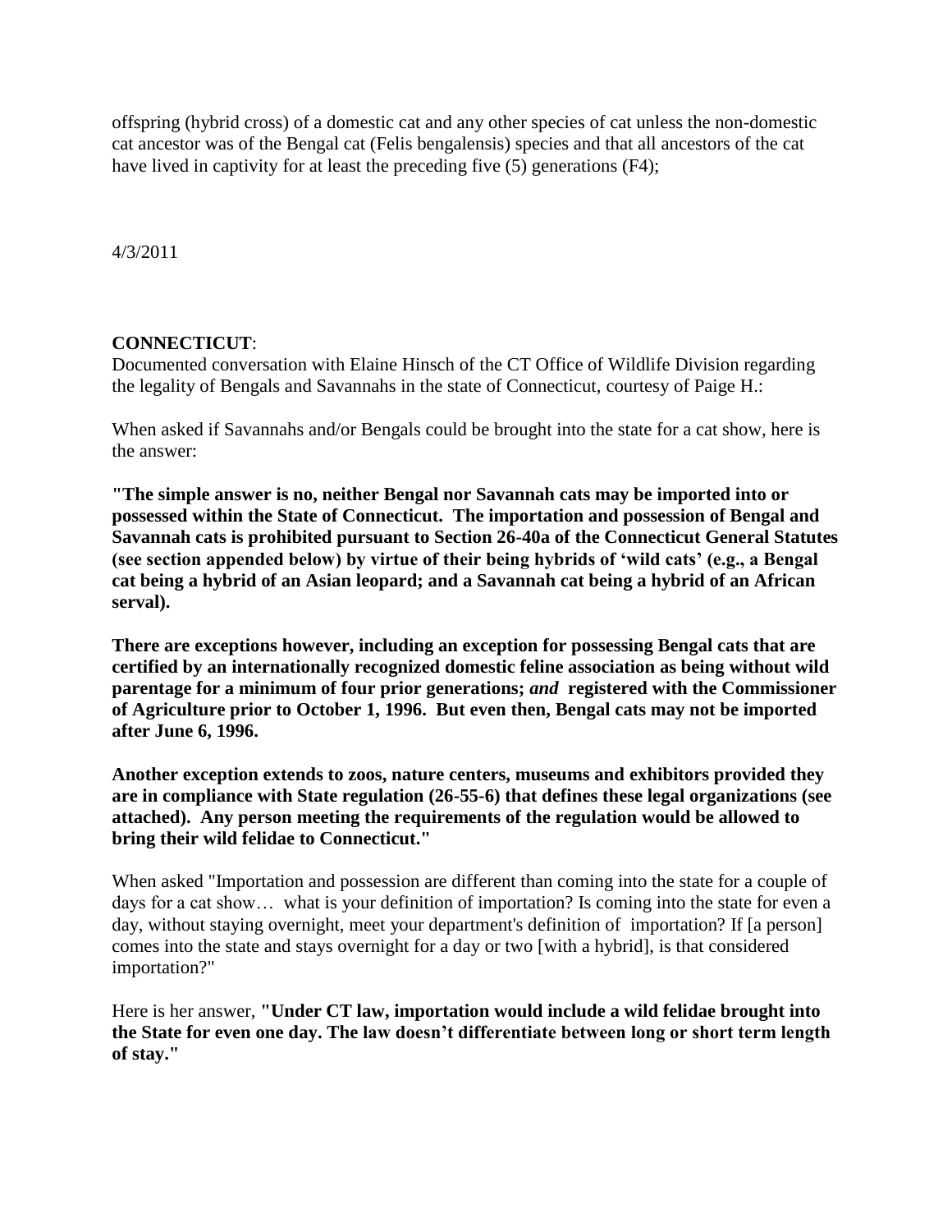offspring (hybrid cross) of a domestic cat and any other species of cat unless the non-domestic cat ancestor was of the Bengal cat (Felis bengalensis) species and that all ancestors of the cat have lived in captivity for at least the preceding five (5) generations (F4);

4/3/2011

**CONNECTICUT**:
Documented conversation with Elaine Hinsch of the CT Office of Wildlife Division regarding the legality of Bengals and Savannahs in the state of Connecticut, courtesy of Paige H.:

When asked if Savannahs and/or Bengals could be brought into the state for a cat show, here is the answer:

**"The simple answer is no, neither Bengal nor Savannah cats may be imported into or possessed within the State of Connecticut. The importation and possession of Bengal and Savannah cats is prohibited pursuant to Section 26-40a of the Connecticut General Statutes (see section appended below) by virtue of their being hybrids of 'wild cats' (e.g., a Bengal cat being a hybrid of an Asian leopard; and a Savannah cat being a hybrid of an African serval).**

**There are exceptions however, including an exception for possessing Bengal cats that are certified by an internationally recognized domestic feline association as being without wild parentage for a minimum of four prior generations; *and* registered with the Commissioner of Agriculture prior to October 1, 1996. But even then, Bengal cats may not be imported after June 6, 1996.**

**Another exception extends to zoos, nature centers, museums and exhibitors provided they are in compliance with State regulation (26-55-6) that defines these legal organizations (see attached). Any person meeting the requirements of the regulation would be allowed to bring their wild felidae to Connecticut."**

When asked "Importation and possession are different than coming into the state for a couple of days for a cat show… what is your definition of importation? Is coming into the state for even a day, without staying overnight, meet your department's definition of importation? If [a person] comes into the state and stays overnight for a day or two [with a hybrid], is that considered importation?"

Here is her answer, **"Under CT law, importation would include a wild felidae brought into the State for even one day. The law doesn't differentiate between long or short term length of stay."**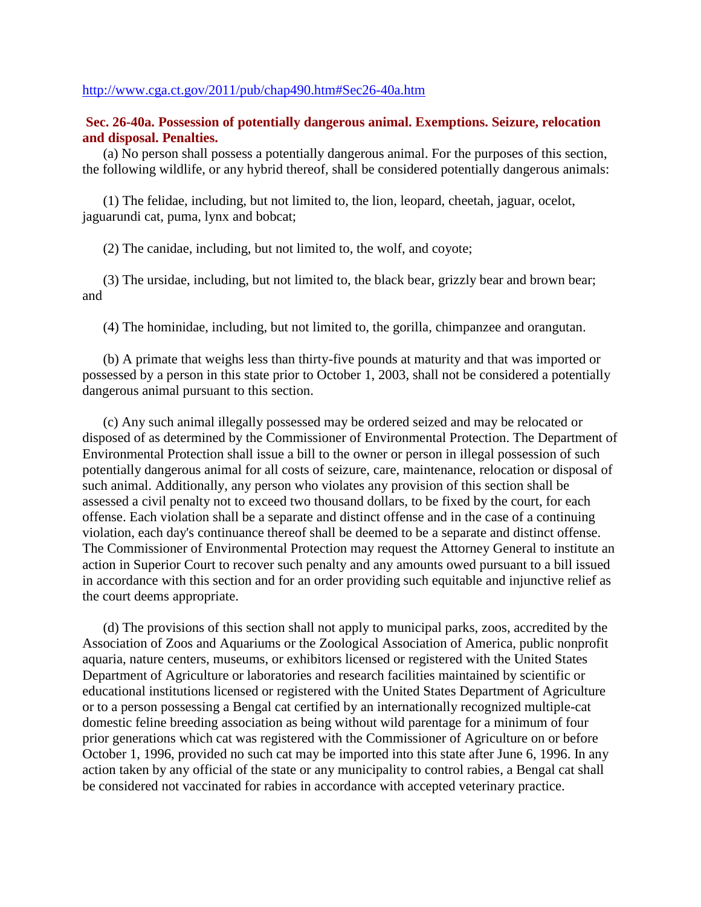http://www.cga.ct.gov/2011/pub/chap490.htm#Sec26-40a.htm

**Sec. 26-40a. Possession of potentially dangerous animal. Exemptions. Seizure, relocation and disposal. Penalties.**

(a) No person shall possess a potentially dangerous animal. For the purposes of this section, the following wildlife, or any hybrid thereof, shall be considered potentially dangerous animals:

(1) The felidae, including, but not limited to, the lion, leopard, cheetah, jaguar, ocelot, jaguarundi cat, puma, lynx and bobcat;

(2) The canidae, including, but not limited to, the wolf, and coyote;

(3) The ursidae, including, but not limited to, the black bear, grizzly bear and brown bear; and

(4) The hominidae, including, but not limited to, the gorilla, chimpanzee and orangutan.

(b) A primate that weighs less than thirty-five pounds at maturity and that was imported or possessed by a person in this state prior to October 1, 2003, shall not be considered a potentially dangerous animal pursuant to this section.

(c) Any such animal illegally possessed may be ordered seized and may be relocated or disposed of as determined by the Commissioner of Environmental Protection. The Department of Environmental Protection shall issue a bill to the owner or person in illegal possession of such potentially dangerous animal for all costs of seizure, care, maintenance, relocation or disposal of such animal. Additionally, any person who violates any provision of this section shall be assessed a civil penalty not to exceed two thousand dollars, to be fixed by the court, for each offense. Each violation shall be a separate and distinct offense and in the case of a continuing violation, each day's continuance thereof shall be deemed to be a separate and distinct offense. The Commissioner of Environmental Protection may request the Attorney General to institute an action in Superior Court to recover such penalty and any amounts owed pursuant to a bill issued in accordance with this section and for an order providing such equitable and injunctive relief as the court deems appropriate.

(d) The provisions of this section shall not apply to municipal parks, zoos, accredited by the Association of Zoos and Aquariums or the Zoological Association of America, public nonprofit aquaria, nature centers, museums, or exhibitors licensed or registered with the United States Department of Agriculture or laboratories and research facilities maintained by scientific or educational institutions licensed or registered with the United States Department of Agriculture or to a person possessing a Bengal cat certified by an internationally recognized multiple-cat domestic feline breeding association as being without wild parentage for a minimum of four prior generations which cat was registered with the Commissioner of Agriculture on or before October 1, 1996, provided no such cat may be imported into this state after June 6, 1996. In any action taken by any official of the state or any municipality to control rabies, a Bengal cat shall be considered not vaccinated for rabies in accordance with accepted veterinary practice.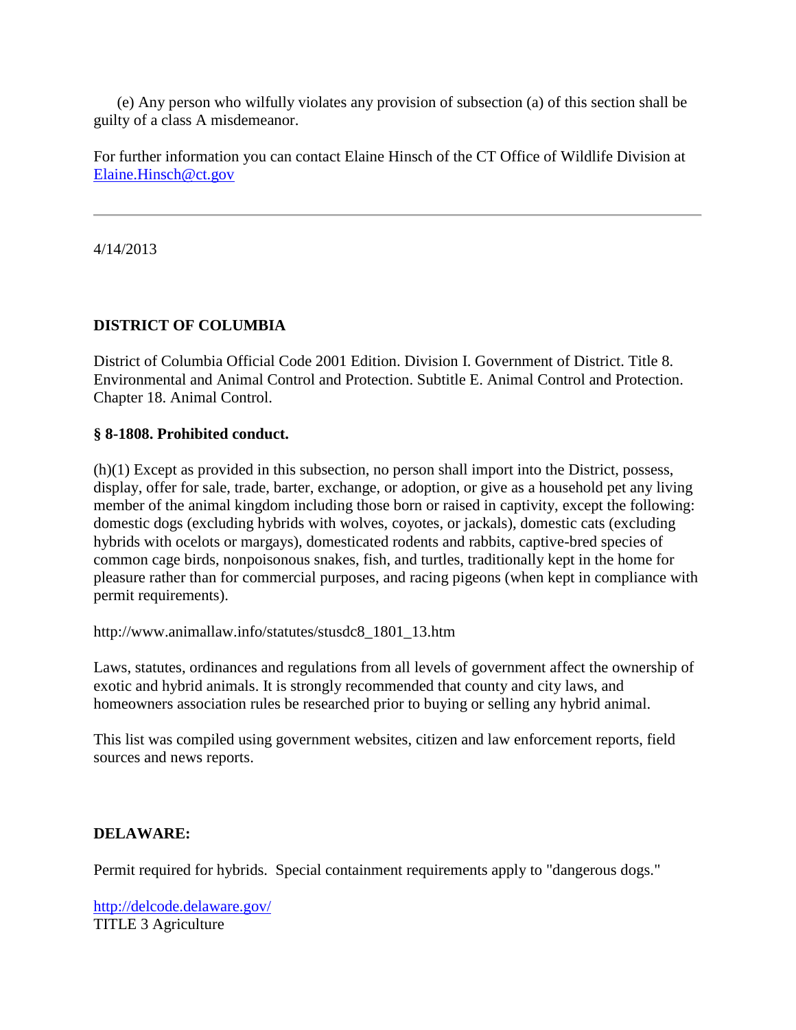(e) Any person who wilfully violates any provision of subsection (a) of this section shall be guilty of a class A misdemeanor.

For further information you can contact Elaine Hinsch of the CT Office of Wildlife Division at [Elaine.Hinsch@ct.gov](mailto:Elaine.Hinsch@ct.gov)

---

4/14/2013

**DISTRICT OF COLUMBIA**

District of Columbia Official Code 2001 Edition. Division I. Government of District. Title 8. Environmental and Animal Control and Protection. Subtitle E. Animal Control and Protection. Chapter 18. Animal Control.

**§ 8-1808. Prohibited conduct.**

(h)(1) Except as provided in this subsection, no person shall import into the District, possess, display, offer for sale, trade, barter, exchange, or adoption, or give as a household pet any living member of the animal kingdom including those born or raised in captivity, except the following: domestic dogs (excluding hybrids with wolves, coyotes, or jackals), domestic cats (excluding hybrids with ocelots or margays), domesticated rodents and rabbits, captive-bred species of common cage birds, nonpoisonous snakes, fish, and turtles, traditionally kept in the home for pleasure rather than for commercial purposes, and racing pigeons (when kept in compliance with permit requirements).

http://www.animallaw.info/statutes/stusdc8_1801_13.htm

Laws, statutes, ordinances and regulations from all levels of government affect the ownership of exotic and hybrid animals. It is strongly recommended that county and city laws, and homeowners association rules be researched prior to buying or selling any hybrid animal.

This list was compiled using government websites, citizen and law enforcement reports, field sources and news reports.

**DELAWARE:**

Permit required for hybrids. Special containment requirements apply to "dangerous dogs."

[http://delcode.delaware.gov/](http://delcode.delaware.gov/)
TITLE 3 Agriculture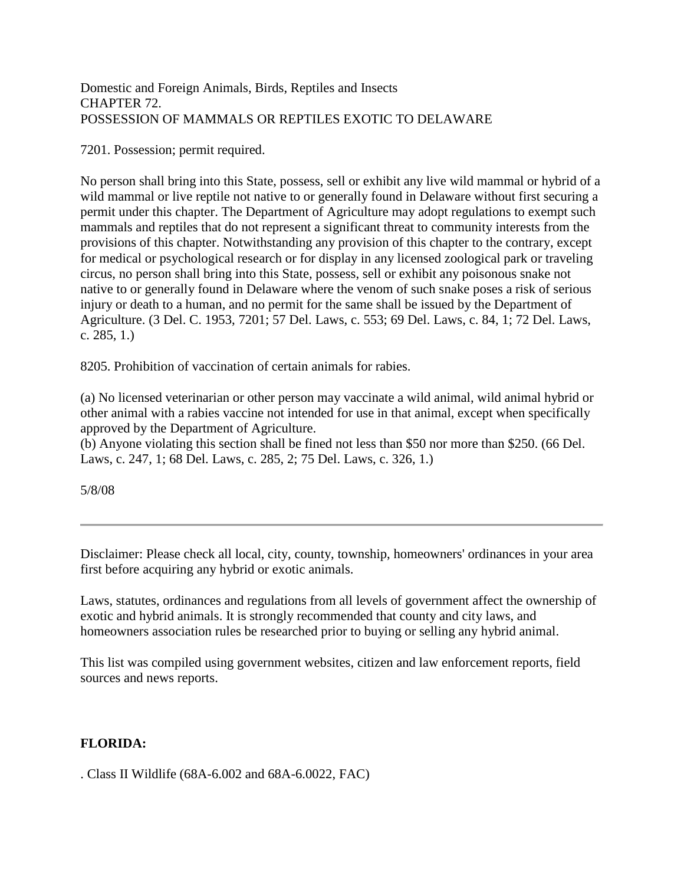Domestic and Foreign Animals, Birds, Reptiles and Insects
CHAPTER 72.
POSSESSION OF MAMMALS OR REPTILES EXOTIC TO DELAWARE

7201. Possession; permit required.

No person shall bring into this State, possess, sell or exhibit any live wild mammal or hybrid of a wild mammal or live reptile not native to or generally found in Delaware without first securing a permit under this chapter. The Department of Agriculture may adopt regulations to exempt such mammals and reptiles that do not represent a significant threat to community interests from the provisions of this chapter. Notwithstanding any provision of this chapter to the contrary, except for medical or psychological research or for display in any licensed zoological park or traveling circus, no person shall bring into this State, possess, sell or exhibit any poisonous snake not native to or generally found in Delaware where the venom of such snake poses a risk of serious injury or death to a human, and no permit for the same shall be issued by the Department of Agriculture. (3 Del. C. 1953, 7201; 57 Del. Laws, c. 553; 69 Del. Laws, c. 84, 1; 72 Del. Laws, c. 285, 1.)

8205. Prohibition of vaccination of certain animals for rabies.

(a) No licensed veterinarian or other person may vaccinate a wild animal, wild animal hybrid or other animal with a rabies vaccine not intended for use in that animal, except when specifically approved by the Department of Agriculture.
(b) Anyone violating this section shall be fined not less than $50 nor more than $250. (66 Del. Laws, c. 247, 1; 68 Del. Laws, c. 285, 2; 75 Del. Laws, c. 326, 1.)

5/8/08

---

Disclaimer: Please check all local, city, county, township, homeowners' ordinances in your area first before acquiring any hybrid or exotic animals.

Laws, statutes, ordinances and regulations from all levels of government affect the ownership of exotic and hybrid animals. It is strongly recommended that county and city laws, and homeowners association rules be researched prior to buying or selling any hybrid animal.

This list was compiled using government websites, citizen and law enforcement reports, field sources and news reports.

**FLORIDA:**

. Class II Wildlife (68A-6.002 and 68A-6.0022, FAC)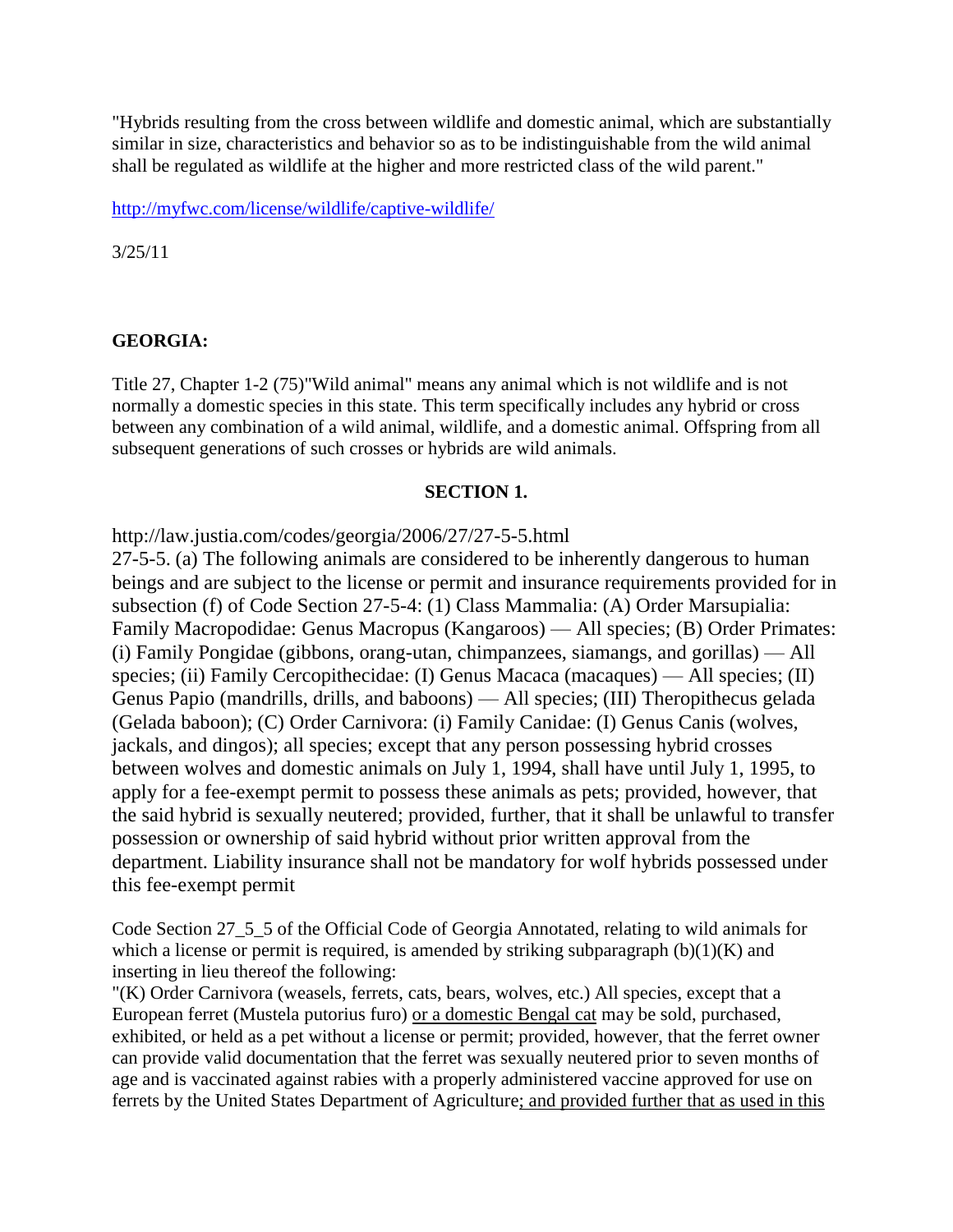"Hybrids resulting from the cross between wildlife and domestic animal, which are substantially similar in size, characteristics and behavior so as to be indistinguishable from the wild animal shall be regulated as wildlife at the higher and more restricted class of the wild parent."

http://myfwc.com/license/wildlife/captive-wildlife/

3/25/11

**GEORGIA:**

Title 27, Chapter 1-2 (75)"Wild animal" means any animal which is not wildlife and is not normally a domestic species in this state. This term specifically includes any hybrid or cross between any combination of a wild animal, wildlife, and a domestic animal. Offspring from all subsequent generations of such crosses or hybrids are wild animals.

**SECTION 1.**

http://law.justia.com/codes/georgia/2006/27/27-5-5.html

27-5-5. (a) The following animals are considered to be inherently dangerous to human beings and are subject to the license or permit and insurance requirements provided for in subsection (f) of Code Section 27-5-4: (1) Class Mammalia: (A) Order Marsupialia: Family Macropodidae: Genus Macropus (Kangaroos) — All species; (B) Order Primates: (i) Family Pongidae (gibbons, orang-utan, chimpanzees, siamangs, and gorillas) — All species; (ii) Family Cercopithecidae: (I) Genus Macaca (macaques) — All species; (II) Genus Papio (mandrills, drills, and baboons) — All species; (III) Theropithecus gelada (Gelada baboon); (C) Order Carnivora: (i) Family Canidae: (I) Genus Canis (wolves, jackals, and dingos); all species; except that any person possessing hybrid crosses between wolves and domestic animals on July 1, 1994, shall have until July 1, 1995, to apply for a fee-exempt permit to possess these animals as pets; provided, however, that the said hybrid is sexually neutered; provided, further, that it shall be unlawful to transfer possession or ownership of said hybrid without prior written approval from the department. Liability insurance shall not be mandatory for wolf hybrids possessed under this fee-exempt permit

Code Section 27_5_5 of the Official Code of Georgia Annotated, relating to wild animals for which a license or permit is required, is amended by striking subparagraph (b)(1)(K) and inserting in lieu thereof the following:

"(K) Order Carnivora (weasels, ferrets, cats, bears, wolves, etc.) All species, except that a European ferret (Mustela putorius furo) <u>or a domestic Bengal cat</u> may be sold, purchased, exhibited, or held as a pet without a license or permit; provided, however, that the ferret owner can provide valid documentation that the ferret was sexually neutered prior to seven months of age and is vaccinated against rabies with a properly administered vaccine approved for use on ferrets by the United States Department of Agriculture<u>; and provided further that as used in this</u>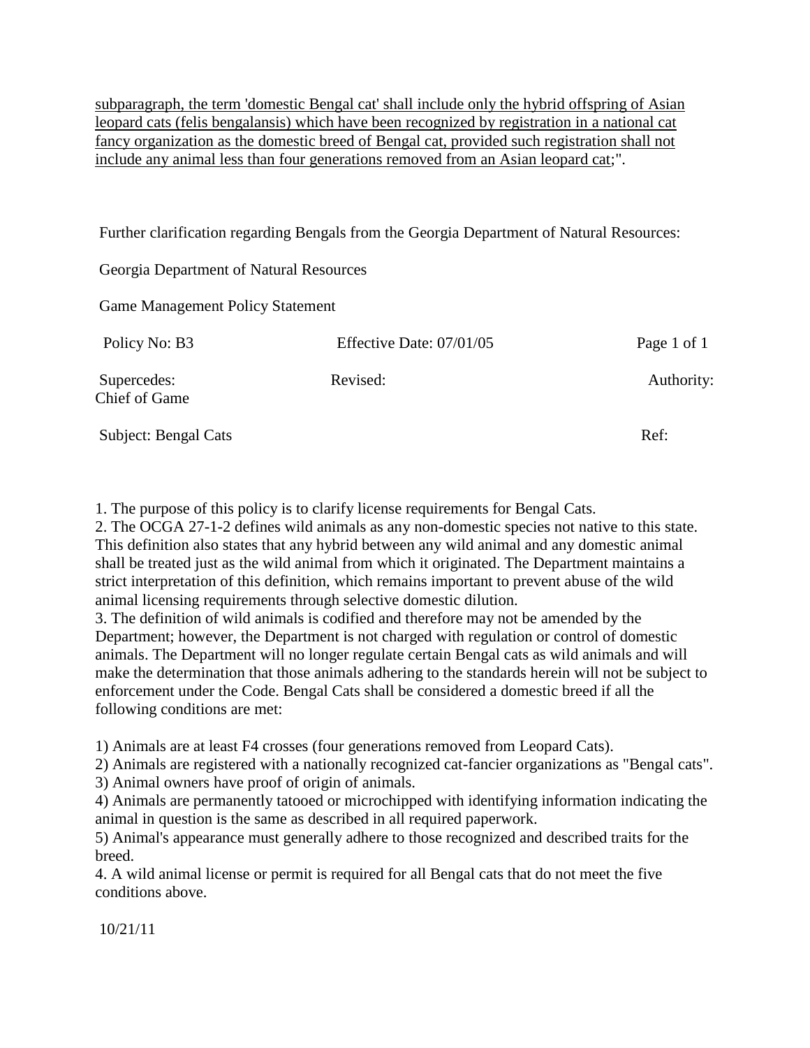<u>subparagraph, the term 'domestic Bengal cat' shall include only the hybrid offspring of Asian leopard cats (felis bengalansis) which have been recognized by registration in a national cat fancy organization as the domestic breed of Bengal cat, provided such registration shall not include any animal less than four generations removed from an Asian leopard cat</u>;".

Further clarification regarding Bengals from the Georgia Department of Natural Resources:

Georgia Department of Natural Resources

Game Management Policy Statement

| Policy No: B3 | Effective Date: 07/01/05 | Page 1 of 1 |
|---|---|---|
| Supercedes: | Revised: | Authority: Chief of Game |
| Subject: Bengal Cats | | Ref: |

1. The purpose of this policy is to clarify license requirements for Bengal Cats.
2. The OCGA 27-1-2 defines wild animals as any non-domestic species not native to this state. This definition also states that any hybrid between any wild animal and any domestic animal shall be treated just as the wild animal from which it originated. The Department maintains a strict interpretation of this definition, which remains important to prevent abuse of the wild animal licensing requirements through selective domestic dilution.
3. The definition of wild animals is codified and therefore may not be amended by the Department; however, the Department is not charged with regulation or control of domestic animals. The Department will no longer regulate certain Bengal cats as wild animals and will make the determination that those animals adhering to the standards herein will not be subject to enforcement under the Code. Bengal Cats shall be considered a domestic breed if all the following conditions are met:

1) Animals are at least F4 crosses (four generations removed from Leopard Cats).
2) Animals are registered with a nationally recognized cat-fancier organizations as "Bengal cats".
3) Animal owners have proof of origin of animals.
4) Animals are permanently tatooed or microchipped with identifying information indicating the animal in question is the same as described in all required paperwork.
5) Animal's appearance must generally adhere to those recognized and described traits for the breed.

4. A wild animal license or permit is required for all Bengal cats that do not meet the five conditions above.

10/21/11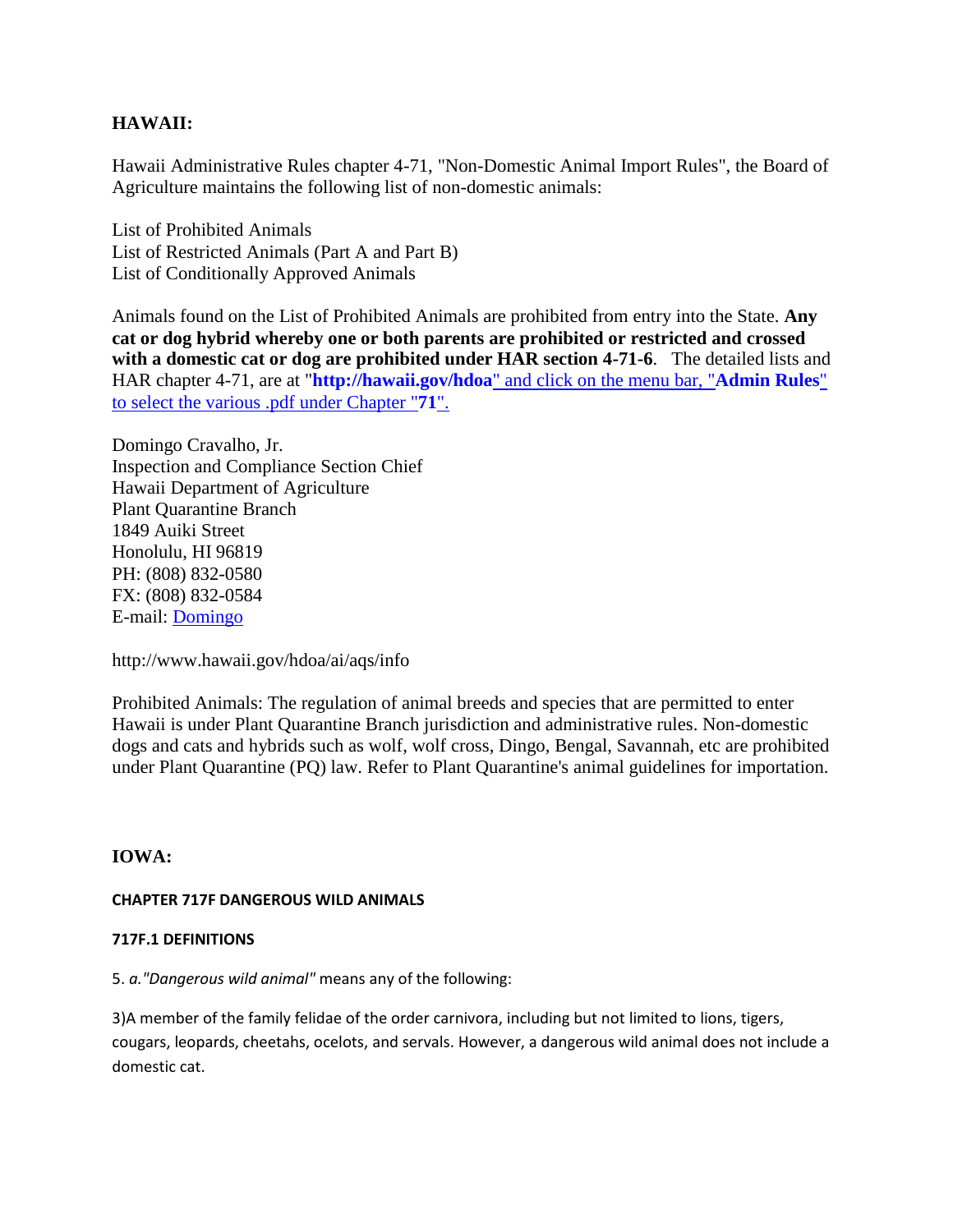## HAWAII:

Hawaii Administrative Rules chapter 4-71, "Non-Domestic Animal Import Rules", the Board of Agriculture maintains the following list of non-domestic animals:

List of Prohibited Animals
List of Restricted Animals (Part A and Part B)
List of Conditionally Approved Animals

Animals found on the List of Prohibited Animals are prohibited from entry into the State. **Any cat or dog hybrid whereby one or both parents are prohibited or restricted and crossed with a domestic cat or dog are prohibited under HAR section 4-71-6**. The detailed lists and HAR chapter 4-71, are at "**http://hawaii.gov/hdoa**" and click on the menu bar, "**Admin Rules**" to select the various .pdf under Chapter "**71**".

Domingo Cravalho, Jr.
Inspection and Compliance Section Chief
Hawaii Department of Agriculture
Plant Quarantine Branch
1849 Auiki Street
Honolulu, HI 96819
PH: (808) 832-0580
FX: (808) 832-0584
E-mail: Domingo

http://www.hawaii.gov/hdoa/ai/aqs/info

Prohibited Animals: The regulation of animal breeds and species that are permitted to enter Hawaii is under Plant Quarantine Branch jurisdiction and administrative rules. Non-domestic dogs and cats and hybrids such as wolf, wolf cross, Dingo, Bengal, Savannah, etc are prohibited under Plant Quarantine (PQ) law. Refer to Plant Quarantine's animal guidelines for importation.

## IOWA:

### CHAPTER 717F DANGEROUS WILD ANIMALS

#### 717F.1 DEFINITIONS

5. *a."Dangerous wild animal"* means any of the following:

3)A member of the family felidae of the order carnivora, including but not limited to lions, tigers, cougars, leopards, cheetahs, ocelots, and servals. However, a dangerous wild animal does not include a domestic cat.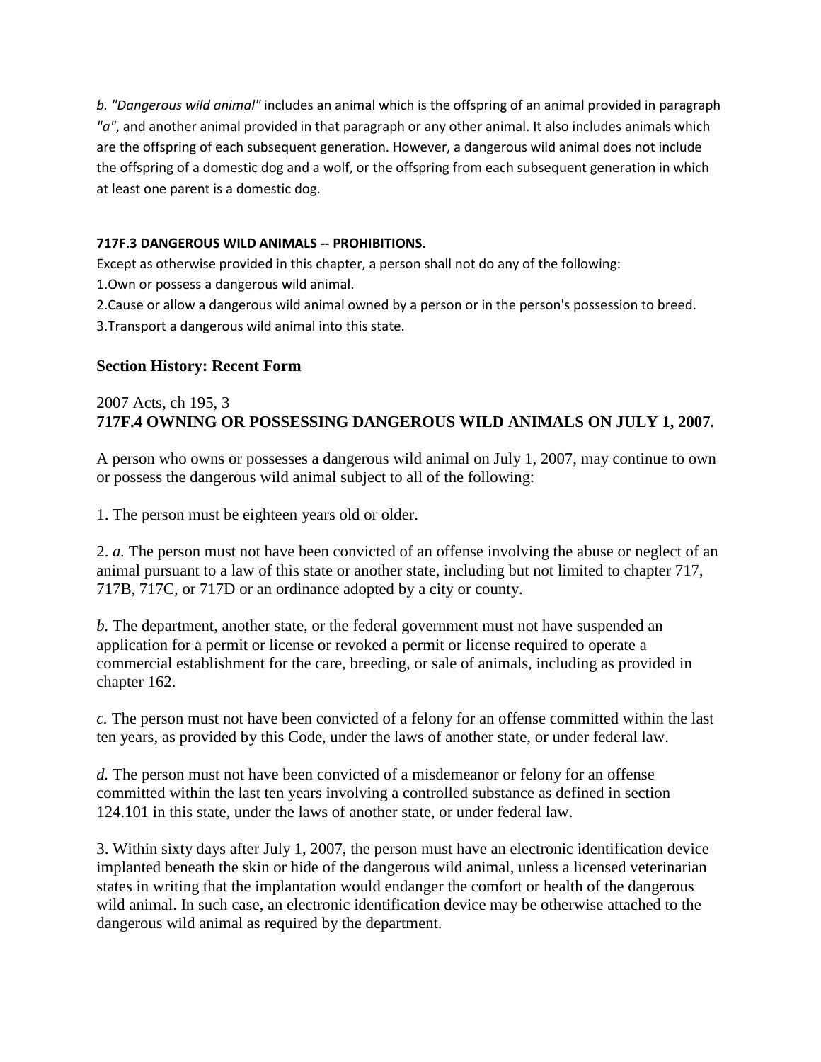*b. "Dangerous wild animal"* includes an animal which is the offspring of an animal provided in paragraph *"a"*, and another animal provided in that paragraph or any other animal. It also includes animals which are the offspring of each subsequent generation. However, a dangerous wild animal does not include the offspring of a domestic dog and a wolf, or the offspring from each subsequent generation in which at least one parent is a domestic dog.

**717F.3 DANGEROUS WILD ANIMALS -- PROHIBITIONS.**

Except as otherwise provided in this chapter, a person shall not do any of the following:

1.Own or possess a dangerous wild animal.

2.Cause or allow a dangerous wild animal owned by a person or in the person's possession to breed.

3.Transport a dangerous wild animal into this state.

**Section History: Recent Form**

2007 Acts, ch 195, 3

**717F.4 OWNING OR POSSESSING DANGEROUS WILD ANIMALS ON JULY 1, 2007.**

A person who owns or possesses a dangerous wild animal on July 1, 2007, may continue to own or possess the dangerous wild animal subject to all of the following:

1. The person must be eighteen years old or older.

2. *a.* The person must not have been convicted of an offense involving the abuse or neglect of an animal pursuant to a law of this state or another state, including but not limited to chapter 717, 717B, 717C, or 717D or an ordinance adopted by a city or county.

*b.* The department, another state, or the federal government must not have suspended an application for a permit or license or revoked a permit or license required to operate a commercial establishment for the care, breeding, or sale of animals, including as provided in chapter 162.

*c.* The person must not have been convicted of a felony for an offense committed within the last ten years, as provided by this Code, under the laws of another state, or under federal law.

*d.* The person must not have been convicted of a misdemeanor or felony for an offense committed within the last ten years involving a controlled substance as defined in section 124.101 in this state, under the laws of another state, or under federal law.

3. Within sixty days after July 1, 2007, the person must have an electronic identification device implanted beneath the skin or hide of the dangerous wild animal, unless a licensed veterinarian states in writing that the implantation would endanger the comfort or health of the dangerous wild animal. In such case, an electronic identification device may be otherwise attached to the dangerous wild animal as required by the department.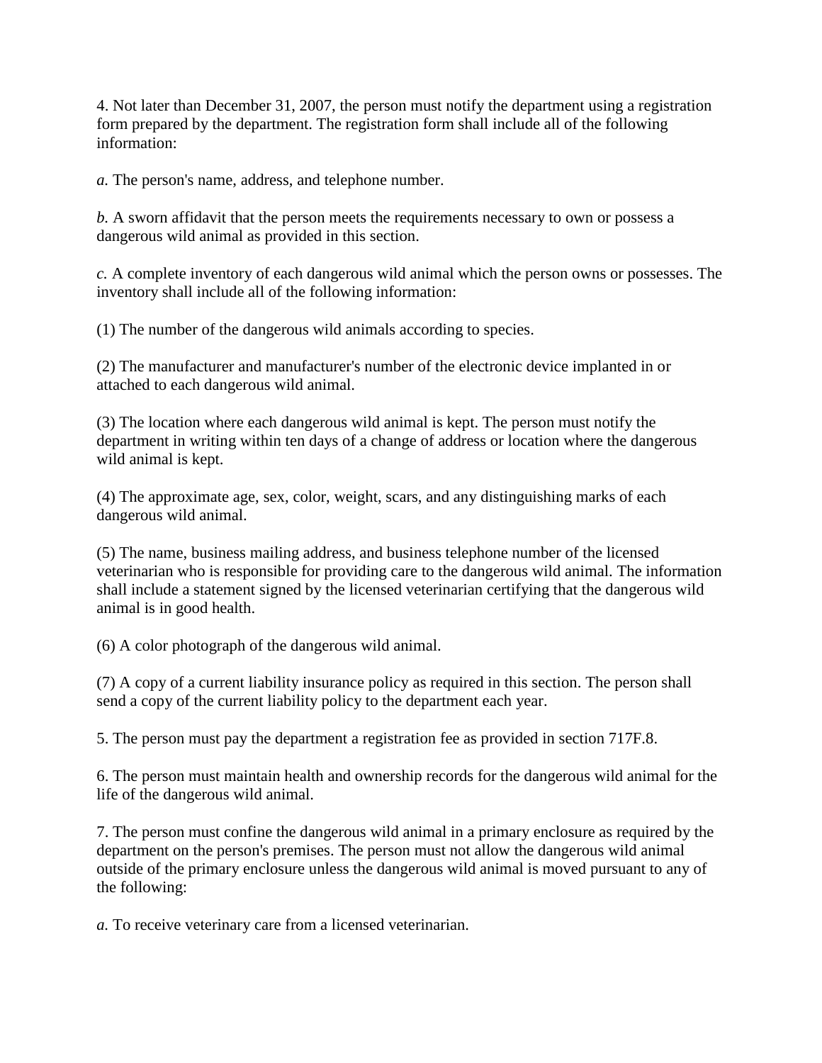4. Not later than December 31, 2007, the person must notify the department using a registration form prepared by the department. The registration form shall include all of the following information:

*a.* The person's name, address, and telephone number.

*b.* A sworn affidavit that the person meets the requirements necessary to own or possess a dangerous wild animal as provided in this section.

*c.* A complete inventory of each dangerous wild animal which the person owns or possesses. The inventory shall include all of the following information:

(1) The number of the dangerous wild animals according to species.

(2) The manufacturer and manufacturer's number of the electronic device implanted in or attached to each dangerous wild animal.

(3) The location where each dangerous wild animal is kept. The person must notify the department in writing within ten days of a change of address or location where the dangerous wild animal is kept.

(4) The approximate age, sex, color, weight, scars, and any distinguishing marks of each dangerous wild animal.

(5) The name, business mailing address, and business telephone number of the licensed veterinarian who is responsible for providing care to the dangerous wild animal. The information shall include a statement signed by the licensed veterinarian certifying that the dangerous wild animal is in good health.

(6) A color photograph of the dangerous wild animal.

(7) A copy of a current liability insurance policy as required in this section. The person shall send a copy of the current liability policy to the department each year.

5. The person must pay the department a registration fee as provided in section 717F.8.

6. The person must maintain health and ownership records for the dangerous wild animal for the life of the dangerous wild animal.

7. The person must confine the dangerous wild animal in a primary enclosure as required by the department on the person's premises. The person must not allow the dangerous wild animal outside of the primary enclosure unless the dangerous wild animal is moved pursuant to any of the following:

*a.* To receive veterinary care from a licensed veterinarian.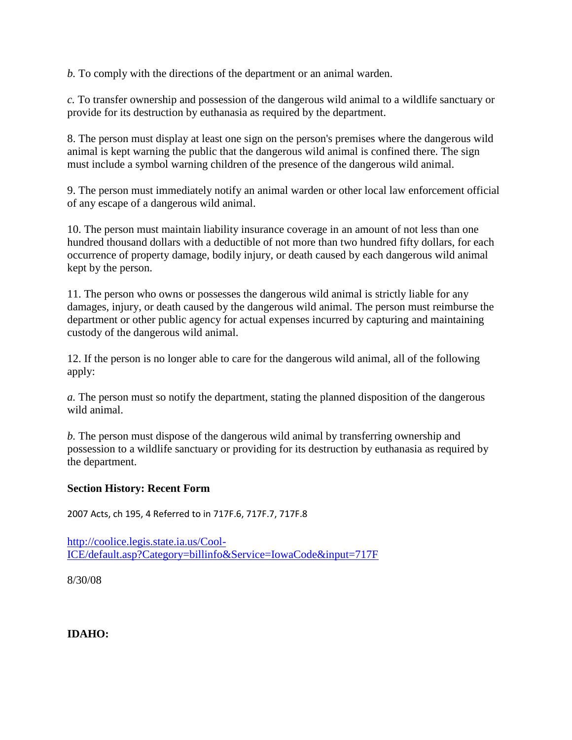*b.* To comply with the directions of the department or an animal warden.

*c.* To transfer ownership and possession of the dangerous wild animal to a wildlife sanctuary or provide for its destruction by euthanasia as required by the department.

8. The person must display at least one sign on the person's premises where the dangerous wild animal is kept warning the public that the dangerous wild animal is confined there. The sign must include a symbol warning children of the presence of the dangerous wild animal.

9. The person must immediately notify an animal warden or other local law enforcement official of any escape of a dangerous wild animal.

10. The person must maintain liability insurance coverage in an amount of not less than one hundred thousand dollars with a deductible of not more than two hundred fifty dollars, for each occurrence of property damage, bodily injury, or death caused by each dangerous wild animal kept by the person.

11. The person who owns or possesses the dangerous wild animal is strictly liable for any damages, injury, or death caused by the dangerous wild animal. The person must reimburse the department or other public agency for actual expenses incurred by capturing and maintaining custody of the dangerous wild animal.

12. If the person is no longer able to care for the dangerous wild animal, all of the following apply:

*a.* The person must so notify the department, stating the planned disposition of the dangerous wild animal.

*b.* The person must dispose of the dangerous wild animal by transferring ownership and possession to a wildlife sanctuary or providing for its destruction by euthanasia as required by the department.

**Section History: Recent Form**

2007 Acts, ch 195, 4 Referred to in 717F.6, 717F.7, 717F.8

[http://coolice.legis.state.ia.us/Cool-ICE/default.asp?Category=billinfo&Service=IowaCode&input=717F](http://coolice.legis.state.ia.us/Cool-ICE/default.asp?Category=billinfo&Service=IowaCode&input=717F)

8/30/08

**IDAHO:**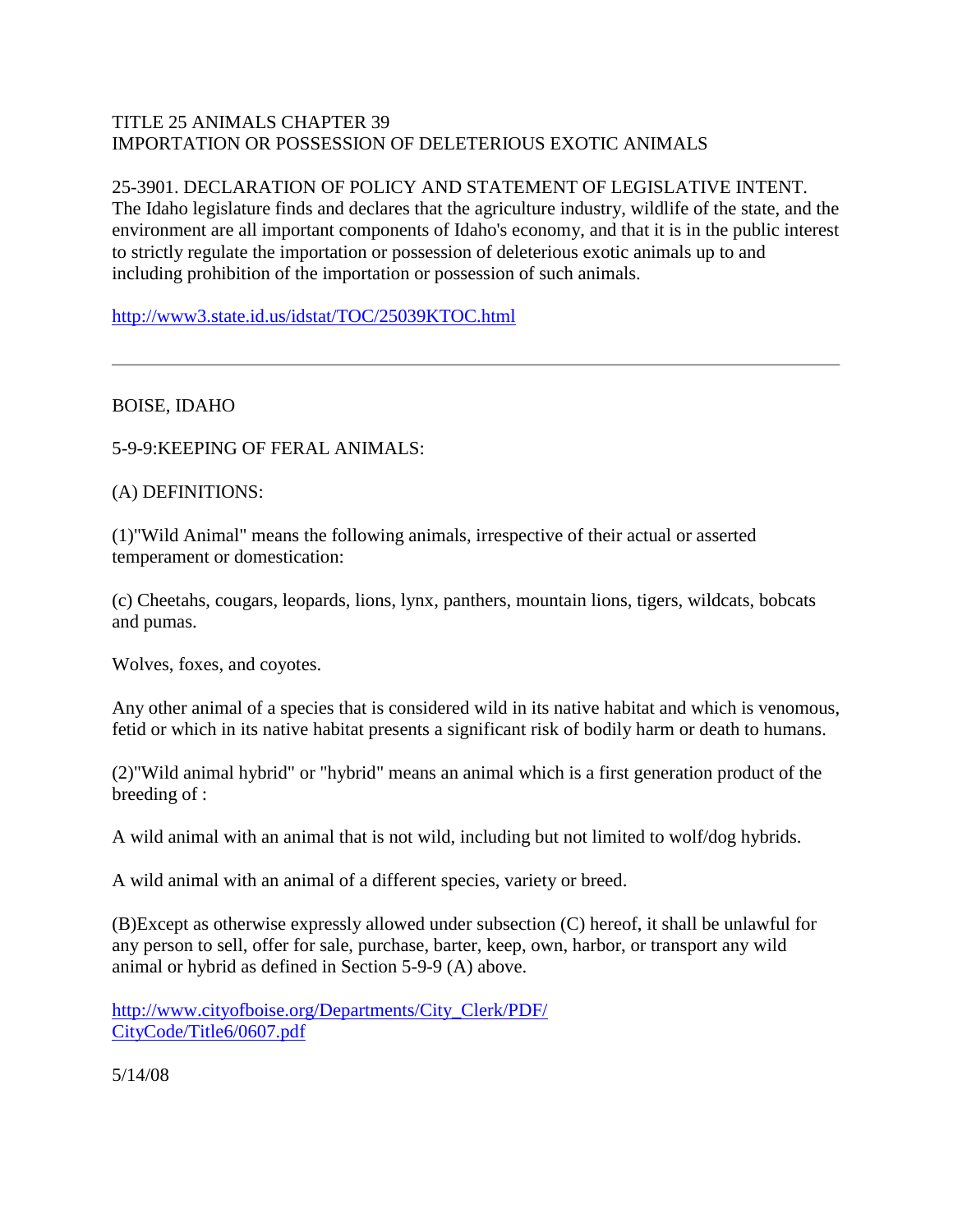TITLE 25 ANIMALS CHAPTER 39
IMPORTATION OR POSSESSION OF DELETERIOUS EXOTIC ANIMALS

25-3901. DECLARATION OF POLICY AND STATEMENT OF LEGISLATIVE INTENT. The Idaho legislature finds and declares that the agriculture industry, wildlife of the state, and the environment are all important components of Idaho's economy, and that it is in the public interest to strictly regulate the importation or possession of deleterious exotic animals up to and including prohibition of the importation or possession of such animals.

http://www3.state.id.us/idstat/TOC/25039KTOC.html

---

BOISE, IDAHO

5-9-9:KEEPING OF FERAL ANIMALS:

(A) DEFINITIONS:

(1)"Wild Animal" means the following animals, irrespective of their actual or asserted temperament or domestication:

(c) Cheetahs, cougars, leopards, lions, lynx, panthers, mountain lions, tigers, wildcats, bobcats and pumas.

Wolves, foxes, and coyotes.

Any other animal of a species that is considered wild in its native habitat and which is venomous, fetid or which in its native habitat presents a significant risk of bodily harm or death to humans.

(2)"Wild animal hybrid" or "hybrid" means an animal which is a first generation product of the breeding of :

A wild animal with an animal that is not wild, including but not limited to wolf/dog hybrids.

A wild animal with an animal of a different species, variety or breed.

(B)Except as otherwise expressly allowed under subsection (C) hereof, it shall be unlawful for any person to sell, offer for sale, purchase, barter, keep, own, harbor, or transport any wild animal or hybrid as defined in Section 5-9-9 (A) above.

http://www.cityofboise.org/Departments/City_Clerk/PDF/CityCode/Title6/0607.pdf

5/14/08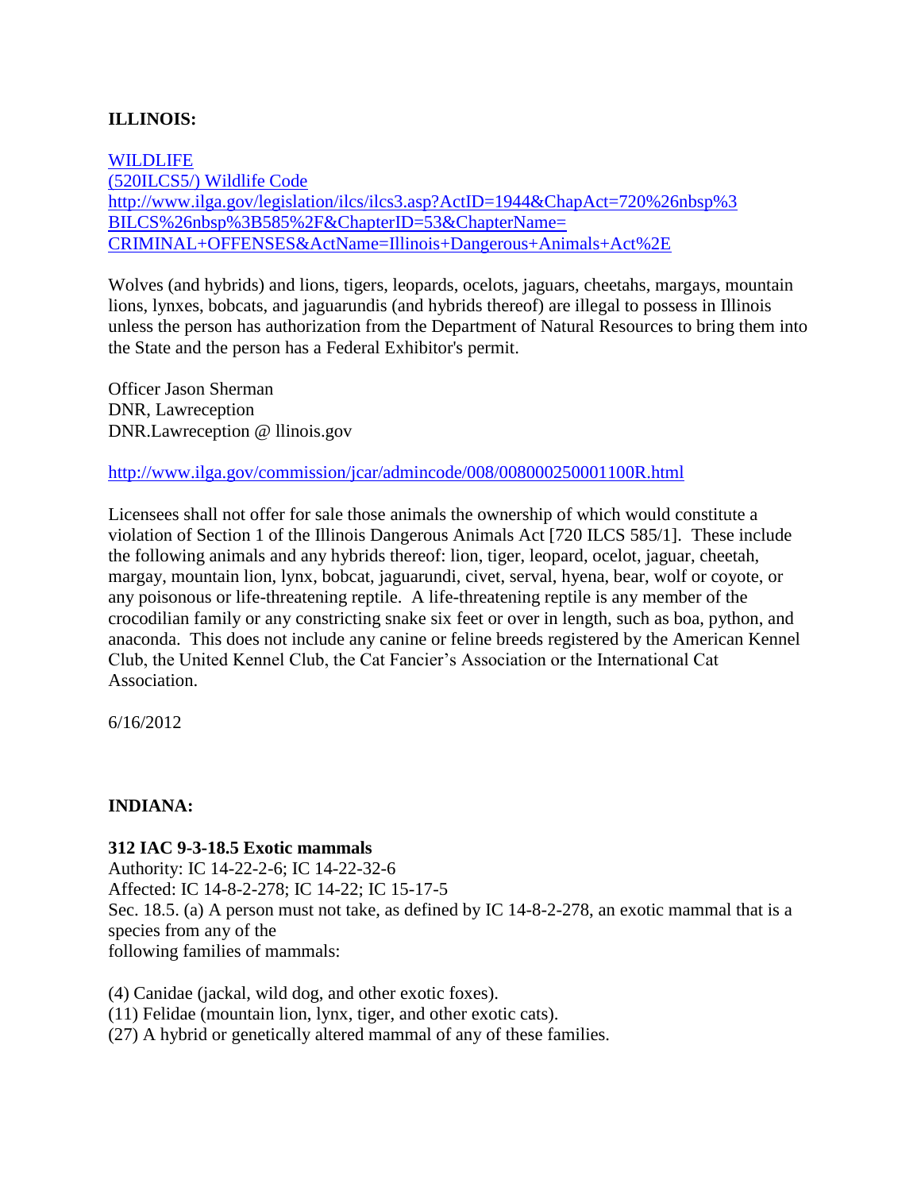**ILLINOIS:**

[WILDLIFE](#)
[(520ILCS5/) Wildlife Code](#)
http://www.ilga.gov/legislation/ilcs/ilcs3.asp?ActID=1944&ChapAct=720%26nbsp%3BILCS%26nbsp%3B585%2F&ChapterID=53&ChapterName=CRIMINAL+OFFENSES&ActName=Illinois+Dangerous+Animals+Act%2E

Wolves (and hybrids) and lions, tigers, leopards, ocelots, jaguars, cheetahs, margays, mountain lions, lynxes, bobcats, and jaguarundis (and hybrids thereof) are illegal to possess in Illinois unless the person has authorization from the Department of Natural Resources to bring them into the State and the person has a Federal Exhibitor's permit.

Officer Jason Sherman
DNR, Lawreception
DNR.Lawreception @ llinois.gov

http://www.ilga.gov/commission/jcar/admincode/008/008000250001100R.html

Licensees shall not offer for sale those animals the ownership of which would constitute a violation of Section 1 of the Illinois Dangerous Animals Act [720 ILCS 585/1]. These include the following animals and any hybrids thereof: lion, tiger, leopard, ocelot, jaguar, cheetah, margay, mountain lion, lynx, bobcat, jaguarundi, civet, serval, hyena, bear, wolf or coyote, or any poisonous or life-threatening reptile. A life-threatening reptile is any member of the crocodilian family or any constricting snake six feet or over in length, such as boa, python, and anaconda. This does not include any canine or feline breeds registered by the American Kennel Club, the United Kennel Club, the Cat Fancier's Association or the International Cat Association.

6/16/2012

**INDIANA:**

**312 IAC 9-3-18.5 Exotic mammals**
Authority: IC 14-22-2-6; IC 14-22-32-6
Affected: IC 14-8-2-278; IC 14-22; IC 15-17-5
Sec. 18.5. (a) A person must not take, as defined by IC 14-8-2-278, an exotic mammal that is a species from any of the
following families of mammals:

(4) Canidae (jackal, wild dog, and other exotic foxes).
(11) Felidae (mountain lion, lynx, tiger, and other exotic cats).
(27) A hybrid or genetically altered mammal of any of these families.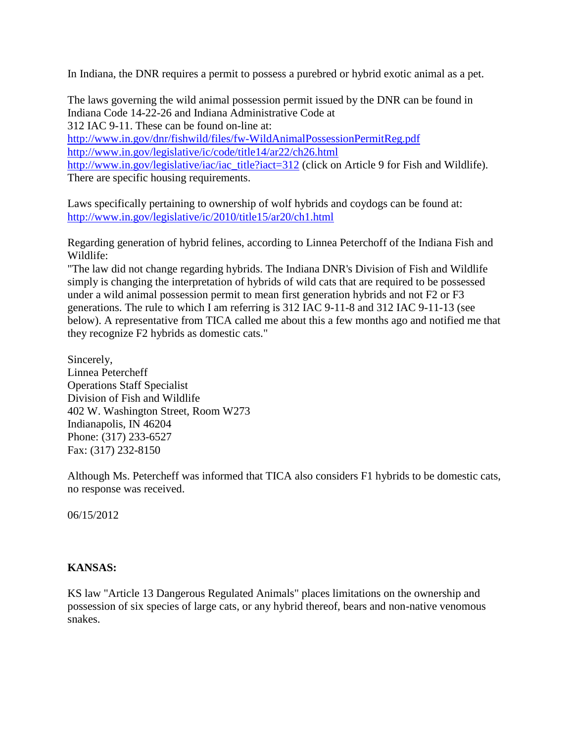In Indiana, the DNR requires a permit to possess a purebred or hybrid exotic animal as a pet.

The laws governing the wild animal possession permit issued by the DNR can be found in Indiana Code 14-22-26 and Indiana Administrative Code at 312 IAC 9-11. These can be found on-line at:
http://www.in.gov/dnr/fishwild/files/fw-WildAnimalPossessionPermitReg.pdf
http://www.in.gov/legislative/ic/code/title14/ar22/ch26.html
http://www.in.gov/legislative/iac/iac_title?iact=312 (click on Article 9 for Fish and Wildlife). There are specific housing requirements.

Laws specifically pertaining to ownership of wolf hybrids and coydogs can be found at:
http://www.in.gov/legislative/ic/2010/title15/ar20/ch1.html

Regarding generation of hybrid felines, according to Linnea Peterchoff of the Indiana Fish and Wildlife:
"The law did not change regarding hybrids. The Indiana DNR's Division of Fish and Wildlife simply is changing the interpretation of hybrids of wild cats that are required to be possessed under a wild animal possession permit to mean first generation hybrids and not F2 or F3 generations. The rule to which I am referring is 312 IAC 9-11-8 and 312 IAC 9-11-13 (see below). A representative from TICA called me about this a few months ago and notified me that they recognize F2 hybrids as domestic cats."

Sincerely,
Linnea Petercheff
Operations Staff Specialist
Division of Fish and Wildlife
402 W. Washington Street, Room W273
Indianapolis, IN 46204
Phone: (317) 233-6527
Fax: (317) 232-8150

Although Ms. Petercheff was informed that TICA also considers F1 hybrids to be domestic cats, no response was received.

06/15/2012

**KANSAS:**

KS law "Article 13 Dangerous Regulated Animals" places limitations on the ownership and possession of six species of large cats, or any hybrid thereof, bears and non-native venomous snakes.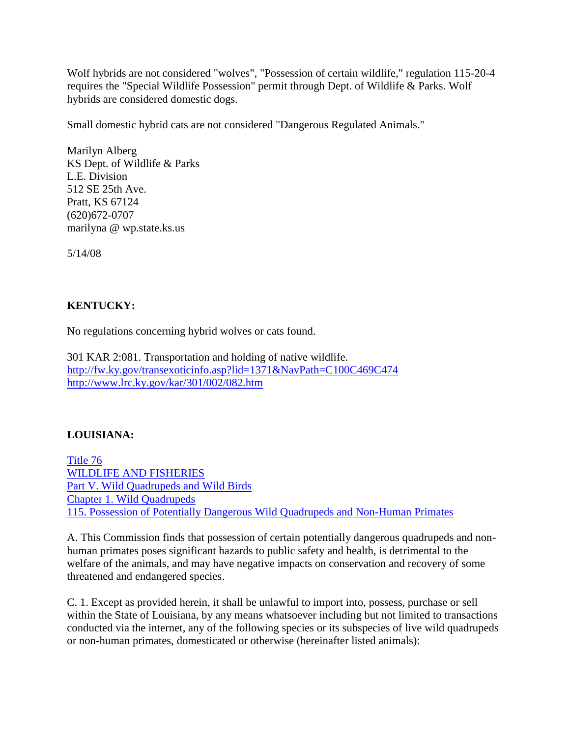Wolf hybrids are not considered "wolves", "Possession of certain wildlife," regulation 115-20-4 requires the "Special Wildlife Possession" permit through Dept. of Wildlife & Parks. Wolf hybrids are considered domestic dogs.

Small domestic hybrid cats are not considered "Dangerous Regulated Animals."

Marilyn Alberg  
KS Dept. of Wildlife & Parks  
L.E. Division  
512 SE 25th Ave.  
Pratt, KS 67124  
(620)672-0707  
marilyna @ wp.state.ks.us

5/14/08

**KENTUCKY:**

No regulations concerning hybrid wolves or cats found.

301 KAR 2:081. Transportation and holding of native wildlife.  
http://fw.ky.gov/transexoticinfo.asp?lid=1371&NavPath=C100C469C474  
http://www.lrc.ky.gov/kar/301/002/082.htm

**LOUISIANA:**

Title 76  
WILDLIFE AND FISHERIES  
Part V. Wild Quadrupeds and Wild Birds  
Chapter 1. Wild Quadrupeds  
115. Possession of Potentially Dangerous Wild Quadrupeds and Non-Human Primates

A. This Commission finds that possession of certain potentially dangerous quadrupeds and non-human primates poses significant hazards to public safety and health, is detrimental to the welfare of the animals, and may have negative impacts on conservation and recovery of some threatened and endangered species.

C. 1. Except as provided herein, it shall be unlawful to import into, possess, purchase or sell within the State of Louisiana, by any means whatsoever including but not limited to transactions conducted via the internet, any of the following species or its subspecies of live wild quadrupeds or non-human primates, domesticated or otherwise (hereinafter listed animals):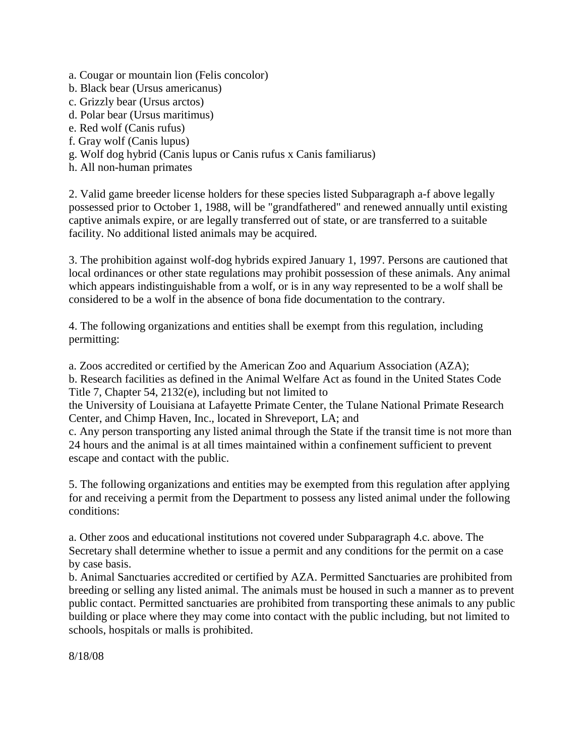a. Cougar or mountain lion (Felis concolor)
b. Black bear (Ursus americanus)
c. Grizzly bear (Ursus arctos)
d. Polar bear (Ursus maritimus)
e. Red wolf (Canis rufus)
f. Gray wolf (Canis lupus)
g. Wolf dog hybrid (Canis lupus or Canis rufus x Canis familiarus)
h. All non-human primates

2. Valid game breeder license holders for these species listed Subparagraph a-f above legally possessed prior to October 1, 1988, will be "grandfathered" and renewed annually until existing captive animals expire, or are legally transferred out of state, or are transferred to a suitable facility. No additional listed animals may be acquired.

3. The prohibition against wolf-dog hybrids expired January 1, 1997. Persons are cautioned that local ordinances or other state regulations may prohibit possession of these animals. Any animal which appears indistinguishable from a wolf, or is in any way represented to be a wolf shall be considered to be a wolf in the absence of bona fide documentation to the contrary.

4. The following organizations and entities shall be exempt from this regulation, including permitting:

a. Zoos accredited or certified by the American Zoo and Aquarium Association (AZA);
b. Research facilities as defined in the Animal Welfare Act as found in the United States Code Title 7, Chapter 54, 2132(e), including but not limited to the University of Louisiana at Lafayette Primate Center, the Tulane National Primate Research Center, and Chimp Haven, Inc., located in Shreveport, LA; and
c. Any person transporting any listed animal through the State if the transit time is not more than 24 hours and the animal is at all times maintained within a confinement sufficient to prevent escape and contact with the public.

5. The following organizations and entities may be exempted from this regulation after applying for and receiving a permit from the Department to possess any listed animal under the following conditions:

a. Other zoos and educational institutions not covered under Subparagraph 4.c. above. The Secretary shall determine whether to issue a permit and any conditions for the permit on a case by case basis.
b. Animal Sanctuaries accredited or certified by AZA. Permitted Sanctuaries are prohibited from breeding or selling any listed animal. The animals must be housed in such a manner as to prevent public contact. Permitted sanctuaries are prohibited from transporting these animals to any public building or place where they may come into contact with the public including, but not limited to schools, hospitals or malls is prohibited.

8/18/08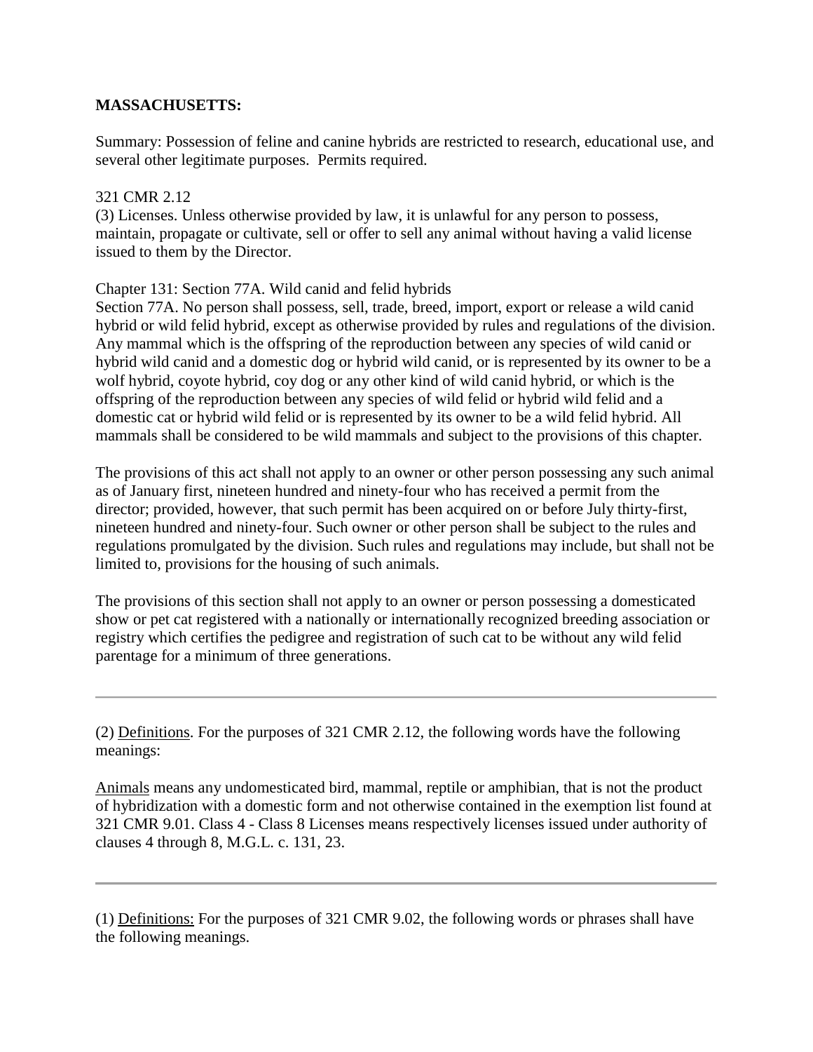**MASSACHUSETTS:**

Summary: Possession of feline and canine hybrids are restricted to research, educational use, and several other legitimate purposes. Permits required.

321 CMR 2.12
(3) Licenses. Unless otherwise provided by law, it is unlawful for any person to possess, maintain, propagate or cultivate, sell or offer to sell any animal without having a valid license issued to them by the Director.

Chapter 131: Section 77A. Wild canid and felid hybrids
Section 77A. No person shall possess, sell, trade, breed, import, export or release a wild canid hybrid or wild felid hybrid, except as otherwise provided by rules and regulations of the division. Any mammal which is the offspring of the reproduction between any species of wild canid or hybrid wild canid and a domestic dog or hybrid wild canid, or is represented by its owner to be a wolf hybrid, coyote hybrid, coy dog or any other kind of wild canid hybrid, or which is the offspring of the reproduction between any species of wild felid or hybrid wild felid and a domestic cat or hybrid wild felid or is represented by its owner to be a wild felid hybrid. All mammals shall be considered to be wild mammals and subject to the provisions of this chapter.

The provisions of this act shall not apply to an owner or other person possessing any such animal as of January first, nineteen hundred and ninety-four who has received a permit from the director; provided, however, that such permit has been acquired on or before July thirty-first, nineteen hundred and ninety-four. Such owner or other person shall be subject to the rules and regulations promulgated by the division. Such rules and regulations may include, but shall not be limited to, provisions for the housing of such animals.

The provisions of this section shall not apply to an owner or person possessing a domesticated show or pet cat registered with a nationally or internationally recognized breeding association or registry which certifies the pedigree and registration of such cat to be without any wild felid parentage for a minimum of three generations.

---

(2) Definitions. For the purposes of 321 CMR 2.12, the following words have the following meanings:

Animals means any undomesticated bird, mammal, reptile or amphibian, that is not the product of hybridization with a domestic form and not otherwise contained in the exemption list found at 321 CMR 9.01. Class 4 - Class 8 Licenses means respectively licenses issued under authority of clauses 4 through 8, M.G.L. c. 131, 23.

---

(1) Definitions: For the purposes of 321 CMR 9.02, the following words or phrases shall have the following meanings.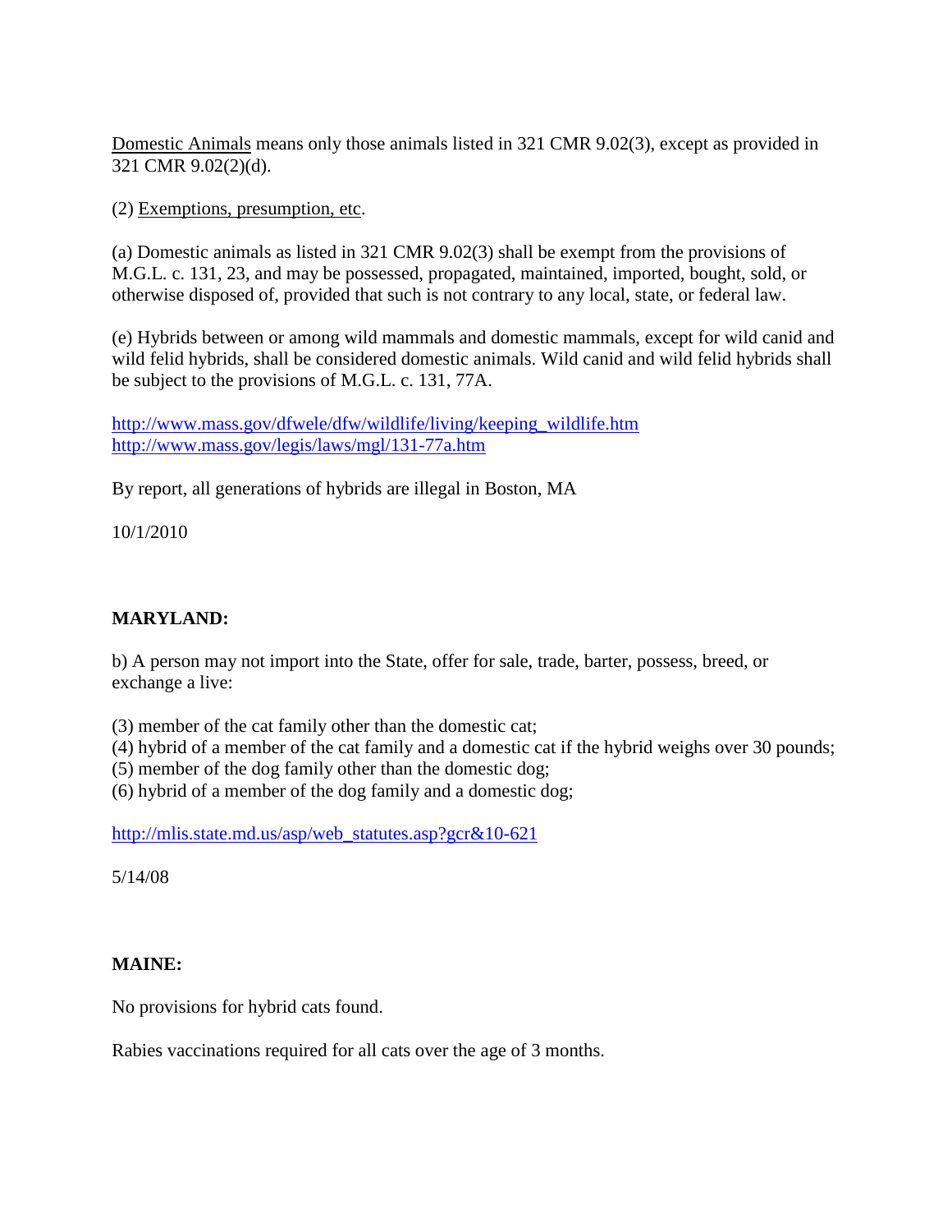Domestic Animals means only those animals listed in 321 CMR 9.02(3), except as provided in 321 CMR 9.02(2)(d).

(2) Exemptions, presumption, etc.

(a) Domestic animals as listed in 321 CMR 9.02(3) shall be exempt from the provisions of M.G.L. c. 131, 23, and may be possessed, propagated, maintained, imported, bought, sold, or otherwise disposed of, provided that such is not contrary to any local, state, or federal law.

(e) Hybrids between or among wild mammals and domestic mammals, except for wild canid and wild felid hybrids, shall be considered domestic animals. Wild canid and wild felid hybrids shall be subject to the provisions of M.G.L. c. 131, 77A.

http://www.mass.gov/dfwele/dfw/wildlife/living/keeping_wildlife.htm
http://www.mass.gov/legis/laws/mgl/131-77a.htm

By report, all generations of hybrids are illegal in Boston, MA

10/1/2010

**MARYLAND:**

b) A person may not import into the State, offer for sale, trade, barter, possess, breed, or exchange a live:

(3) member of the cat family other than the domestic cat;
(4) hybrid of a member of the cat family and a domestic cat if the hybrid weighs over 30 pounds;
(5) member of the dog family other than the domestic dog;
(6) hybrid of a member of the dog family and a domestic dog;

http://mlis.state.md.us/asp/web_statutes.asp?gcr&10-621

5/14/08

**MAINE:**

No provisions for hybrid cats found.

Rabies vaccinations required for all cats over the age of 3 months.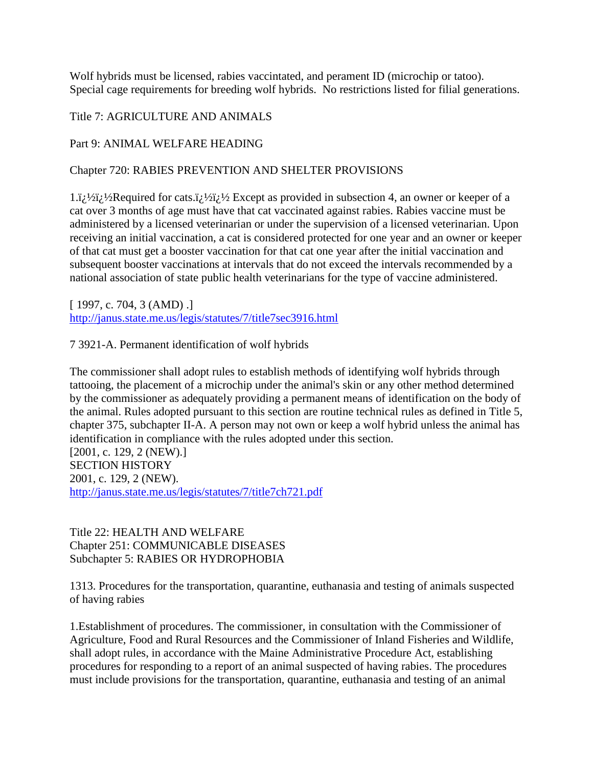Wolf hybrids must be licensed, rabies vaccintated, and perament ID (microchip or tatoo). Special cage requirements for breeding wolf hybrids. No restrictions listed for filial generations.

Title 7: AGRICULTURE AND ANIMALS

Part 9: ANIMAL WELFARE HEADING

Chapter 720: RABIES PREVENTION AND SHELTER PROVISIONS

1.ï¿½ï¿½Required for cats.ï¿½ï¿½ Except as provided in subsection 4, an owner or keeper of a cat over 3 months of age must have that cat vaccinated against rabies. Rabies vaccine must be administered by a licensed veterinarian or under the supervision of a licensed veterinarian. Upon receiving an initial vaccination, a cat is considered protected for one year and an owner or keeper of that cat must get a booster vaccination for that cat one year after the initial vaccination and subsequent booster vaccinations at intervals that do not exceed the intervals recommended by a national association of state public health veterinarians for the type of vaccine administered.

[ 1997, c. 704, 3 (AMD) .]
http://janus.state.me.us/legis/statutes/7/title7sec3916.html

7 3921-A. Permanent identification of wolf hybrids

The commissioner shall adopt rules to establish methods of identifying wolf hybrids through tattooing, the placement of a microchip under the animal's skin or any other method determined by the commissioner as adequately providing a permanent means of identification on the body of the animal. Rules adopted pursuant to this section are routine technical rules as defined in Title 5, chapter 375, subchapter II-A. A person may not own or keep a wolf hybrid unless the animal has identification in compliance with the rules adopted under this section.
[2001, c. 129, 2 (NEW).]
SECTION HISTORY
2001, c. 129, 2 (NEW).
http://janus.state.me.us/legis/statutes/7/title7ch721.pdf

Title 22: HEALTH AND WELFARE
Chapter 251: COMMUNICABLE DISEASES
Subchapter 5: RABIES OR HYDROPHOBIA

1313. Procedures for the transportation, quarantine, euthanasia and testing of animals suspected of having rabies

1.Establishment of procedures. The commissioner, in consultation with the Commissioner of Agriculture, Food and Rural Resources and the Commissioner of Inland Fisheries and Wildlife, shall adopt rules, in accordance with the Maine Administrative Procedure Act, establishing procedures for responding to a report of an animal suspected of having rabies. The procedures must include provisions for the transportation, quarantine, euthanasia and testing of an animal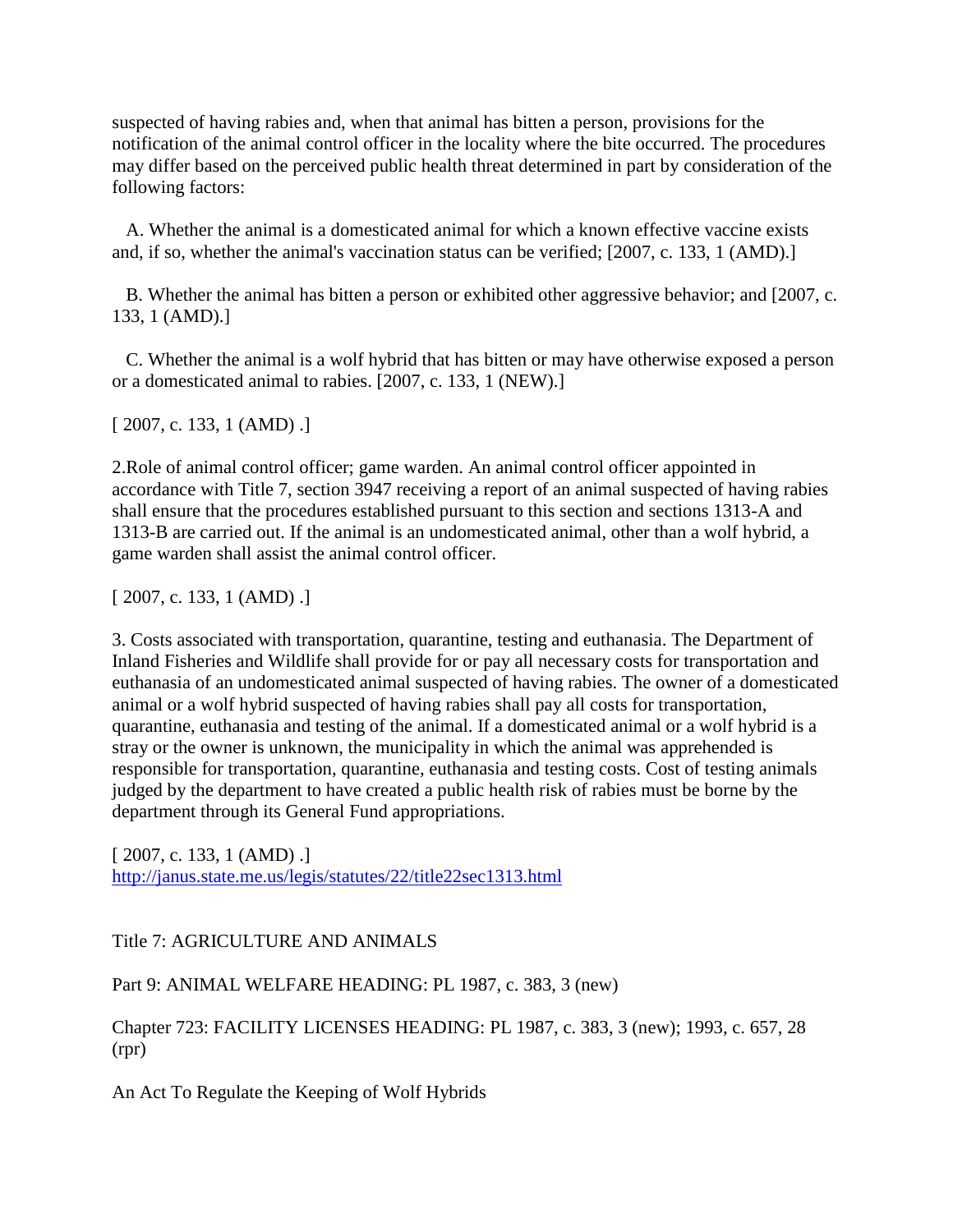suspected of having rabies and, when that animal has bitten a person, provisions for the notification of the animal control officer in the locality where the bite occurred. The procedures may differ based on the perceived public health threat determined in part by consideration of the following factors:

A. Whether the animal is a domesticated animal for which a known effective vaccine exists and, if so, whether the animal's vaccination status can be verified; [2007, c. 133, 1 (AMD).]

B. Whether the animal has bitten a person or exhibited other aggressive behavior; and [2007, c. 133, 1 (AMD).]

C. Whether the animal is a wolf hybrid that has bitten or may have otherwise exposed a person or a domesticated animal to rabies. [2007, c. 133, 1 (NEW).]

[ 2007, c. 133, 1 (AMD) .]

2.Role of animal control officer; game warden. An animal control officer appointed in accordance with Title 7, section 3947 receiving a report of an animal suspected of having rabies shall ensure that the procedures established pursuant to this section and sections 1313-A and 1313-B are carried out. If the animal is an undomesticated animal, other than a wolf hybrid, a game warden shall assist the animal control officer.

[ 2007, c. 133, 1 (AMD) .]

3. Costs associated with transportation, quarantine, testing and euthanasia. The Department of Inland Fisheries and Wildlife shall provide for or pay all necessary costs for transportation and euthanasia of an undomesticated animal suspected of having rabies. The owner of a domesticated animal or a wolf hybrid suspected of having rabies shall pay all costs for transportation, quarantine, euthanasia and testing of the animal. If a domesticated animal or a wolf hybrid is a stray or the owner is unknown, the municipality in which the animal was apprehended is responsible for transportation, quarantine, euthanasia and testing costs. Cost of testing animals judged by the department to have created a public health risk of rabies must be borne by the department through its General Fund appropriations.

[ 2007, c. 133, 1 (AMD) .]
http://janus.state.me.us/legis/statutes/22/title22sec1313.html

Title 7: AGRICULTURE AND ANIMALS

Part 9: ANIMAL WELFARE HEADING: PL 1987, c. 383, 3 (new)

Chapter 723: FACILITY LICENSES HEADING: PL 1987, c. 383, 3 (new); 1993, c. 657, 28 (rpr)

An Act To Regulate the Keeping of Wolf Hybrids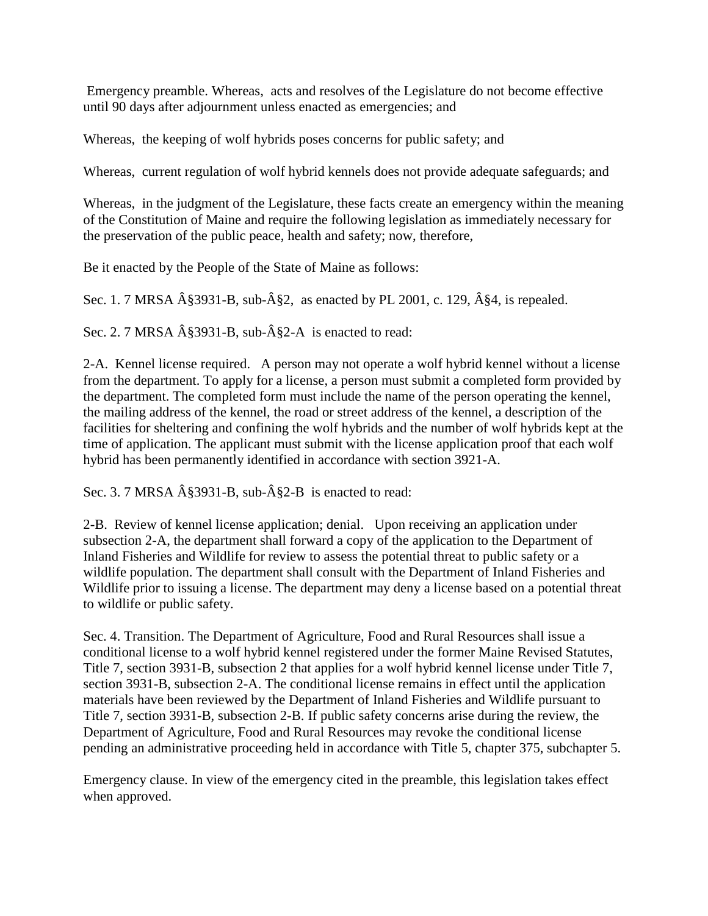Emergency preamble. Whereas, acts and resolves of the Legislature do not become effective until 90 days after adjournment unless enacted as emergencies; and

Whereas, the keeping of wolf hybrids poses concerns for public safety; and

Whereas, current regulation of wolf hybrid kennels does not provide adequate safeguards; and

Whereas, in the judgment of the Legislature, these facts create an emergency within the meaning of the Constitution of Maine and require the following legislation as immediately necessary for the preservation of the public peace, health and safety; now, therefore,

Be it enacted by the People of the State of Maine as follows:

Sec. 1. 7 MRSA Â§3931-B, sub-Â§2, as enacted by PL 2001, c. 129, Â§4, is repealed.

Sec. 2. 7 MRSA Â§3931-B, sub-Â§2-A is enacted to read:

2-A. Kennel license required. A person may not operate a wolf hybrid kennel without a license from the department. To apply for a license, a person must submit a completed form provided by the department. The completed form must include the name of the person operating the kennel, the mailing address of the kennel, the road or street address of the kennel, a description of the facilities for sheltering and confining the wolf hybrids and the number of wolf hybrids kept at the time of application. The applicant must submit with the license application proof that each wolf hybrid has been permanently identified in accordance with section 3921-A.

Sec. 3. 7 MRSA Â§3931-B, sub-Â§2-B is enacted to read:

2-B. Review of kennel license application; denial. Upon receiving an application under subsection 2-A, the department shall forward a copy of the application to the Department of Inland Fisheries and Wildlife for review to assess the potential threat to public safety or a wildlife population. The department shall consult with the Department of Inland Fisheries and Wildlife prior to issuing a license. The department may deny a license based on a potential threat to wildlife or public safety.

Sec. 4. Transition. The Department of Agriculture, Food and Rural Resources shall issue a conditional license to a wolf hybrid kennel registered under the former Maine Revised Statutes, Title 7, section 3931-B, subsection 2 that applies for a wolf hybrid kennel license under Title 7, section 3931-B, subsection 2-A. The conditional license remains in effect until the application materials have been reviewed by the Department of Inland Fisheries and Wildlife pursuant to Title 7, section 3931-B, subsection 2-B. If public safety concerns arise during the review, the Department of Agriculture, Food and Rural Resources may revoke the conditional license pending an administrative proceeding held in accordance with Title 5, chapter 375, subchapter 5.

Emergency clause. In view of the emergency cited in the preamble, this legislation takes effect when approved.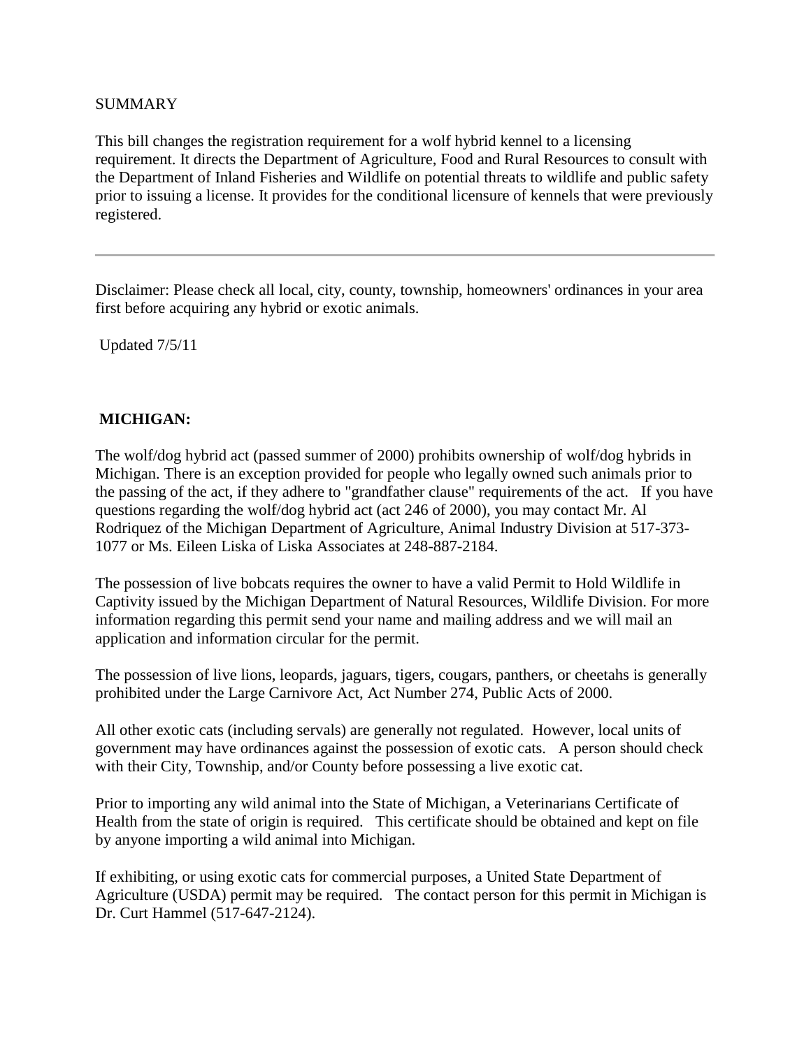SUMMARY

This bill changes the registration requirement for a wolf hybrid kennel to a licensing requirement. It directs the Department of Agriculture, Food and Rural Resources to consult with the Department of Inland Fisheries and Wildlife on potential threats to wildlife and public safety prior to issuing a license. It provides for the conditional licensure of kennels that were previously registered.

---

Disclaimer: Please check all local, city, county, township, homeowners' ordinances in your area first before acquiring any hybrid or exotic animals.

Updated 7/5/11

**MICHIGAN:**

The wolf/dog hybrid act (passed summer of 2000) prohibits ownership of wolf/dog hybrids in Michigan. There is an exception provided for people who legally owned such animals prior to the passing of the act, if they adhere to "grandfather clause" requirements of the act. If you have questions regarding the wolf/dog hybrid act (act 246 of 2000), you may contact Mr. Al Rodriquez of the Michigan Department of Agriculture, Animal Industry Division at 517-373-1077 or Ms. Eileen Liska of Liska Associates at 248-887-2184.

The possession of live bobcats requires the owner to have a valid Permit to Hold Wildlife in Captivity issued by the Michigan Department of Natural Resources, Wildlife Division. For more information regarding this permit send your name and mailing address and we will mail an application and information circular for the permit.

The possession of live lions, leopards, jaguars, tigers, cougars, panthers, or cheetahs is generally prohibited under the Large Carnivore Act, Act Number 274, Public Acts of 2000.

All other exotic cats (including servals) are generally not regulated. However, local units of government may have ordinances against the possession of exotic cats. A person should check with their City, Township, and/or County before possessing a live exotic cat.

Prior to importing any wild animal into the State of Michigan, a Veterinarians Certificate of Health from the state of origin is required. This certificate should be obtained and kept on file by anyone importing a wild animal into Michigan.

If exhibiting, or using exotic cats for commercial purposes, a United State Department of Agriculture (USDA) permit may be required. The contact person for this permit in Michigan is Dr. Curt Hammel (517-647-2124).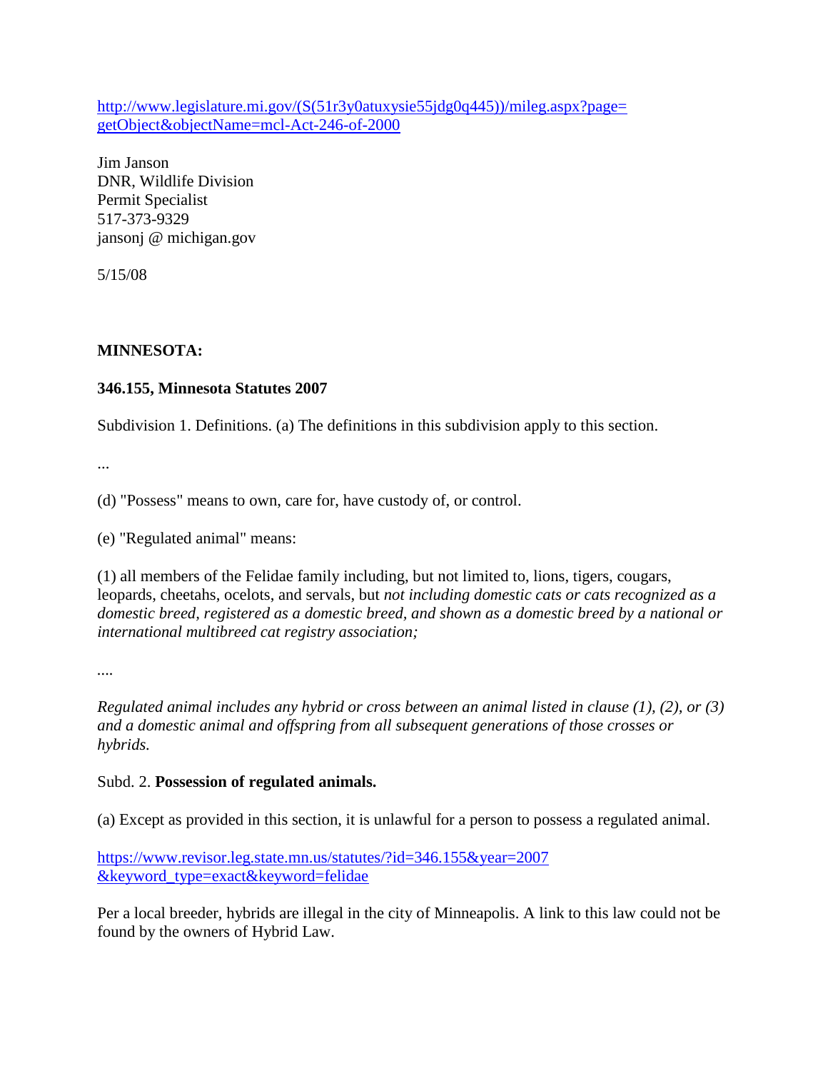http://www.legislature.mi.gov/(S(51r3y0atuxysie55jdg0q445))/mileg.aspx?page=getObject&objectName=mcl-Act-246-of-2000

Jim Janson
DNR, Wildlife Division
Permit Specialist
517-373-9329
jansonj @ michigan.gov

5/15/08

**MINNESOTA:**

**346.155, Minnesota Statutes 2007**

Subdivision 1. Definitions. (a) The definitions in this subdivision apply to this section.

...

(d) "Possess" means to own, care for, have custody of, or control.

(e) "Regulated animal" means:

(1) all members of the Felidae family including, but not limited to, lions, tigers, cougars, leopards, cheetahs, ocelots, and servals, but *not including domestic cats or cats recognized as a domestic breed, registered as a domestic breed, and shown as a domestic breed by a national or international multibreed cat registry association;*

....

*Regulated animal includes any hybrid or cross between an animal listed in clause (1), (2), or (3) and a domestic animal and offspring from all subsequent generations of those crosses or hybrids.*

Subd. 2. **Possession of regulated animals.**

(a) Except as provided in this section, it is unlawful for a person to possess a regulated animal.

https://www.revisor.leg.state.mn.us/statutes/?id=346.155&year=2007&keyword_type=exact&keyword=felidae

Per a local breeder, hybrids are illegal in the city of Minneapolis. A link to this law could not be found by the owners of Hybrid Law.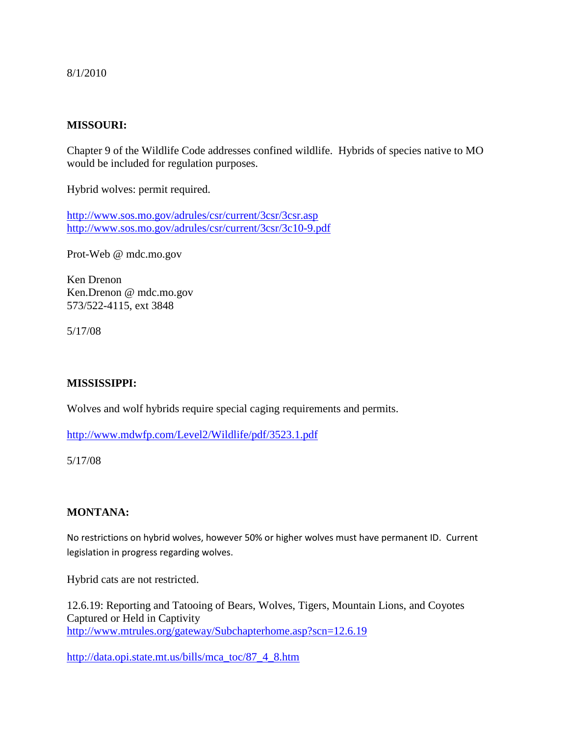8/1/2010

**MISSOURI:**

Chapter 9 of the Wildlife Code addresses confined wildlife. Hybrids of species native to MO would be included for regulation purposes.

Hybrid wolves: permit required.

http://www.sos.mo.gov/adrules/csr/current/3csr/3csr.asp
http://www.sos.mo.gov/adrules/csr/current/3csr/3c10-9.pdf

Prot-Web @ mdc.mo.gov

Ken Drenon
Ken.Drenon @ mdc.mo.gov
573/522-4115, ext 3848

5/17/08

**MISSISSIPPI:**

Wolves and wolf hybrids require special caging requirements and permits.

http://www.mdwfp.com/Level2/Wildlife/pdf/3523.1.pdf

5/17/08

**MONTANA:**

No restrictions on hybrid wolves, however 50% or higher wolves must have permanent ID. Current legislation in progress regarding wolves.

Hybrid cats are not restricted.

12.6.19: Reporting and Tatooing of Bears, Wolves, Tigers, Mountain Lions, and Coyotes Captured or Held in Captivity
http://www.mtrules.org/gateway/Subchapterhome.asp?scn=12.6.19

http://data.opi.state.mt.us/bills/mca_toc/87_4_8.htm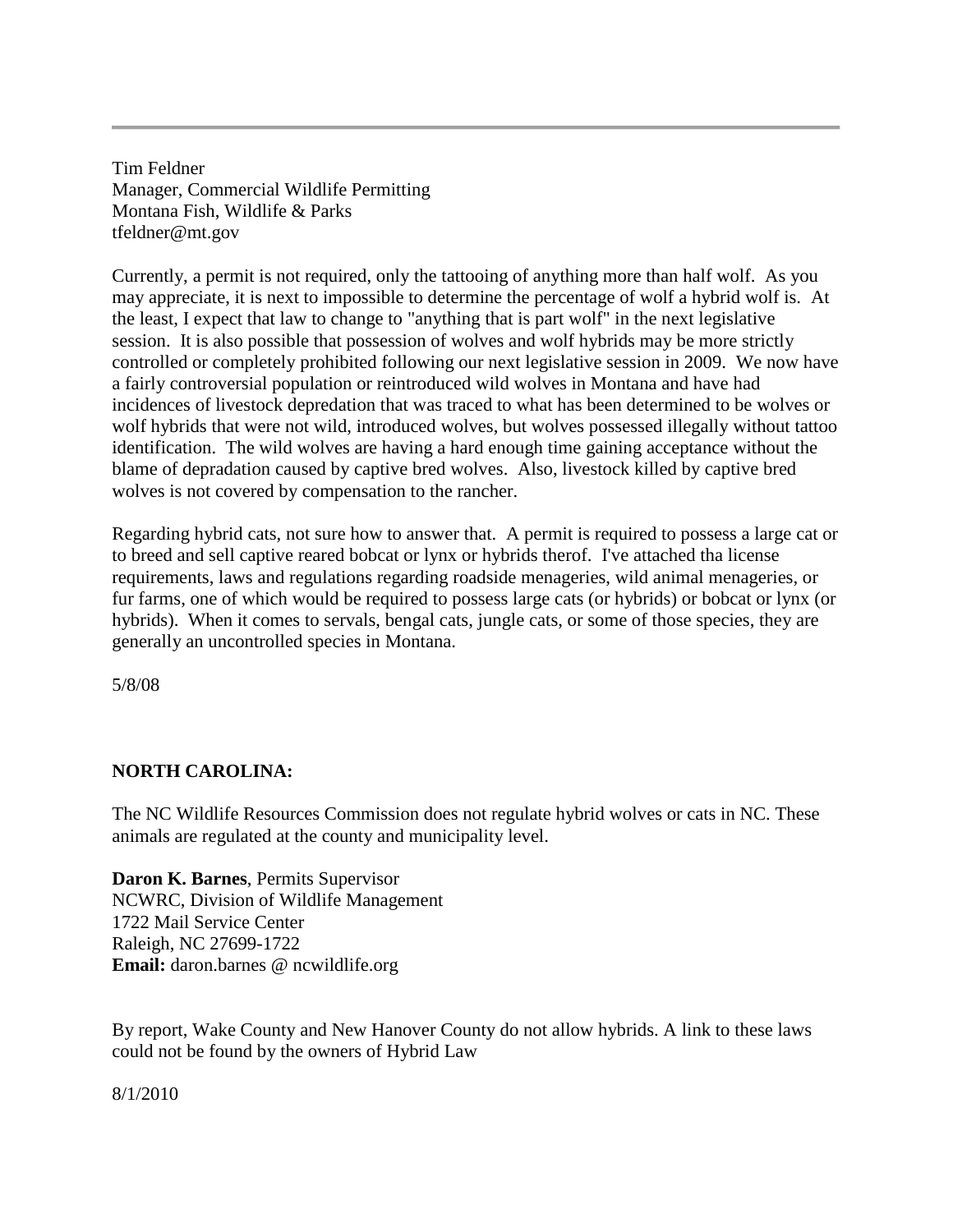---

Tim Feldner
Manager, Commercial Wildlife Permitting
Montana Fish, Wildlife & Parks
tfeldner@mt.gov

Currently, a permit is not required, only the tattooing of anything more than half wolf. As you may appreciate, it is next to impossible to determine the percentage of wolf a hybrid wolf is. At the least, I expect that law to change to "anything that is part wolf" in the next legislative session. It is also possible that possession of wolves and wolf hybrids may be more strictly controlled or completely prohibited following our next legislative session in 2009. We now have a fairly controversial population or reintroduced wild wolves in Montana and have had incidences of livestock depredation that was traced to what has been determined to be wolves or wolf hybrids that were not wild, introduced wolves, but wolves possessed illegally without tattoo identification. The wild wolves are having a hard enough time gaining acceptance without the blame of depradation caused by captive bred wolves. Also, livestock killed by captive bred wolves is not covered by compensation to the rancher.

Regarding hybrid cats, not sure how to answer that. A permit is required to possess a large cat or to breed and sell captive reared bobcat or lynx or hybrids therof. I've attached tha license requirements, laws and regulations regarding roadside menageries, wild animal menageries, or fur farms, one of which would be required to possess large cats (or hybrids) or bobcat or lynx (or hybrids). When it comes to servals, bengal cats, jungle cats, or some of those species, they are generally an uncontrolled species in Montana.

5/8/08

**NORTH CAROLINA:**

The NC Wildlife Resources Commission does not regulate hybrid wolves or cats in NC. These animals are regulated at the county and municipality level.

**Daron K. Barnes**, Permits Supervisor
NCWRC, Division of Wildlife Management
1722 Mail Service Center
Raleigh, NC 27699-1722
**Email:** daron.barnes @ ncwildlife.org

By report, Wake County and New Hanover County do not allow hybrids. A link to these laws could not be found by the owners of Hybrid Law

8/1/2010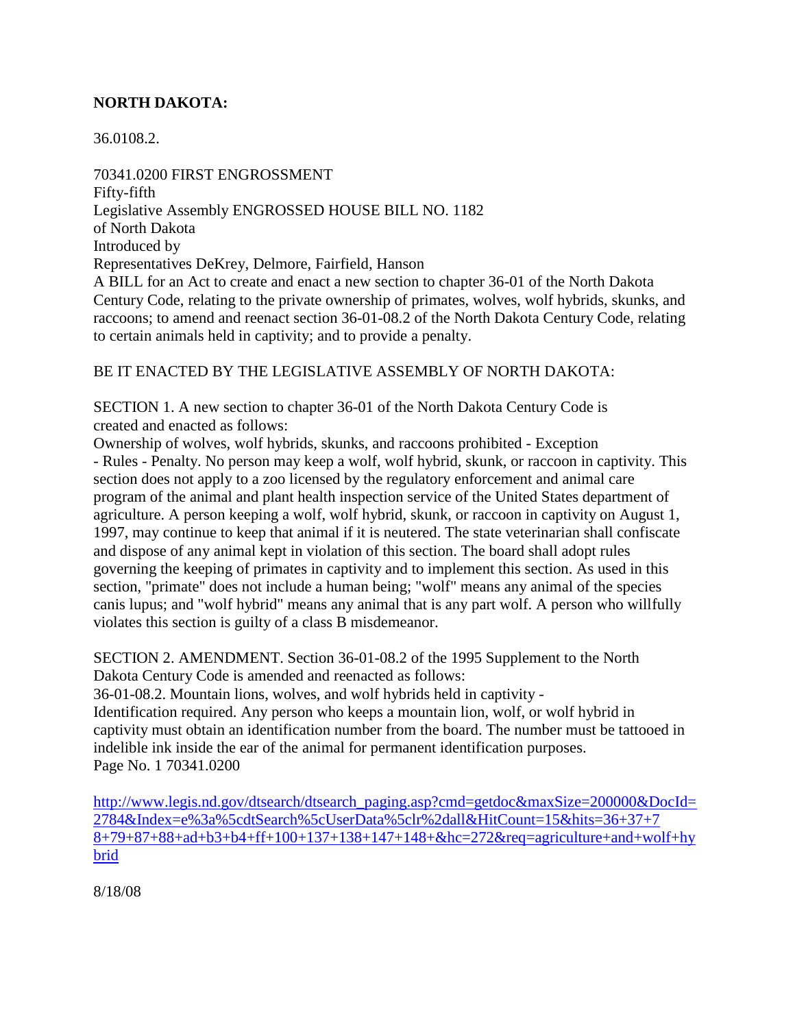**NORTH DAKOTA:**

36.0108.2.

70341.0200 FIRST ENGROSSMENT
Fifty-fifth
Legislative Assembly ENGROSSED HOUSE BILL NO. 1182
of North Dakota
Introduced by
Representatives DeKrey, Delmore, Fairfield, Hanson
A BILL for an Act to create and enact a new section to chapter 36-01 of the North Dakota Century Code, relating to the private ownership of primates, wolves, wolf hybrids, skunks, and raccoons; to amend and reenact section 36-01-08.2 of the North Dakota Century Code, relating to certain animals held in captivity; and to provide a penalty.

BE IT ENACTED BY THE LEGISLATIVE ASSEMBLY OF NORTH DAKOTA:

SECTION 1. A new section to chapter 36-01 of the North Dakota Century Code is created and enacted as follows:
Ownership of wolves, wolf hybrids, skunks, and raccoons prohibited - Exception - Rules - Penalty. No person may keep a wolf, wolf hybrid, skunk, or raccoon in captivity. This section does not apply to a zoo licensed by the regulatory enforcement and animal care program of the animal and plant health inspection service of the United States department of agriculture. A person keeping a wolf, wolf hybrid, skunk, or raccoon in captivity on August 1, 1997, may continue to keep that animal if it is neutered. The state veterinarian shall confiscate and dispose of any animal kept in violation of this section. The board shall adopt rules governing the keeping of primates in captivity and to implement this section. As used in this section, "primate" does not include a human being; "wolf" means any animal of the species canis lupus; and "wolf hybrid" means any animal that is any part wolf. A person who willfully violates this section is guilty of a class B misdemeanor.

SECTION 2. AMENDMENT. Section 36-01-08.2 of the 1995 Supplement to the North Dakota Century Code is amended and reenacted as follows:
36-01-08.2. Mountain lions, wolves, and wolf hybrids held in captivity - Identification required. Any person who keeps a mountain lion, wolf, or wolf hybrid in captivity must obtain an identification number from the board. The number must be tattooed in indelible ink inside the ear of the animal for permanent identification purposes.
Page No. 1 70341.0200

http://www.legis.nd.gov/dtsearch/dtsearch_paging.asp?cmd=getdoc&maxSize=200000&DocId=2784&Index=e%3a%5cdtSearch%5cUserData%5clr%2dall&HitCount=15&hits=36+37+78+79+87+88+ad+b3+b4+ff+100+137+138+147+148+&hc=272&req=agriculture+and+wolf+hybrid

8/18/08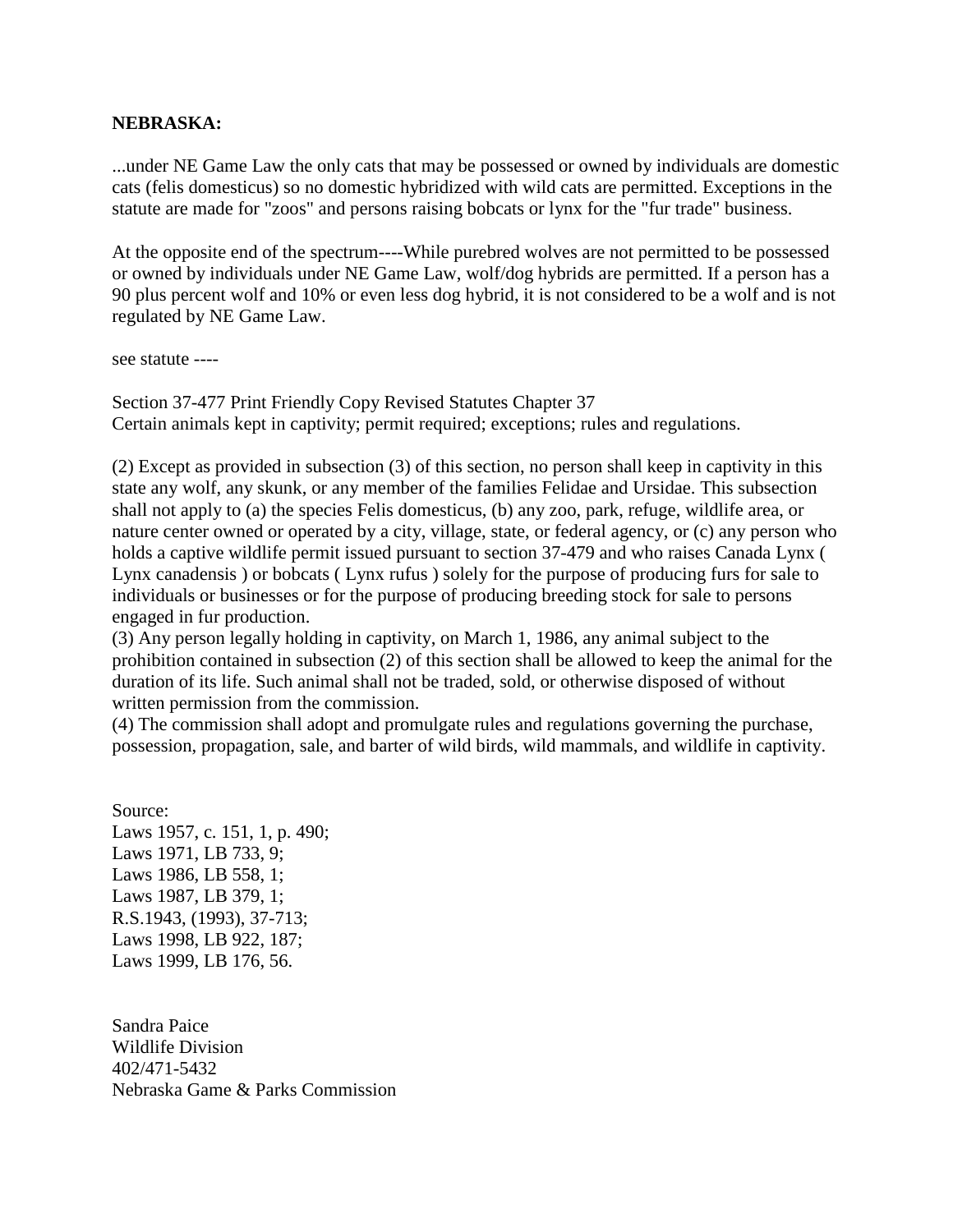**NEBRASKA:**

...under NE Game Law the only cats that may be possessed or owned by individuals are domestic cats (felis domesticus) so no domestic hybridized with wild cats are permitted. Exceptions in the statute are made for "zoos" and persons raising bobcats or lynx for the "fur trade" business.

At the opposite end of the spectrum----While purebred wolves are not permitted to be possessed or owned by individuals under NE Game Law, wolf/dog hybrids are permitted. If a person has a 90 plus percent wolf and 10% or even less dog hybrid, it is not considered to be a wolf and is not regulated by NE Game Law.

see statute ----

Section 37-477 Print Friendly Copy Revised Statutes Chapter 37
Certain animals kept in captivity; permit required; exceptions; rules and regulations.

(2) Except as provided in subsection (3) of this section, no person shall keep in captivity in this state any wolf, any skunk, or any member of the families Felidae and Ursidae. This subsection shall not apply to (a) the species Felis domesticus, (b) any zoo, park, refuge, wildlife area, or nature center owned or operated by a city, village, state, or federal agency, or (c) any person who holds a captive wildlife permit issued pursuant to section 37-479 and who raises Canada Lynx ( Lynx canadensis ) or bobcats ( Lynx rufus ) solely for the purpose of producing furs for sale to individuals or businesses or for the purpose of producing breeding stock for sale to persons engaged in fur production.
(3) Any person legally holding in captivity, on March 1, 1986, any animal subject to the prohibition contained in subsection (2) of this section shall be allowed to keep the animal for the duration of its life. Such animal shall not be traded, sold, or otherwise disposed of without written permission from the commission.
(4) The commission shall adopt and promulgate rules and regulations governing the purchase, possession, propagation, sale, and barter of wild birds, wild mammals, and wildlife in captivity.

Source:
Laws 1957, c. 151, 1, p. 490;
Laws 1971, LB 733, 9;
Laws 1986, LB 558, 1;
Laws 1987, LB 379, 1;
R.S.1943, (1993), 37-713;
Laws 1998, LB 922, 187;
Laws 1999, LB 176, 56.

Sandra Paice
Wildlife Division
402/471-5432
Nebraska Game & Parks Commission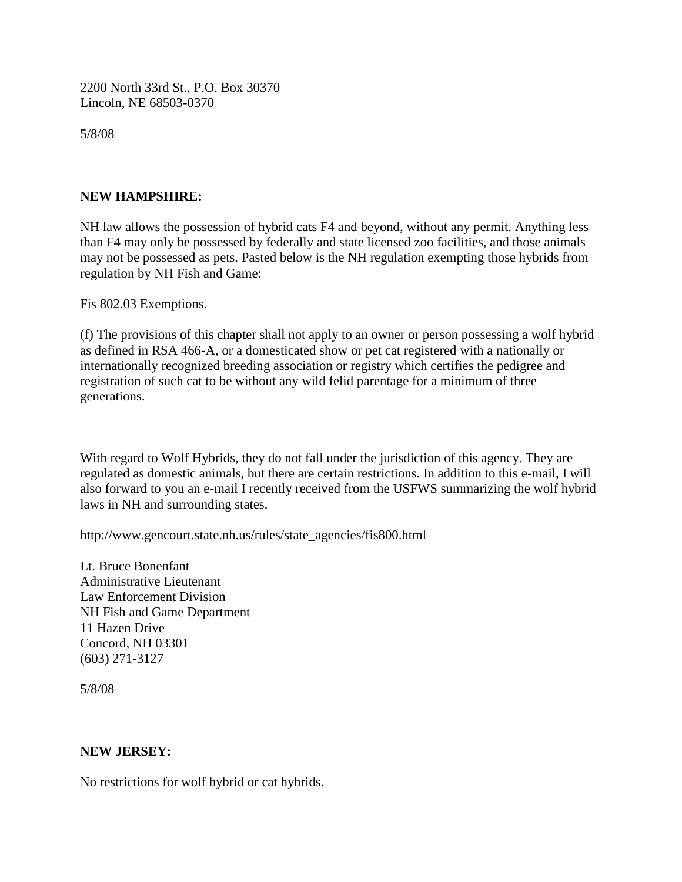2200 North 33rd St., P.O. Box 30370
Lincoln, NE 68503-0370

5/8/08

**NEW HAMPSHIRE:**

NH law allows the possession of hybrid cats F4 and beyond, without any permit. Anything less than F4 may only be possessed by federally and state licensed zoo facilities, and those animals may not be possessed as pets. Pasted below is the NH regulation exempting those hybrids from regulation by NH Fish and Game:

Fis 802.03 Exemptions.

(f) The provisions of this chapter shall not apply to an owner or person possessing a wolf hybrid as defined in RSA 466-A, or a domesticated show or pet cat registered with a nationally or internationally recognized breeding association or registry which certifies the pedigree and registration of such cat to be without any wild felid parentage for a minimum of three generations.

With regard to Wolf Hybrids, they do not fall under the jurisdiction of this agency. They are regulated as domestic animals, but there are certain restrictions. In addition to this e-mail, I will also forward to you an e-mail I recently received from the USFWS summarizing the wolf hybrid laws in NH and surrounding states.

http://www.gencourt.state.nh.us/rules/state_agencies/fis800.html

Lt. Bruce Bonenfant
Administrative Lieutenant
Law Enforcement Division
NH Fish and Game Department
11 Hazen Drive
Concord, NH 03301
(603) 271-3127

5/8/08

**NEW JERSEY:**

No restrictions for wolf hybrid or cat hybrids.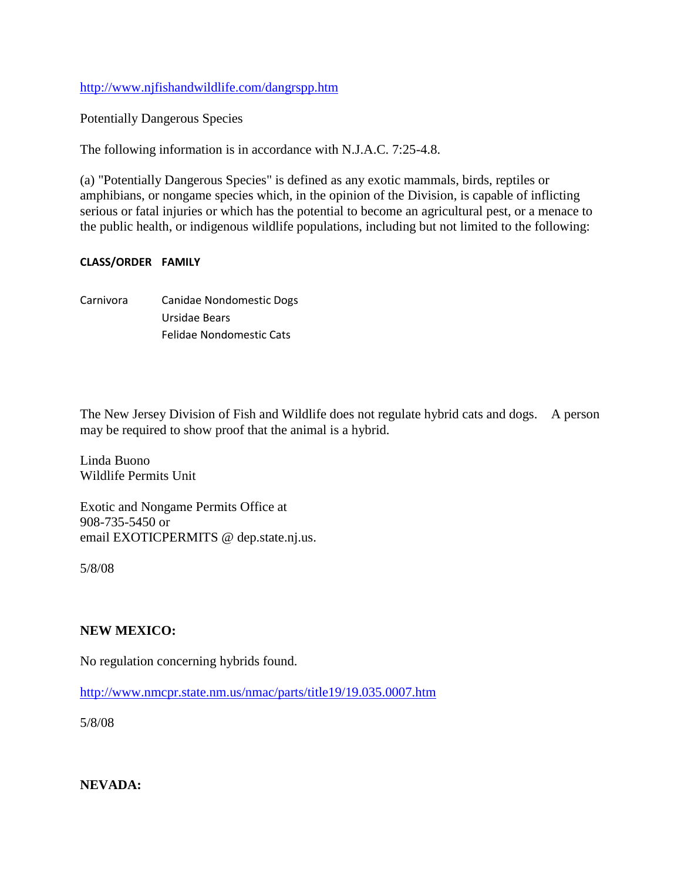http://www.njfishandwildlife.com/dangrspp.htm

Potentially Dangerous Species

The following information is in accordance with N.J.A.C. 7:25-4.8.

(a) "Potentially Dangerous Species" is defined as any exotic mammals, birds, reptiles or amphibians, or nongame species which, in the opinion of the Division, is capable of inflicting serious or fatal injuries or which has the potential to become an agricultural pest, or a menace to the public health, or indigenous wildlife populations, including but not limited to the following:

| CLASS/ORDER | FAMILY |
| --- | --- |
| Carnivora | Canidae Nondomestic Dogs |
| | Ursidae Bears |
| | Felidae Nondomestic Cats |

The New Jersey Division of Fish and Wildlife does not regulate hybrid cats and dogs. A person may be required to show proof that the animal is a hybrid.

Linda Buono
Wildlife Permits Unit

Exotic and Nongame Permits Office at
908-735-5450 or
email EXOTICPERMITS @ dep.state.nj.us.

5/8/08

**NEW MEXICO:**

No regulation concerning hybrids found.

http://www.nmcpr.state.nm.us/nmac/parts/title19/19.035.0007.htm

5/8/08

**NEVADA:**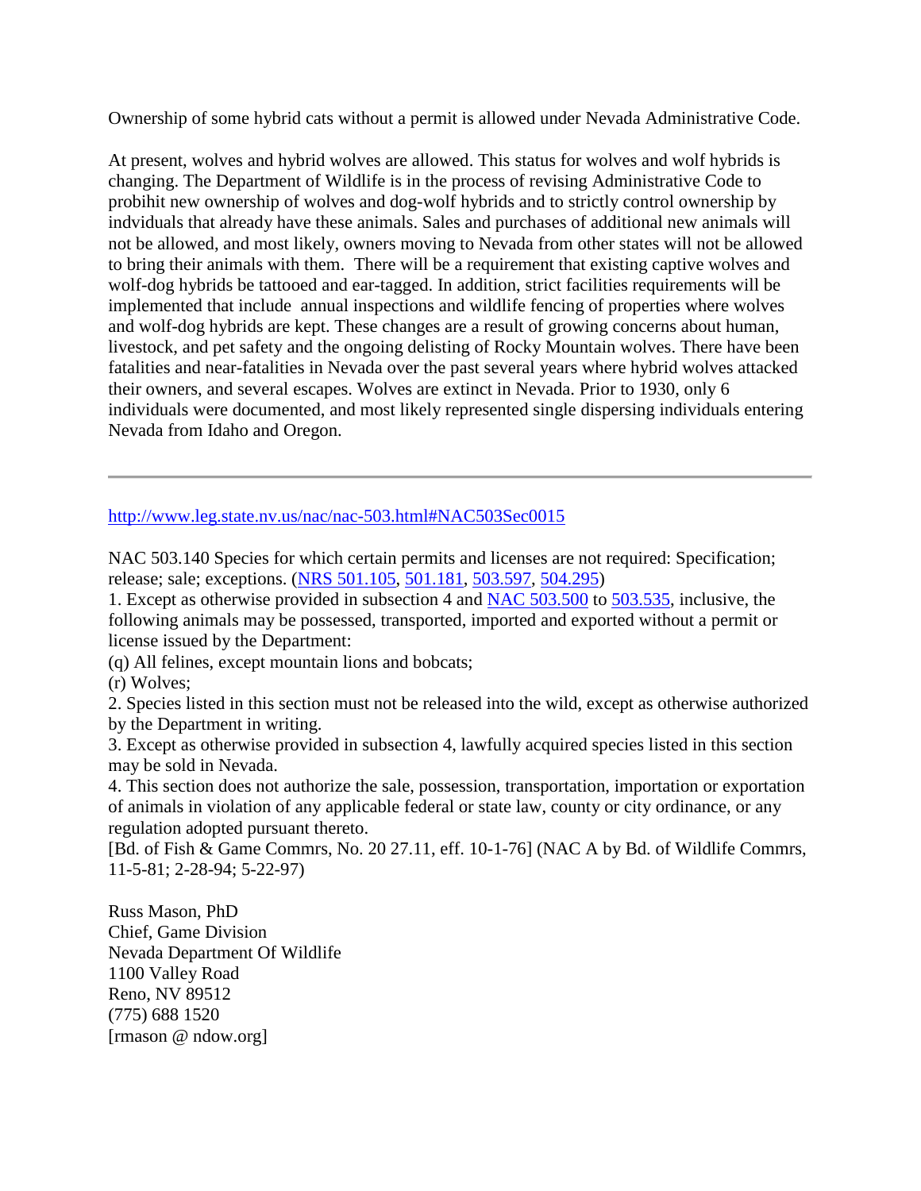Ownership of some hybrid cats without a permit is allowed under Nevada Administrative Code.

At present, wolves and hybrid wolves are allowed. This status for wolves and wolf hybrids is changing. The Department of Wildlife is in the process of revising Administrative Code to probihit new ownership of wolves and dog-wolf hybrids and to strictly control ownership by indviduals that already have these animals. Sales and purchases of additional new animals will not be allowed, and most likely, owners moving to Nevada from other states will not be allowed to bring their animals with them. There will be a requirement that existing captive wolves and wolf-dog hybrids be tattooed and ear-tagged. In addition, strict facilities requirements will be implemented that include annual inspections and wildlife fencing of properties where wolves and wolf-dog hybrids are kept. These changes are a result of growing concerns about human, livestock, and pet safety and the ongoing delisting of Rocky Mountain wolves. There have been fatalities and near-fatalities in Nevada over the past several years where hybrid wolves attacked their owners, and several escapes. Wolves are extinct in Nevada. Prior to 1930, only 6 individuals were documented, and most likely represented single dispersing individuals entering Nevada from Idaho and Oregon.

---

http://www.leg.state.nv.us/nac/nac-503.html#NAC503Sec0015

NAC 503.140 Species for which certain permits and licenses are not required: Specification; release; sale; exceptions. (NRS 501.105, 501.181, 503.597, 504.295)
1. Except as otherwise provided in subsection 4 and NAC 503.500 to 503.535, inclusive, the following animals may be possessed, transported, imported and exported without a permit or license issued by the Department:
(q) All felines, except mountain lions and bobcats;
(r) Wolves;
2. Species listed in this section must not be released into the wild, except as otherwise authorized by the Department in writing.
3. Except as otherwise provided in subsection 4, lawfully acquired species listed in this section may be sold in Nevada.
4. This section does not authorize the sale, possession, transportation, importation or exportation of animals in violation of any applicable federal or state law, county or city ordinance, or any regulation adopted pursuant thereto.
[Bd. of Fish & Game Commrs, No. 20 27.11, eff. 10-1-76] (NAC A by Bd. of Wildlife Commrs, 11-5-81; 2-28-94; 5-22-97)

Russ Mason, PhD
Chief, Game Division
Nevada Department Of Wildlife
1100 Valley Road
Reno, NV 89512
(775) 688 1520
[rmason @ ndow.org]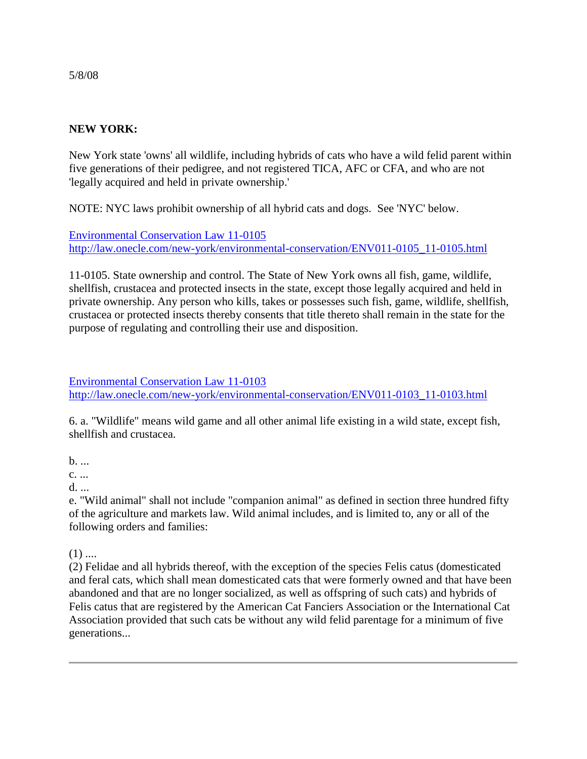5/8/08

**NEW YORK:**

New York state 'owns' all wildlife, including hybrids of cats who have a wild felid parent within five generations of their pedigree, and not registered TICA, AFC or CFA, and who are not 'legally acquired and held in private ownership.'

NOTE: NYC laws prohibit ownership of all hybrid cats and dogs. See 'NYC' below.

[Environmental Conservation Law 11-0105](http://law.onecle.com/new-york/environmental-conservation/ENV011-0105_11-0105.html)
http://law.onecle.com/new-york/environmental-conservation/ENV011-0105_11-0105.html

11-0105. State ownership and control. The State of New York owns all fish, game, wildlife, shellfish, crustacea and protected insects in the state, except those legally acquired and held in private ownership. Any person who kills, takes or possesses such fish, game, wildlife, shellfish, crustacea or protected insects thereby consents that title thereto shall remain in the state for the purpose of regulating and controlling their use and disposition.

[Environmental Conservation Law 11-0103](http://law.onecle.com/new-york/environmental-conservation/ENV011-0103_11-0103.html)
http://law.onecle.com/new-york/environmental-conservation/ENV011-0103_11-0103.html

6. a. "Wildlife" means wild game and all other animal life existing in a wild state, except fish, shellfish and crustacea.

b. ...
c. ...
d. ...
e. "Wild animal" shall not include "companion animal" as defined in section three hundred fifty of the agriculture and markets law. Wild animal includes, and is limited to, any or all of the following orders and families:

(1) ....
(2) Felidae and all hybrids thereof, with the exception of the species Felis catus (domesticated and feral cats, which shall mean domesticated cats that were formerly owned and that have been abandoned and that are no longer socialized, as well as offspring of such cats) and hybrids of Felis catus that are registered by the American Cat Fanciers Association or the International Cat Association provided that such cats be without any wild felid parentage for a minimum of five generations...

---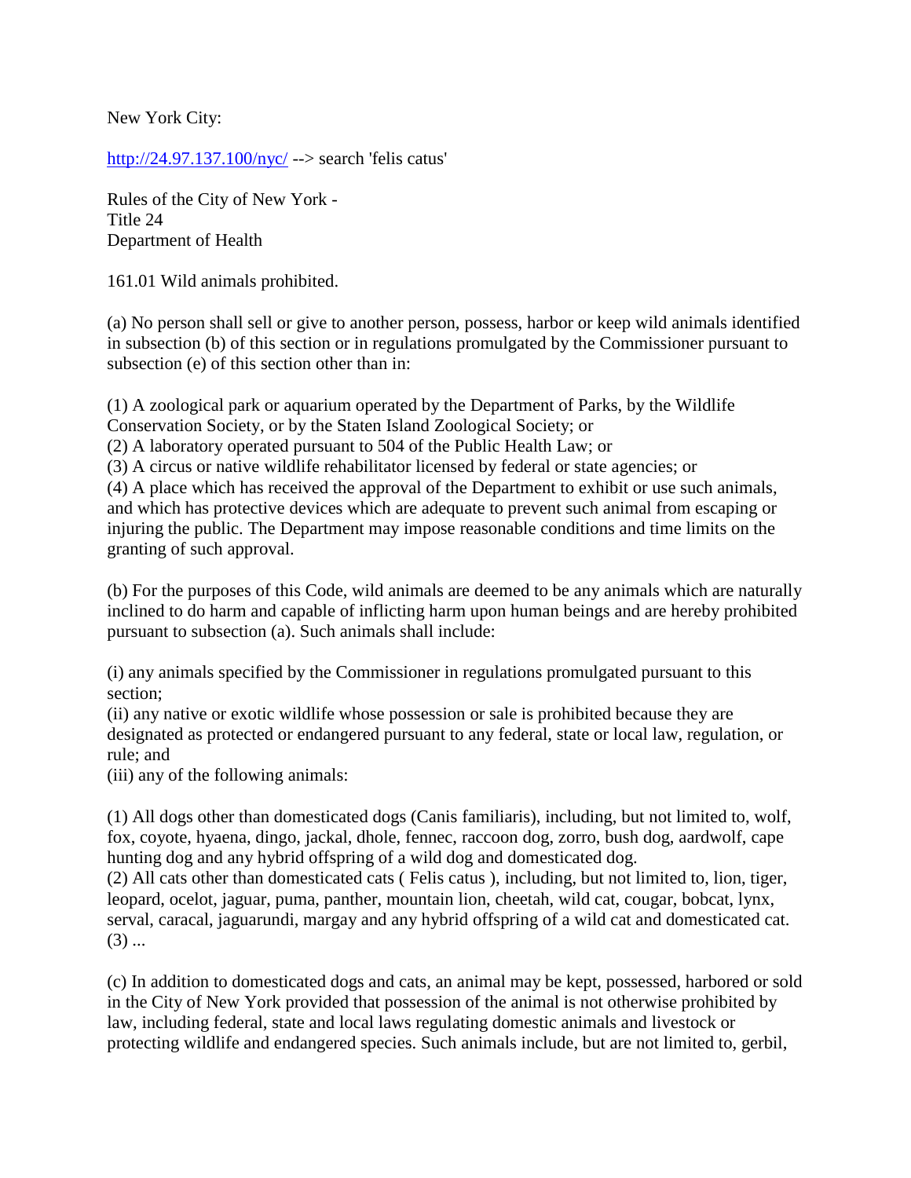New York City:

http://24.97.137.100/nyc/ --> search 'felis catus'

Rules of the City of New York -
Title 24
Department of Health

161.01 Wild animals prohibited.

(a) No person shall sell or give to another person, possess, harbor or keep wild animals identified in subsection (b) of this section or in regulations promulgated by the Commissioner pursuant to subsection (e) of this section other than in:

(1) A zoological park or aquarium operated by the Department of Parks, by the Wildlife Conservation Society, or by the Staten Island Zoological Society; or
(2) A laboratory operated pursuant to 504 of the Public Health Law; or
(3) A circus or native wildlife rehabilitator licensed by federal or state agencies; or
(4) A place which has received the approval of the Department to exhibit or use such animals, and which has protective devices which are adequate to prevent such animal from escaping or injuring the public. The Department may impose reasonable conditions and time limits on the granting of such approval.

(b) For the purposes of this Code, wild animals are deemed to be any animals which are naturally inclined to do harm and capable of inflicting harm upon human beings and are hereby prohibited pursuant to subsection (a). Such animals shall include:

(i) any animals specified by the Commissioner in regulations promulgated pursuant to this section;
(ii) any native or exotic wildlife whose possession or sale is prohibited because they are designated as protected or endangered pursuant to any federal, state or local law, regulation, or rule; and
(iii) any of the following animals:

(1) All dogs other than domesticated dogs (Canis familiaris), including, but not limited to, wolf, fox, coyote, hyaena, dingo, jackal, dhole, fennec, raccoon dog, zorro, bush dog, aardwolf, cape hunting dog and any hybrid offspring of a wild dog and domesticated dog.
(2) All cats other than domesticated cats ( Felis catus ), including, but not limited to, lion, tiger, leopard, ocelot, jaguar, puma, panther, mountain lion, cheetah, wild cat, cougar, bobcat, lynx, serval, caracal, jaguarundi, margay and any hybrid offspring of a wild cat and domesticated cat.
(3) ...

(c) In addition to domesticated dogs and cats, an animal may be kept, possessed, harbored or sold in the City of New York provided that possession of the animal is not otherwise prohibited by law, including federal, state and local laws regulating domestic animals and livestock or protecting wildlife and endangered species. Such animals include, but are not limited to, gerbil,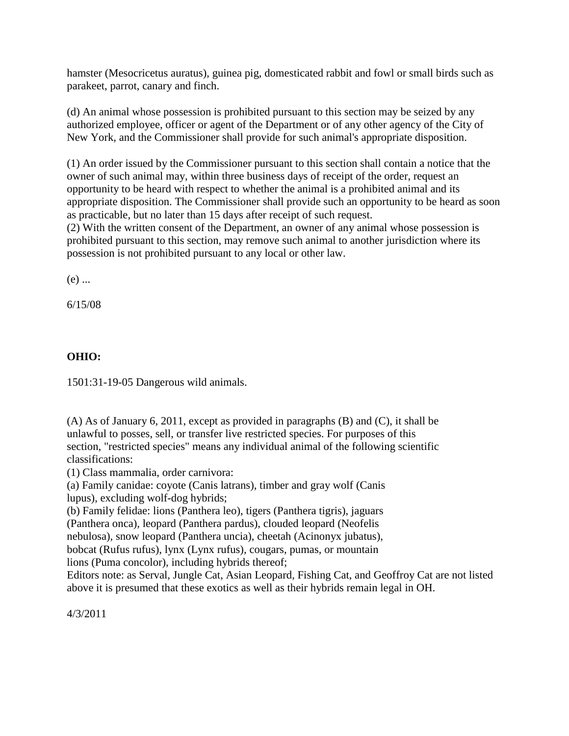hamster (Mesocricetus auratus), guinea pig, domesticated rabbit and fowl or small birds such as parakeet, parrot, canary and finch.

(d) An animal whose possession is prohibited pursuant to this section may be seized by any authorized employee, officer or agent of the Department or of any other agency of the City of New York, and the Commissioner shall provide for such animal's appropriate disposition.

(1) An order issued by the Commissioner pursuant to this section shall contain a notice that the owner of such animal may, within three business days of receipt of the order, request an opportunity to be heard with respect to whether the animal is a prohibited animal and its appropriate disposition. The Commissioner shall provide such an opportunity to be heard as soon as practicable, but no later than 15 days after receipt of such request.
(2) With the written consent of the Department, an owner of any animal whose possession is prohibited pursuant to this section, may remove such animal to another jurisdiction where its possession is not prohibited pursuant to any local or other law.

(e) ...

6/15/08

**OHIO:**

1501:31-19-05 Dangerous wild animals.

(A) As of January 6, 2011, except as provided in paragraphs (B) and (C), it shall be unlawful to posses, sell, or transfer live restricted species. For purposes of this section, "restricted species" means any individual animal of the following scientific classifications:
(1) Class mammalia, order carnivora:
(a) Family canidae: coyote (Canis latrans), timber and gray wolf (Canis lupus), excluding wolf-dog hybrids;
(b) Family felidae: lions (Panthera leo), tigers (Panthera tigris), jaguars (Panthera onca), leopard (Panthera pardus), clouded leopard (Neofelis nebulosa), snow leopard (Panthera uncia), cheetah (Acinonyx jubatus), bobcat (Rufus rufus), lynx (Lynx rufus), cougars, pumas, or mountain lions (Puma concolor), including hybrids thereof;
Editors note: as Serval, Jungle Cat, Asian Leopard, Fishing Cat, and Geoffroy Cat are not listed above it is presumed that these exotics as well as their hybrids remain legal in OH.

4/3/2011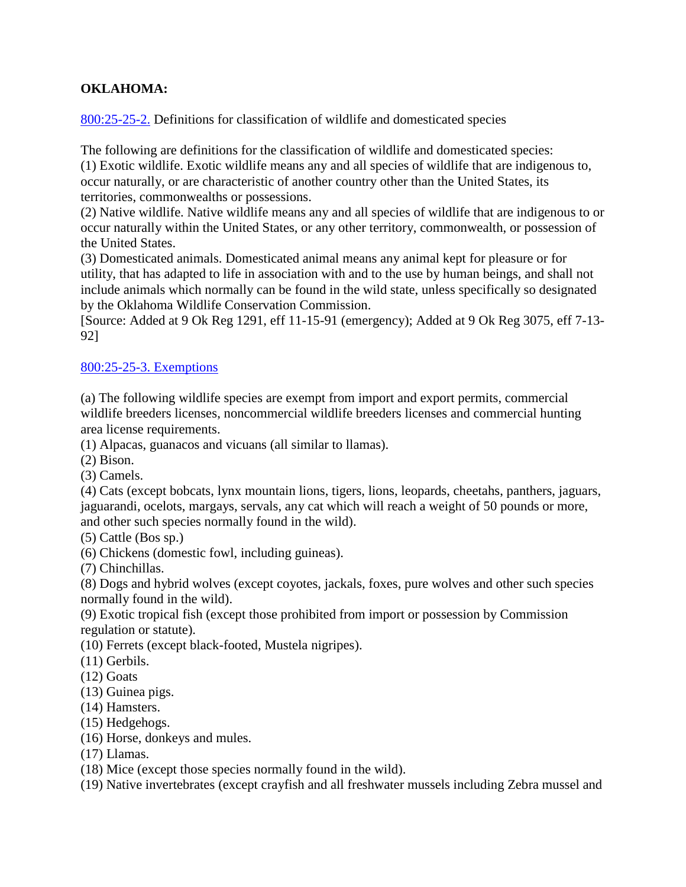**OKLAHOMA:**

800:25-25-2. Definitions for classification of wildlife and domesticated species

The following are definitions for the classification of wildlife and domesticated species:
(1) Exotic wildlife. Exotic wildlife means any and all species of wildlife that are indigenous to, occur naturally, or are characteristic of another country other than the United States, its territories, commonwealths or possessions.
(2) Native wildlife. Native wildlife means any and all species of wildlife that are indigenous to or occur naturally within the United States, or any other territory, commonwealth, or possession of the United States.
(3) Domesticated animals. Domesticated animal means any animal kept for pleasure or for utility, that has adapted to life in association with and to the use by human beings, and shall not include animals which normally can be found in the wild state, unless specifically so designated by the Oklahoma Wildlife Conservation Commission.
[Source: Added at 9 Ok Reg 1291, eff 11-15-91 (emergency); Added at 9 Ok Reg 3075, eff 7-13-92]

800:25-25-3. Exemptions

(a) The following wildlife species are exempt from import and export permits, commercial wildlife breeders licenses, noncommercial wildlife breeders licenses and commercial hunting area license requirements.
(1) Alpacas, guanacos and vicuans (all similar to llamas).
(2) Bison.
(3) Camels.
(4) Cats (except bobcats, lynx mountain lions, tigers, lions, leopards, cheetahs, panthers, jaguars, jaguarandi, ocelots, margays, servals, any cat which will reach a weight of 50 pounds or more, and other such species normally found in the wild).
(5) Cattle (Bos sp.)
(6) Chickens (domestic fowl, including guineas).
(7) Chinchillas.
(8) Dogs and hybrid wolves (except coyotes, jackals, foxes, pure wolves and other such species normally found in the wild).
(9) Exotic tropical fish (except those prohibited from import or possession by Commission regulation or statute).
(10) Ferrets (except black-footed, Mustela nigripes).
(11) Gerbils.
(12) Goats
(13) Guinea pigs.
(14) Hamsters.
(15) Hedgehogs.
(16) Horse, donkeys and mules.
(17) Llamas.
(18) Mice (except those species normally found in the wild).
(19) Native invertebrates (except crayfish and all freshwater mussels including Zebra mussel and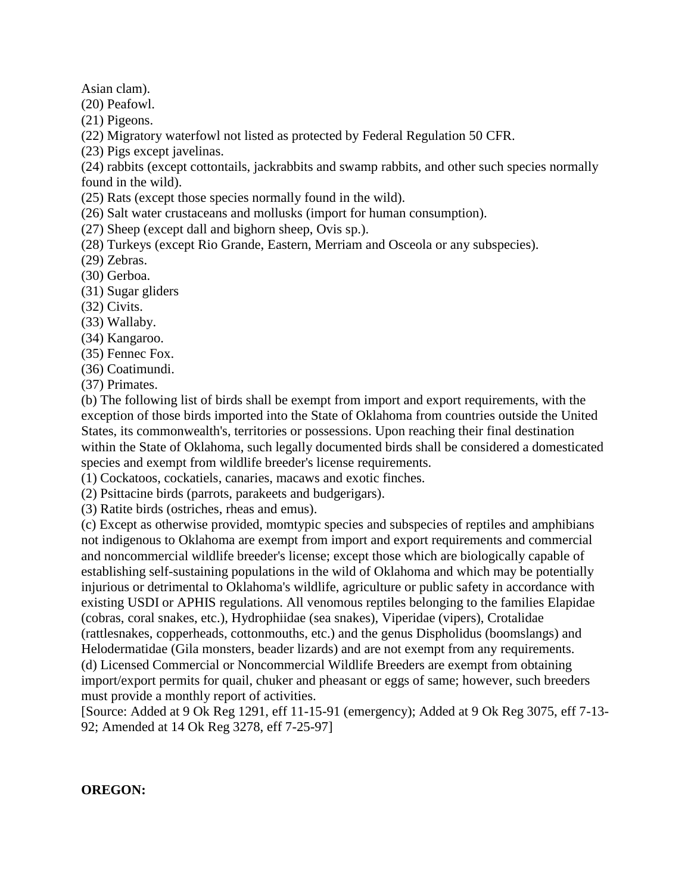Asian clam).

(20) Peafowl.

(21) Pigeons.

(22) Migratory waterfowl not listed as protected by Federal Regulation 50 CFR.

(23) Pigs except javelinas.

(24) rabbits (except cottontails, jackrabbits and swamp rabbits, and other such species normally found in the wild).

(25) Rats (except those species normally found in the wild).

(26) Salt water crustaceans and mollusks (import for human consumption).

(27) Sheep (except dall and bighorn sheep, Ovis sp.).

(28) Turkeys (except Rio Grande, Eastern, Merriam and Osceola or any subspecies).

(29) Zebras.

(30) Gerboa.

(31) Sugar gliders

(32) Civits.

(33) Wallaby.

(34) Kangaroo.

(35) Fennec Fox.

(36) Coatimundi.

(37) Primates.

(b) The following list of birds shall be exempt from import and export requirements, with the exception of those birds imported into the State of Oklahoma from countries outside the United States, its commonwealth's, territories or possessions. Upon reaching their final destination within the State of Oklahoma, such legally documented birds shall be considered a domesticated species and exempt from wildlife breeder's license requirements.

(1) Cockatoos, cockatiels, canaries, macaws and exotic finches.

(2) Psittacine birds (parrots, parakeets and budgerigars).

(3) Ratite birds (ostriches, rheas and emus).

(c) Except as otherwise provided, momtypic species and subspecies of reptiles and amphibians not indigenous to Oklahoma are exempt from import and export requirements and commercial and noncommercial wildlife breeder's license; except those which are biologically capable of establishing self-sustaining populations in the wild of Oklahoma and which may be potentially injurious or detrimental to Oklahoma's wildlife, agriculture or public safety in accordance with existing USDI or APHIS regulations. All venomous reptiles belonging to the families Elapidae (cobras, coral snakes, etc.), Hydrophiidae (sea snakes), Viperidae (vipers), Crotalidae (rattlesnakes, copperheads, cottonmouths, etc.) and the genus Dispholidus (boomslangs) and Helodermatidae (Gila monsters, beader lizards) and are not exempt from any requirements.

(d) Licensed Commercial or Noncommercial Wildlife Breeders are exempt from obtaining import/export permits for quail, chuker and pheasant or eggs of same; however, such breeders must provide a monthly report of activities.

[Source: Added at 9 Ok Reg 1291, eff 11-15-91 (emergency); Added at 9 Ok Reg 3075, eff 7-13-92; Amended at 14 Ok Reg 3278, eff 7-25-97]

**OREGON:**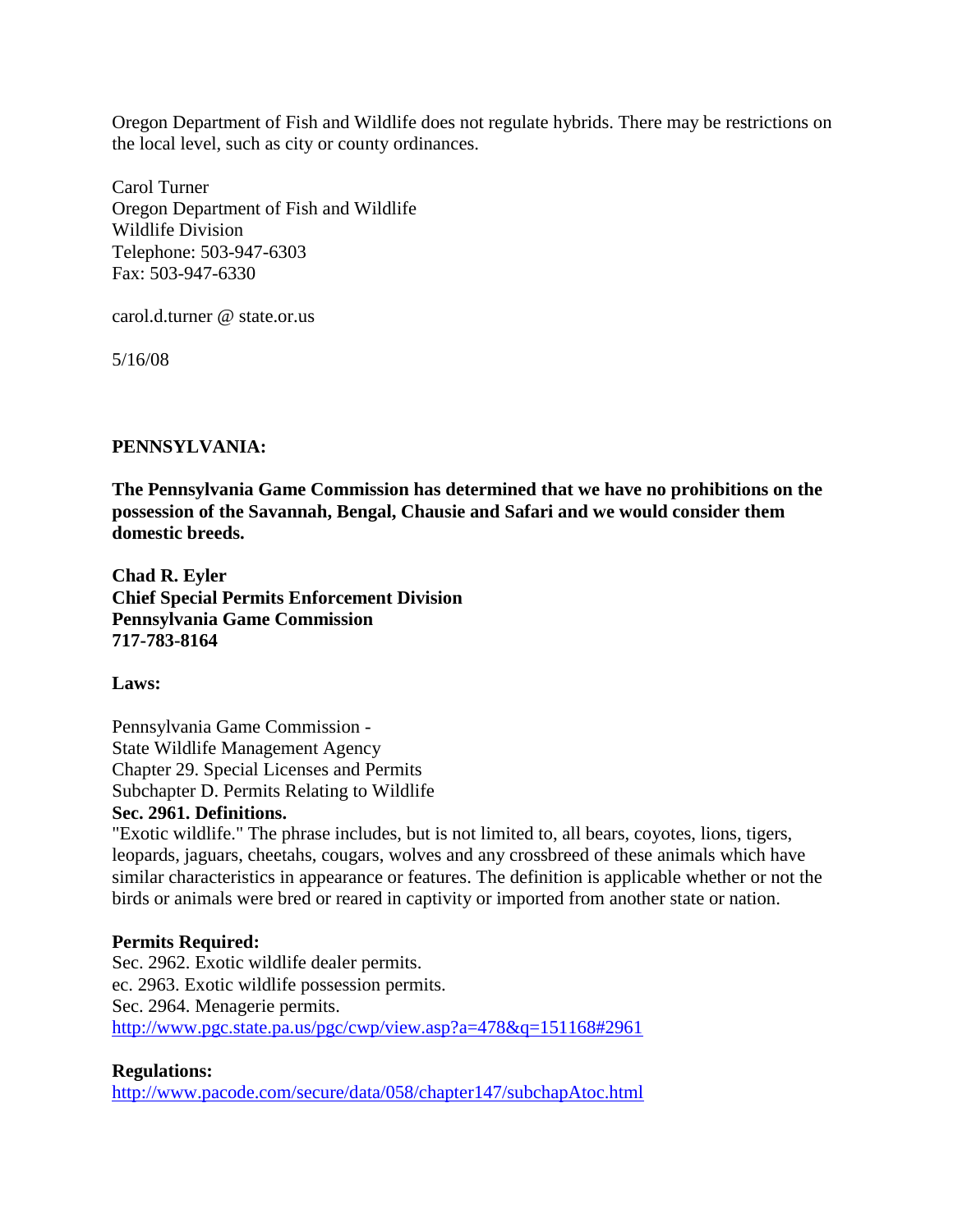Oregon Department of Fish and Wildlife does not regulate hybrids. There may be restrictions on the local level, such as city or county ordinances.

Carol Turner
Oregon Department of Fish and Wildlife
Wildlife Division
Telephone: 503-947-6303
Fax: 503-947-6330

carol.d.turner @ state.or.us

5/16/08

**PENNSYLVANIA:**

**The Pennsylvania Game Commission has determined that we have no prohibitions on the possession of the Savannah, Bengal, Chausie and Safari and we would consider them domestic breeds.**

**Chad R. Eyler**
**Chief Special Permits Enforcement Division**
**Pennsylvania Game Commission**
**717-783-8164**

**Laws:**

Pennsylvania Game Commission -
State Wildlife Management Agency
Chapter 29. Special Licenses and Permits
Subchapter D. Permits Relating to Wildlife
**Sec. 2961. Definitions.**
"Exotic wildlife." The phrase includes, but is not limited to, all bears, coyotes, lions, tigers, leopards, jaguars, cheetahs, cougars, wolves and any crossbreed of these animals which have similar characteristics in appearance or features. The definition is applicable whether or not the birds or animals were bred or reared in captivity or imported from another state or nation.

**Permits Required:**
Sec. 2962. Exotic wildlife dealer permits.
ec. 2963. Exotic wildlife possession permits.
Sec. 2964. Menagerie permits.
http://www.pgc.state.pa.us/pgc/cwp/view.asp?a=478&q=151168#2961

**Regulations:**
http://www.pacode.com/secure/data/058/chapter147/subchapAtoc.html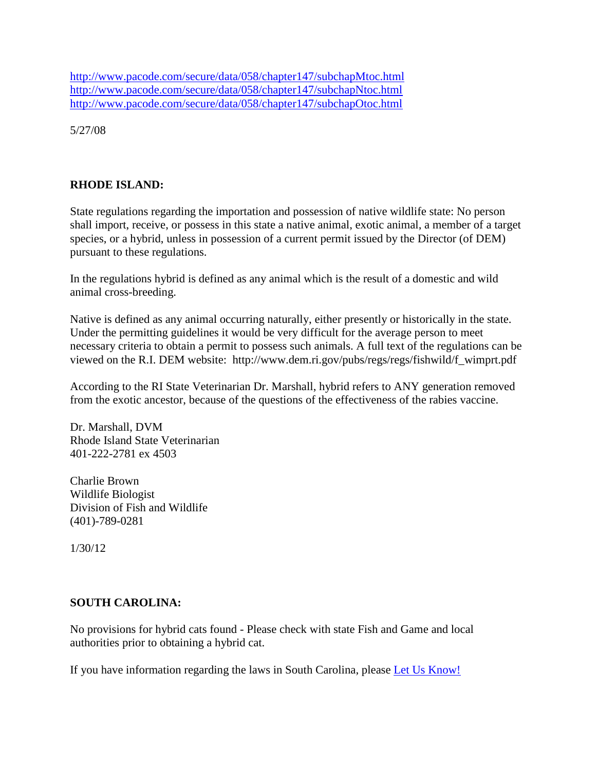http://www.pacode.com/secure/data/058/chapter147/subchapMtoc.html
http://www.pacode.com/secure/data/058/chapter147/subchapNtoc.html
http://www.pacode.com/secure/data/058/chapter147/subchapOtoc.html

5/27/08

## RHODE ISLAND:

State regulations regarding the importation and possession of native wildlife state: No person shall import, receive, or possess in this state a native animal, exotic animal, a member of a target species, or a hybrid, unless in possession of a current permit issued by the Director (of DEM) pursuant to these regulations.

In the regulations hybrid is defined as any animal which is the result of a domestic and wild animal cross-breeding.

Native is defined as any animal occurring naturally, either presently or historically in the state. Under the permitting guidelines it would be very difficult for the average person to meet necessary criteria to obtain a permit to possess such animals. A full text of the regulations can be viewed on the R.I. DEM website: http://www.dem.ri.gov/pubs/regs/regs/fishwild/f_wimprt.pdf

According to the RI State Veterinarian Dr. Marshall, hybrid refers to ANY generation removed from the exotic ancestor, because of the questions of the effectiveness of the rabies vaccine.

Dr. Marshall, DVM
Rhode Island State Veterinarian
401-222-2781 ex 4503

Charlie Brown
Wildlife Biologist
Division of Fish and Wildlife
(401)-789-0281

1/30/12

## SOUTH CAROLINA:

No provisions for hybrid cats found - Please check with state Fish and Game and local authorities prior to obtaining a hybrid cat.

If you have information regarding the laws in South Carolina, please Let Us Know!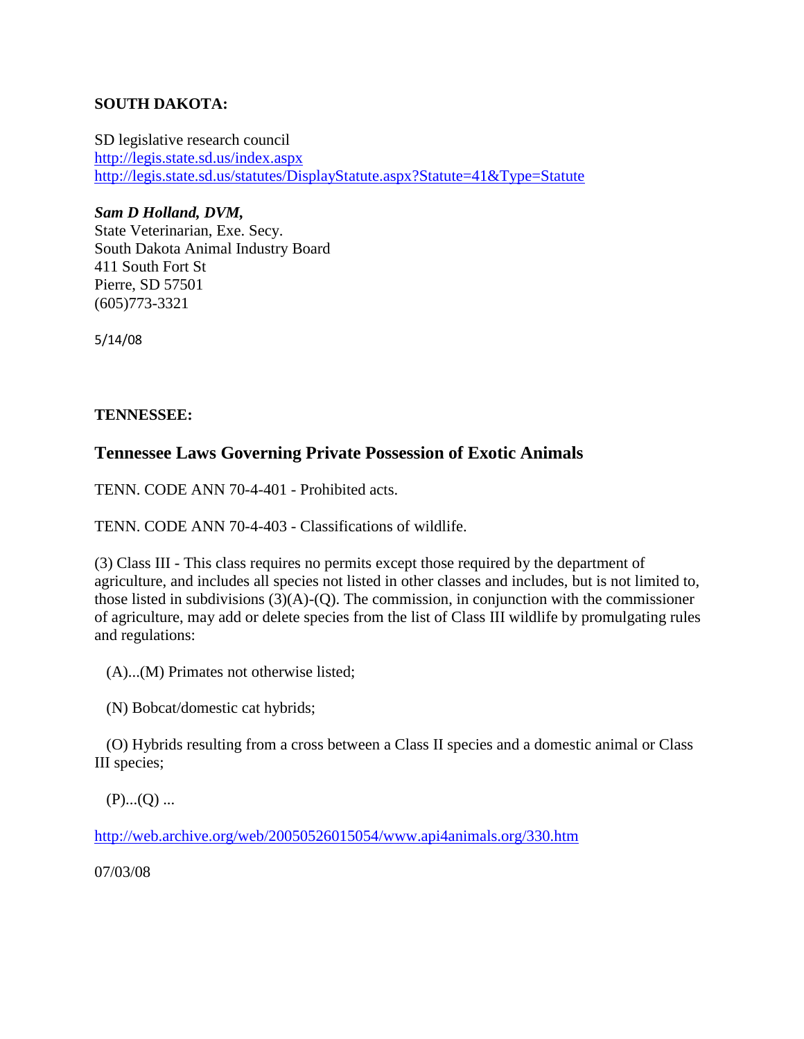**SOUTH DAKOTA:**

SD legislative research council
http://legis.state.sd.us/index.aspx
http://legis.state.sd.us/statutes/DisplayStatute.aspx?Statute=41&Type=Statute

***Sam D Holland, DVM,***
State Veterinarian, Exe. Secy.
South Dakota Animal Industry Board
411 South Fort St
Pierre, SD 57501
(605)773-3321

5/14/08

**TENNESSEE:**

## Tennessee Laws Governing Private Possession of Exotic Animals

TENN. CODE ANN 70-4-401 - Prohibited acts.

TENN. CODE ANN 70-4-403 - Classifications of wildlife.

(3) Class III - This class requires no permits except those required by the department of agriculture, and includes all species not listed in other classes and includes, but is not limited to, those listed in subdivisions (3)(A)-(Q). The commission, in conjunction with the commissioner of agriculture, may add or delete species from the list of Class III wildlife by promulgating rules and regulations:

(A)...(M) Primates not otherwise listed;

(N) Bobcat/domestic cat hybrids;

(O) Hybrids resulting from a cross between a Class II species and a domestic animal or Class III species;

(P)...(Q) ...

http://web.archive.org/web/20050526015054/www.api4animals.org/330.htm

07/03/08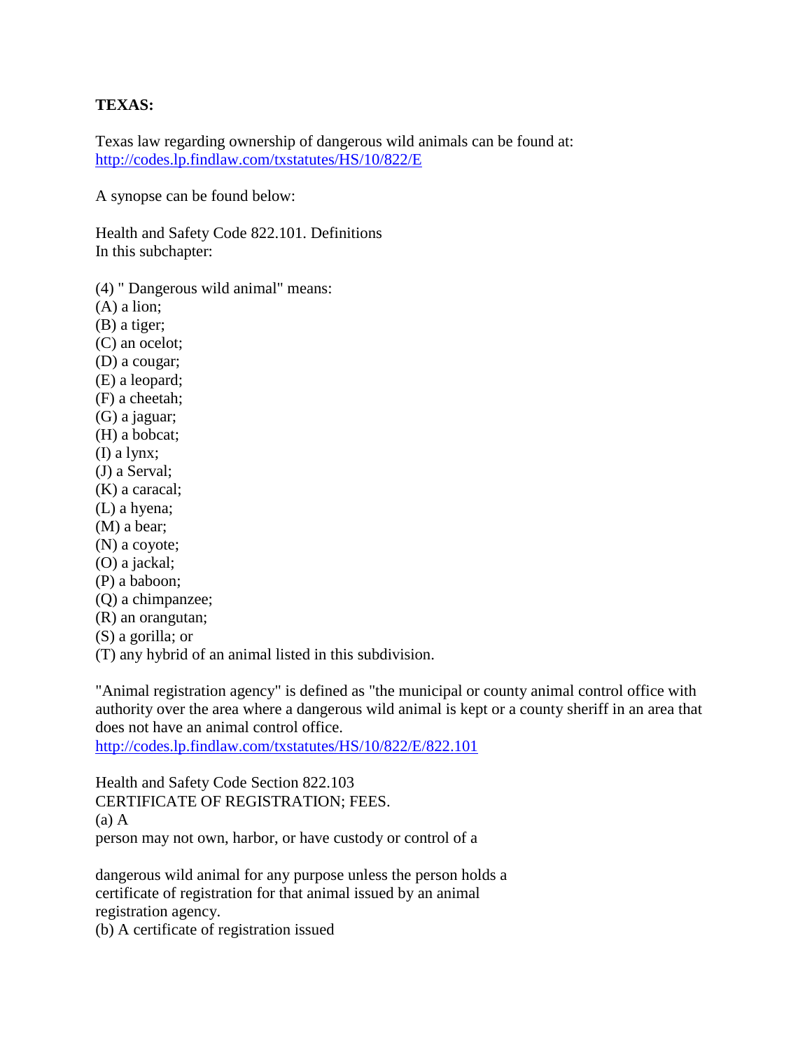**TEXAS:**

Texas law regarding ownership of dangerous wild animals can be found at:
http://codes.lp.findlaw.com/txstatutes/HS/10/822/E

A synopse can be found below:

Health and Safety Code 822.101. Definitions
In this subchapter:

(4) " Dangerous wild animal" means:
(A) a lion;
(B) a tiger;
(C) an ocelot;
(D) a cougar;
(E) a leopard;
(F) a cheetah;
(G) a jaguar;
(H) a bobcat;
(I) a lynx;
(J) a Serval;
(K) a caracal;
(L) a hyena;
(M) a bear;
(N) a coyote;
(O) a jackal;
(P) a baboon;
(Q) a chimpanzee;
(R) an orangutan;
(S) a gorilla; or
(T) any hybrid of an animal listed in this subdivision.

"Animal registration agency" is defined as "the municipal or county animal control office with authority over the area where a dangerous wild animal is kept or a county sheriff in an area that does not have an animal control office.
http://codes.lp.findlaw.com/txstatutes/HS/10/822/E/822.101

Health and Safety Code Section 822.103
CERTIFICATE OF REGISTRATION; FEES.
(a) A
person may not own, harbor, or have custody or control of a

dangerous wild animal for any purpose unless the person holds a
certificate of registration for that animal issued by an animal
registration agency.
(b) A certificate of registration issued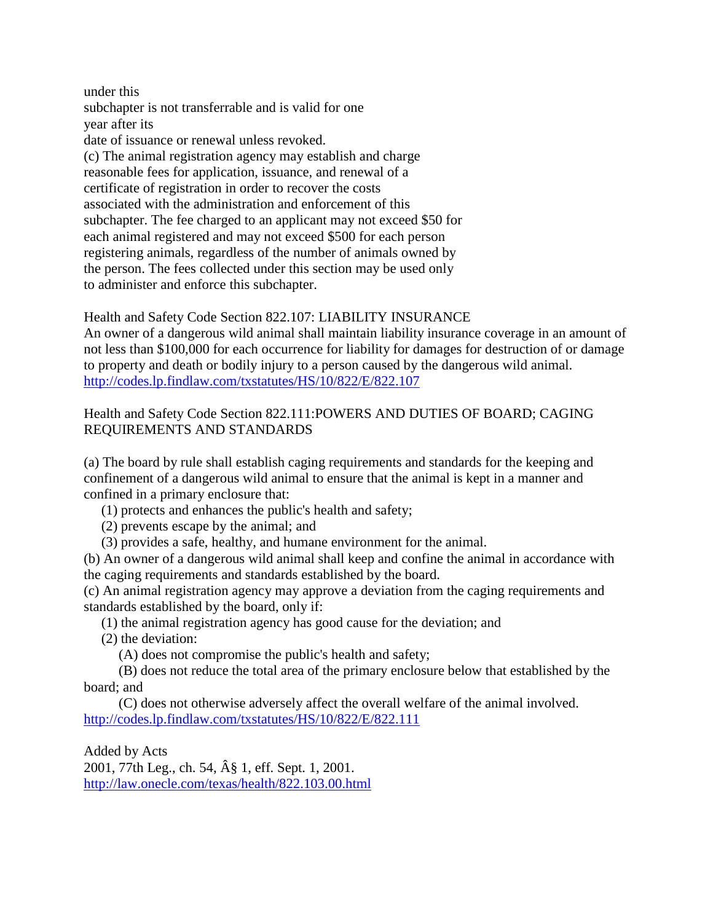under this
subchapter is not transferrable and is valid for one
year after its
date of issuance or renewal unless revoked.
(c) The animal registration agency may establish and charge reasonable fees for application, issuance, and renewal of a certificate of registration in order to recover the costs associated with the administration and enforcement of this subchapter. The fee charged to an applicant may not exceed $50 for each animal registered and may not exceed $500 for each person registering animals, regardless of the number of animals owned by the person. The fees collected under this section may be used only to administer and enforce this subchapter.

Health and Safety Code Section 822.107: LIABILITY INSURANCE
An owner of a dangerous wild animal shall maintain liability insurance coverage in an amount of not less than $100,000 for each occurrence for liability for damages for destruction of or damage to property and death or bodily injury to a person caused by the dangerous wild animal.
http://codes.lp.findlaw.com/txstatutes/HS/10/822/E/822.107

Health and Safety Code Section 822.111:POWERS AND DUTIES OF BOARD; CAGING REQUIREMENTS AND STANDARDS

(a) The board by rule shall establish caging requirements and standards for the keeping and confinement of a dangerous wild animal to ensure that the animal is kept in a manner and confined in a primary enclosure that:
 (1) protects and enhances the public's health and safety;
 (2) prevents escape by the animal; and
 (3) provides a safe, healthy, and humane environment for the animal.
(b) An owner of a dangerous wild animal shall keep and confine the animal in accordance with the caging requirements and standards established by the board.
(c) An animal registration agency may approve a deviation from the caging requirements and standards established by the board, only if:
 (1) the animal registration agency has good cause for the deviation; and
 (2) the deviation:
  (A) does not compromise the public's health and safety;
  (B) does not reduce the total area of the primary enclosure below that established by the board; and
  (C) does not otherwise adversely affect the overall welfare of the animal involved.
http://codes.lp.findlaw.com/txstatutes/HS/10/822/E/822.111

Added by Acts
2001, 77th Leg., ch. 54, Â§ 1, eff. Sept. 1, 2001.
http://law.onecle.com/texas/health/822.103.00.html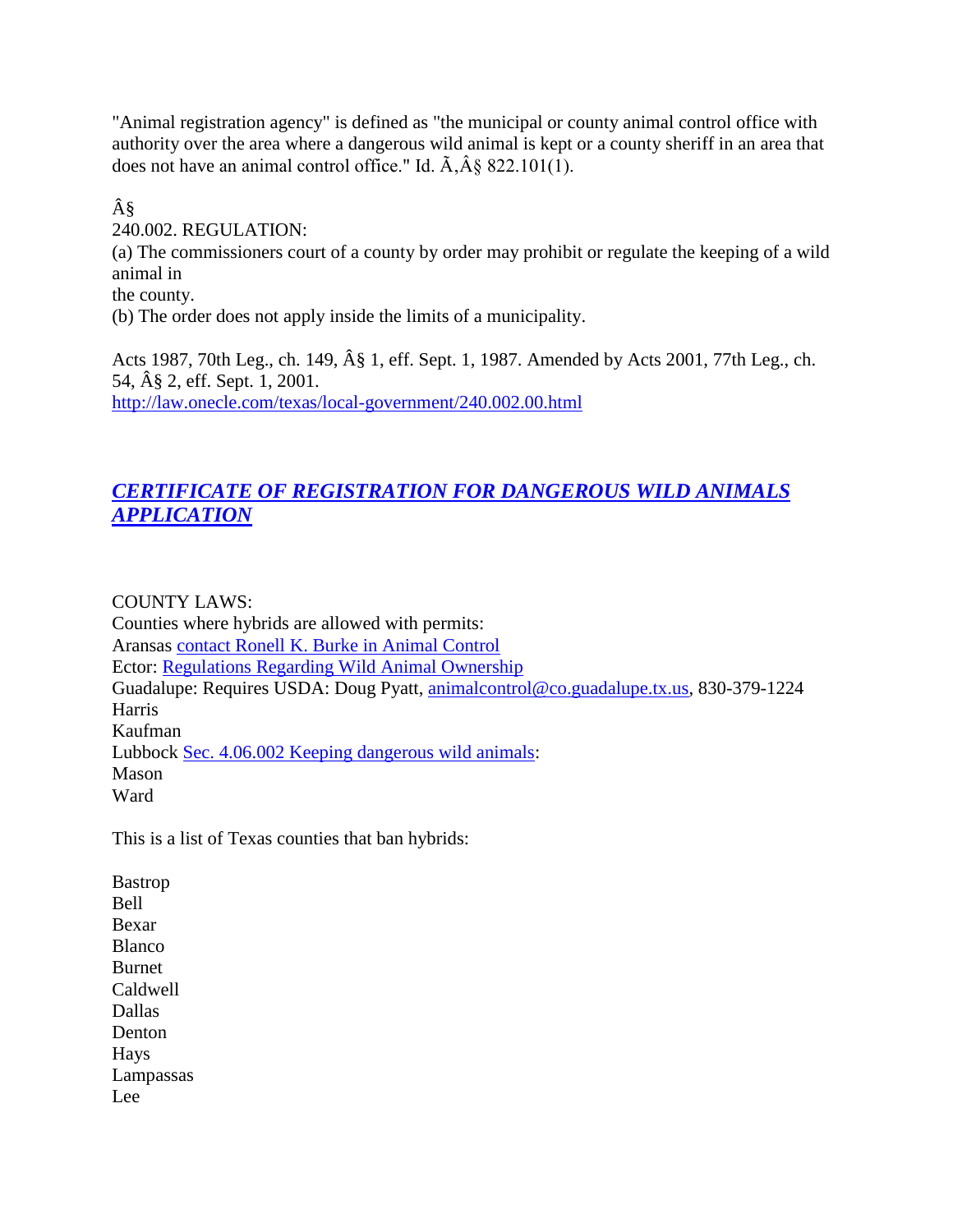"Animal registration agency" is defined as "the municipal or county animal control office with authority over the area where a dangerous wild animal is kept or a county sheriff in an area that does not have an animal control office." Id. Ã‚Â§ 822.101(1).

Â§
240.002. REGULATION:
(a) The commissioners court of a county by order may prohibit or regulate the keeping of a wild animal in
the county.
(b) The order does not apply inside the limits of a municipality.

Acts 1987, 70th Leg., ch. 149, Â§ 1, eff. Sept. 1, 1987. Amended by Acts 2001, 77th Leg., ch. 54, Â§ 2, eff. Sept. 1, 2001.
http://law.onecle.com/texas/local-government/240.002.00.html

## *CERTIFICATE OF REGISTRATION FOR DANGEROUS WILD ANIMALS APPLICATION*

COUNTY LAWS:
Counties where hybrids are allowed with permits:
Aransas contact Ronell K. Burke in Animal Control
Ector: Regulations Regarding Wild Animal Ownership
Guadalupe: Requires USDA: Doug Pyatt, animalcontrol@co.guadalupe.tx.us, 830-379-1224
Harris
Kaufman
Lubbock Sec. 4.06.002 Keeping dangerous wild animals:
Mason
Ward

This is a list of Texas counties that ban hybrids:

Bastrop
Bell
Bexar
Blanco
Burnet
Caldwell
Dallas
Denton
Hays
Lampassas
Lee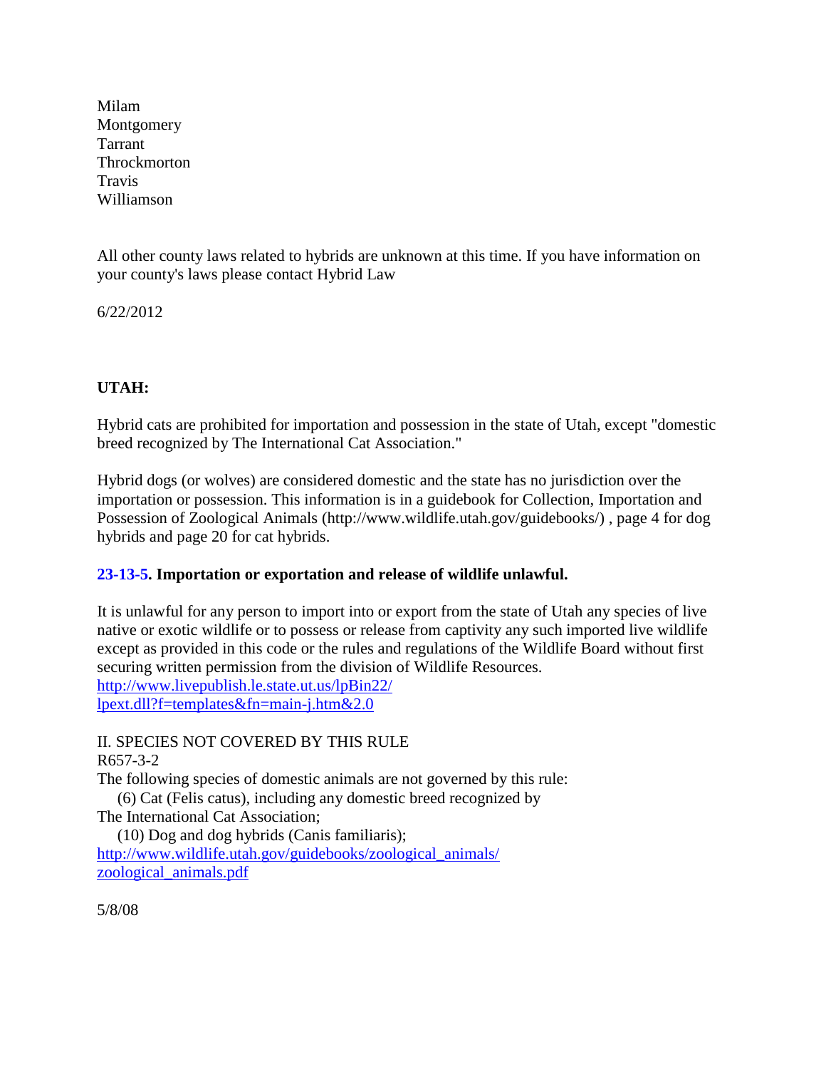Milam
Montgomery
Tarrant
Throckmorton
Travis
Williamson

All other county laws related to hybrids are unknown at this time. If you have information on your county's laws please contact Hybrid Law

6/22/2012

**UTAH:**

Hybrid cats are prohibited for importation and possession in the state of Utah, except "domestic breed recognized by The International Cat Association."

Hybrid dogs (or wolves) are considered domestic and the state has no jurisdiction over the importation or possession. This information is in a guidebook for Collection, Importation and Possession of Zoological Animals (http://www.wildlife.utah.gov/guidebooks/) , page 4 for dog hybrids and page 20 for cat hybrids.

**23-13-5. Importation or exportation and release of wildlife unlawful.**

It is unlawful for any person to import into or export from the state of Utah any species of live native or exotic wildlife or to possess or release from captivity any such imported live wildlife except as provided in this code or the rules and regulations of the Wildlife Board without first securing written permission from the division of Wildlife Resources.
http://www.livepublish.le.state.ut.us/lpBin22/lpext.dll?f=templates&fn=main-j.htm&2.0

II. SPECIES NOT COVERED BY THIS RULE
R657-3-2
The following species of domestic animals are not governed by this rule:
(6) Cat (Felis catus), including any domestic breed recognized by The International Cat Association;
(10) Dog and dog hybrids (Canis familiaris);
http://www.wildlife.utah.gov/guidebooks/zoological_animals/zoological_animals.pdf

5/8/08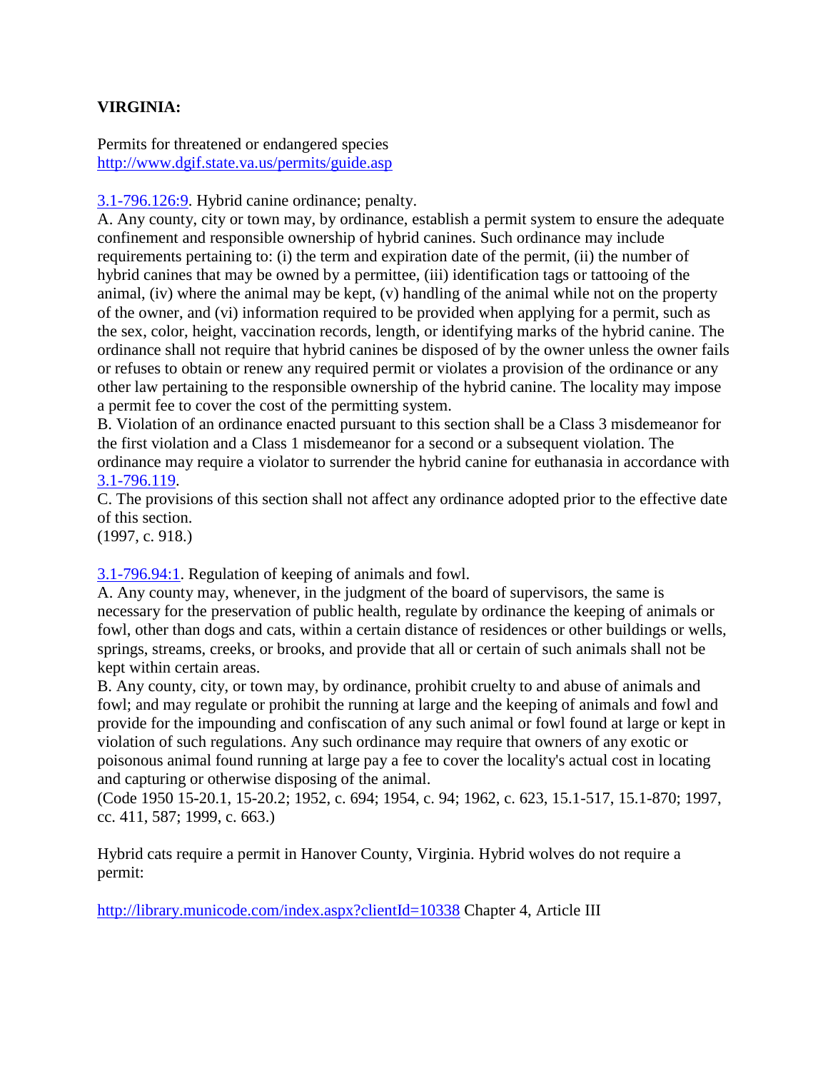**VIRGINIA:**

Permits for threatened or endangered species
http://www.dgif.state.va.us/permits/guide.asp

3.1-796.126:9. Hybrid canine ordinance; penalty.
A. Any county, city or town may, by ordinance, establish a permit system to ensure the adequate confinement and responsible ownership of hybrid canines. Such ordinance may include requirements pertaining to: (i) the term and expiration date of the permit, (ii) the number of hybrid canines that may be owned by a permittee, (iii) identification tags or tattooing of the animal, (iv) where the animal may be kept, (v) handling of the animal while not on the property of the owner, and (vi) information required to be provided when applying for a permit, such as the sex, color, height, vaccination records, length, or identifying marks of the hybrid canine. The ordinance shall not require that hybrid canines be disposed of by the owner unless the owner fails or refuses to obtain or renew any required permit or violates a provision of the ordinance or any other law pertaining to the responsible ownership of the hybrid canine. The locality may impose a permit fee to cover the cost of the permitting system.
B. Violation of an ordinance enacted pursuant to this section shall be a Class 3 misdemeanor for the first violation and a Class 1 misdemeanor for a second or a subsequent violation. The ordinance may require a violator to surrender the hybrid canine for euthanasia in accordance with 3.1-796.119.
C. The provisions of this section shall not affect any ordinance adopted prior to the effective date of this section.
(1997, c. 918.)

3.1-796.94:1. Regulation of keeping of animals and fowl.
A. Any county may, whenever, in the judgment of the board of supervisors, the same is necessary for the preservation of public health, regulate by ordinance the keeping of animals or fowl, other than dogs and cats, within a certain distance of residences or other buildings or wells, springs, streams, creeks, or brooks, and provide that all or certain of such animals shall not be kept within certain areas.
B. Any county, city, or town may, by ordinance, prohibit cruelty to and abuse of animals and fowl; and may regulate or prohibit the running at large and the keeping of animals and fowl and provide for the impounding and confiscation of any such animal or fowl found at large or kept in violation of such regulations. Any such ordinance may require that owners of any exotic or poisonous animal found running at large pay a fee to cover the locality's actual cost in locating and capturing or otherwise disposing of the animal.
(Code 1950 15-20.1, 15-20.2; 1952, c. 694; 1954, c. 94; 1962, c. 623, 15.1-517, 15.1-870; 1997, cc. 411, 587; 1999, c. 663.)

Hybrid cats require a permit in Hanover County, Virginia. Hybrid wolves do not require a permit:

http://library.municode.com/index.aspx?clientId=10338 Chapter 4, Article III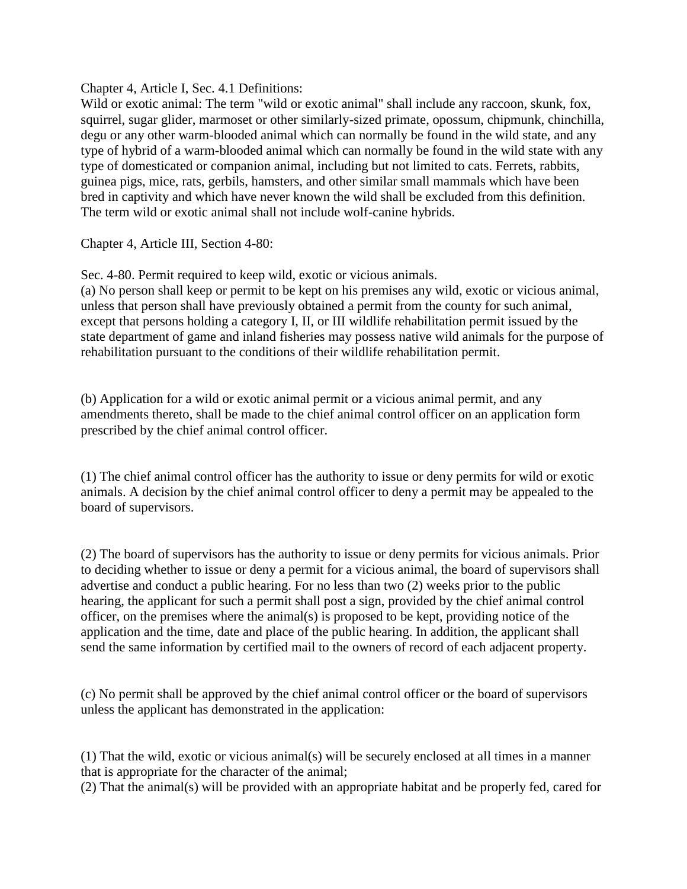Chapter 4, Article I, Sec. 4.1 Definitions:

Wild or exotic animal: The term "wild or exotic animal" shall include any raccoon, skunk, fox, squirrel, sugar glider, marmoset or other similarly-sized primate, opossum, chipmunk, chinchilla, degu or any other warm-blooded animal which can normally be found in the wild state, and any type of hybrid of a warm-blooded animal which can normally be found in the wild state with any type of domesticated or companion animal, including but not limited to cats. Ferrets, rabbits, guinea pigs, mice, rats, gerbils, hamsters, and other similar small mammals which have been bred in captivity and which have never known the wild shall be excluded from this definition. The term wild or exotic animal shall not include wolf-canine hybrids.

Chapter 4, Article III, Section 4-80:

Sec. 4-80. Permit required to keep wild, exotic or vicious animals.

(a) No person shall keep or permit to be kept on his premises any wild, exotic or vicious animal, unless that person shall have previously obtained a permit from the county for such animal, except that persons holding a category I, II, or III wildlife rehabilitation permit issued by the state department of game and inland fisheries may possess native wild animals for the purpose of rehabilitation pursuant to the conditions of their wildlife rehabilitation permit.

(b) Application for a wild or exotic animal permit or a vicious animal permit, and any amendments thereto, shall be made to the chief animal control officer on an application form prescribed by the chief animal control officer.

(1) The chief animal control officer has the authority to issue or deny permits for wild or exotic animals. A decision by the chief animal control officer to deny a permit may be appealed to the board of supervisors.

(2) The board of supervisors has the authority to issue or deny permits for vicious animals. Prior to deciding whether to issue or deny a permit for a vicious animal, the board of supervisors shall advertise and conduct a public hearing. For no less than two (2) weeks prior to the public hearing, the applicant for such a permit shall post a sign, provided by the chief animal control officer, on the premises where the animal(s) is proposed to be kept, providing notice of the application and the time, date and place of the public hearing. In addition, the applicant shall send the same information by certified mail to the owners of record of each adjacent property.

(c) No permit shall be approved by the chief animal control officer or the board of supervisors unless the applicant has demonstrated in the application:

(1) That the wild, exotic or vicious animal(s) will be securely enclosed at all times in a manner that is appropriate for the character of the animal;

(2) That the animal(s) will be provided with an appropriate habitat and be properly fed, cared for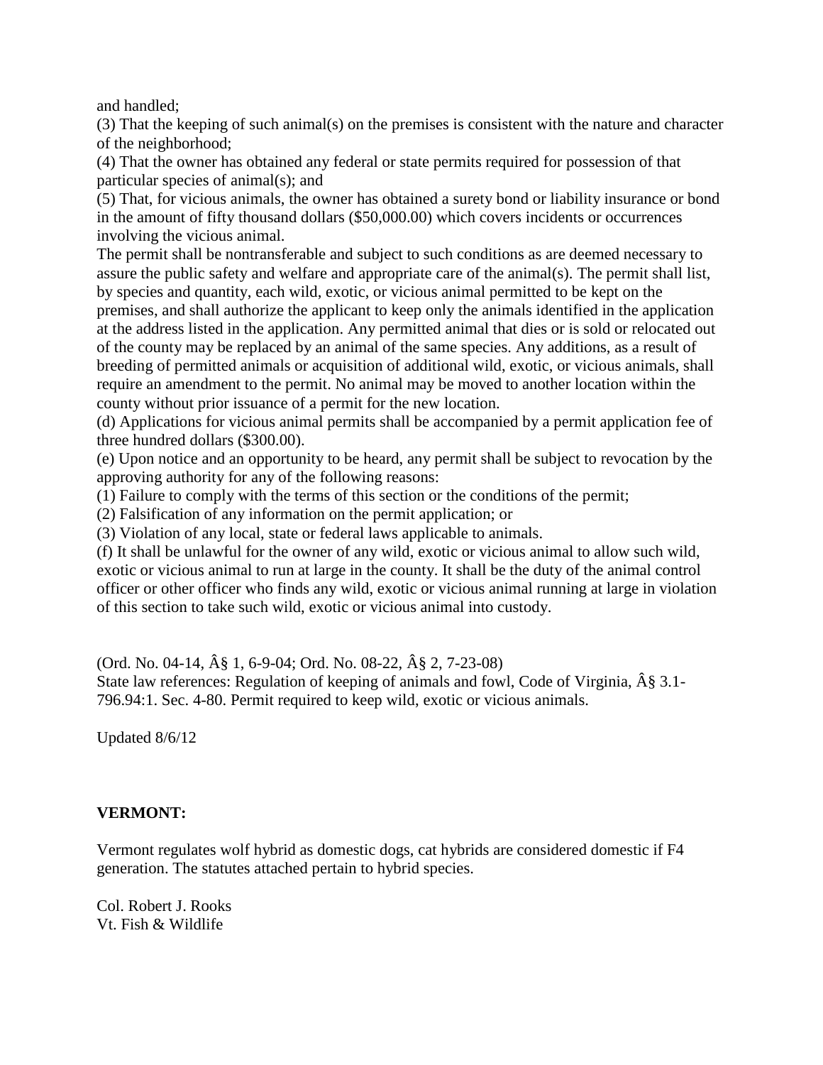and handled;

(3) That the keeping of such animal(s) on the premises is consistent with the nature and character of the neighborhood;

(4) That the owner has obtained any federal or state permits required for possession of that particular species of animal(s); and

(5) That, for vicious animals, the owner has obtained a surety bond or liability insurance or bond in the amount of fifty thousand dollars ($50,000.00) which covers incidents or occurrences involving the vicious animal.

The permit shall be nontransferable and subject to such conditions as are deemed necessary to assure the public safety and welfare and appropriate care of the animal(s). The permit shall list, by species and quantity, each wild, exotic, or vicious animal permitted to be kept on the premises, and shall authorize the applicant to keep only the animals identified in the application at the address listed in the application. Any permitted animal that dies or is sold or relocated out of the county may be replaced by an animal of the same species. Any additions, as a result of breeding of permitted animals or acquisition of additional wild, exotic, or vicious animals, shall require an amendment to the permit. No animal may be moved to another location within the county without prior issuance of a permit for the new location.

(d) Applications for vicious animal permits shall be accompanied by a permit application fee of three hundred dollars ($300.00).

(e) Upon notice and an opportunity to be heard, any permit shall be subject to revocation by the approving authority for any of the following reasons:

(1) Failure to comply with the terms of this section or the conditions of the permit;

(2) Falsification of any information on the permit application; or

(3) Violation of any local, state or federal laws applicable to animals.

(f) It shall be unlawful for the owner of any wild, exotic or vicious animal to allow such wild, exotic or vicious animal to run at large in the county. It shall be the duty of the animal control officer or other officer who finds any wild, exotic or vicious animal running at large in violation of this section to take such wild, exotic or vicious animal into custody.

(Ord. No. 04-14, Â§ 1, 6-9-04; Ord. No. 08-22, Â§ 2, 7-23-08)

State law references: Regulation of keeping of animals and fowl, Code of Virginia, Â§ 3.1-796.94:1. Sec. 4-80. Permit required to keep wild, exotic or vicious animals.

Updated 8/6/12

**VERMONT:**

Vermont regulates wolf hybrid as domestic dogs, cat hybrids are considered domestic if F4 generation. The statutes attached pertain to hybrid species.

Col. Robert J. Rooks
Vt. Fish & Wildlife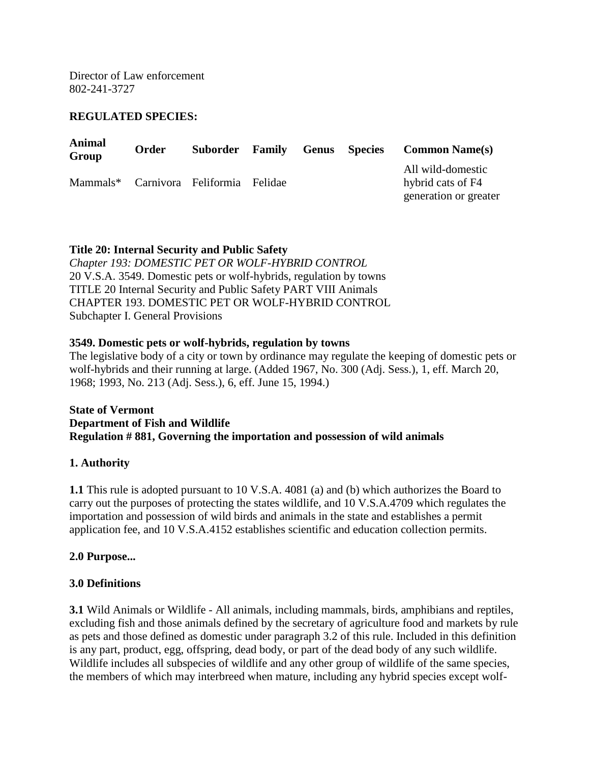Director of Law enforcement
802-241-3727

**REGULATED SPECIES:**

| Animal Group | Order | Suborder | Family | Genus | Species | Common Name(s) |
|---|---|---|---|---|---|---|
| Mammals* | Carnivora | Feliformia | Felidae | | | All wild-domestic hybrid cats of F4 generation or greater |

**Title 20: Internal Security and Public Safety**
*Chapter 193: DOMESTIC PET OR WOLF-HYBRID CONTROL*
20 V.S.A. 3549. Domestic pets or wolf-hybrids, regulation by towns
TITLE 20 Internal Security and Public Safety PART VIII Animals
CHAPTER 193. DOMESTIC PET OR WOLF-HYBRID CONTROL
Subchapter I. General Provisions

**3549. Domestic pets or wolf-hybrids, regulation by towns**
The legislative body of a city or town by ordinance may regulate the keeping of domestic pets or wolf-hybrids and their running at large. (Added 1967, No. 300 (Adj. Sess.), 1, eff. March 20, 1968; 1993, No. 213 (Adj. Sess.), 6, eff. June 15, 1994.)

**State of Vermont**
**Department of Fish and Wildlife**
**Regulation # 881, Governing the importation and possession of wild animals**

**1. Authority**

**1.1** This rule is adopted pursuant to 10 V.S.A. 4081 (a) and (b) which authorizes the Board to carry out the purposes of protecting the states wildlife, and 10 V.S.A.4709 which regulates the importation and possession of wild birds and animals in the state and establishes a permit application fee, and 10 V.S.A.4152 establishes scientific and education collection permits.

**2.0 Purpose...**

**3.0 Definitions**

**3.1** Wild Animals or Wildlife - All animals, including mammals, birds, amphibians and reptiles, excluding fish and those animals defined by the secretary of agriculture food and markets by rule as pets and those defined as domestic under paragraph 3.2 of this rule. Included in this definition is any part, product, egg, offspring, dead body, or part of the dead body of any such wildlife. Wildlife includes all subspecies of wildlife and any other group of wildlife of the same species, the members of which may interbreed when mature, including any hybrid species except wolf-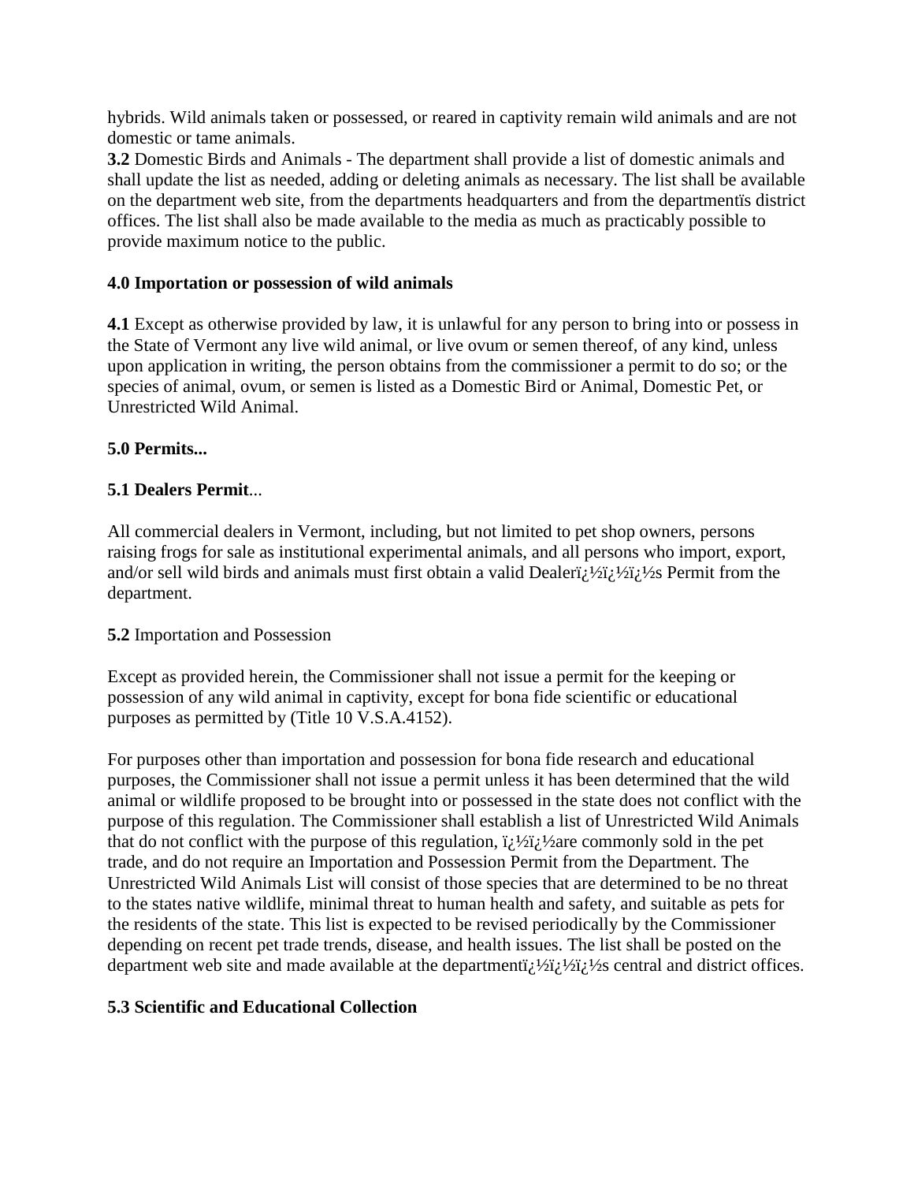hybrids. Wild animals taken or possessed, or reared in captivity remain wild animals and are not domestic or tame animals.

**3.2** Domestic Birds and Animals - The department shall provide a list of domestic animals and shall update the list as needed, adding or deleting animals as necessary. The list shall be available on the department web site, from the departments headquarters and from the departmentïs district offices. The list shall also be made available to the media as much as practicably possible to provide maximum notice to the public.

**4.0 Importation or possession of wild animals**

**4.1** Except as otherwise provided by law, it is unlawful for any person to bring into or possess in the State of Vermont any live wild animal, or live ovum or semen thereof, of any kind, unless upon application in writing, the person obtains from the commissioner a permit to do so; or the species of animal, ovum, or semen is listed as a Domestic Bird or Animal, Domestic Pet, or Unrestricted Wild Animal.

**5.0 Permits...**

**5.1 Dealers Permit**...

All commercial dealers in Vermont, including, but not limited to pet shop owners, persons raising frogs for sale as institutional experimental animals, and all persons who import, export, and/or sell wild birds and animals must first obtain a valid Dealerï¿½ï¿½ï¿½s Permit from the department.

**5.2** Importation and Possession

Except as provided herein, the Commissioner shall not issue a permit for the keeping or possession of any wild animal in captivity, except for bona fide scientific or educational purposes as permitted by (Title 10 V.S.A.4152).

For purposes other than importation and possession for bona fide research and educational purposes, the Commissioner shall not issue a permit unless it has been determined that the wild animal or wildlife proposed to be brought into or possessed in the state does not conflict with the purpose of this regulation. The Commissioner shall establish a list of Unrestricted Wild Animals that do not conflict with the purpose of this regulation, ï¿½ï¿½are commonly sold in the pet trade, and do not require an Importation and Possession Permit from the Department. The Unrestricted Wild Animals List will consist of those species that are determined to be no threat to the states native wildlife, minimal threat to human health and safety, and suitable as pets for the residents of the state. This list is expected to be revised periodically by the Commissioner depending on recent pet trade trends, disease, and health issues. The list shall be posted on the department web site and made available at the departmentï¿½ï¿½ï¿½s central and district offices.

**5.3 Scientific and Educational Collection**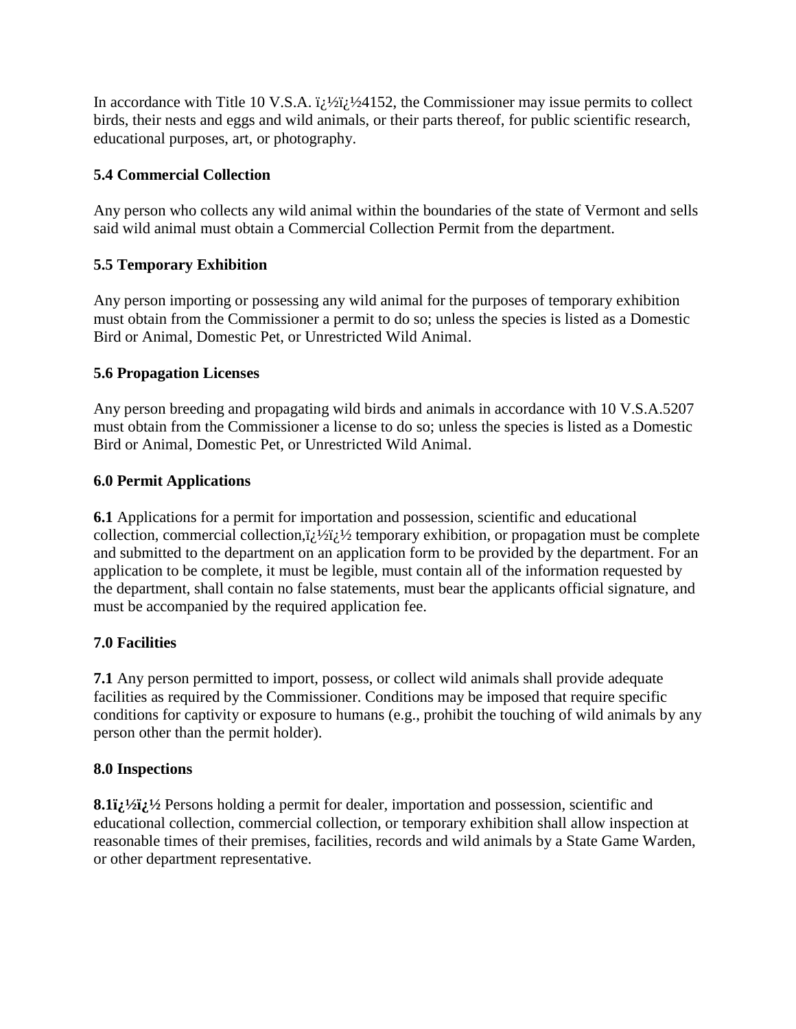In accordance with Title 10 V.S.A. ï¿½ï¿½4152, the Commissioner may issue permits to collect birds, their nests and eggs and wild animals, or their parts thereof, for public scientific research, educational purposes, art, or photography.

**5.4 Commercial Collection**

Any person who collects any wild animal within the boundaries of the state of Vermont and sells said wild animal must obtain a Commercial Collection Permit from the department.

**5.5 Temporary Exhibition**

Any person importing or possessing any wild animal for the purposes of temporary exhibition must obtain from the Commissioner a permit to do so; unless the species is listed as a Domestic Bird or Animal, Domestic Pet, or Unrestricted Wild Animal.

**5.6 Propagation Licenses**

Any person breeding and propagating wild birds and animals in accordance with 10 V.S.A.5207 must obtain from the Commissioner a license to do so; unless the species is listed as a Domestic Bird or Animal, Domestic Pet, or Unrestricted Wild Animal.

**6.0 Permit Applications**

**6.1** Applications for a permit for importation and possession, scientific and educational collection, commercial collection,ï¿½ï¿½ temporary exhibition, or propagation must be complete and submitted to the department on an application form to be provided by the department. For an application to be complete, it must be legible, must contain all of the information requested by the department, shall contain no false statements, must bear the applicants official signature, and must be accompanied by the required application fee.

**7.0 Facilities**

**7.1** Any person permitted to import, possess, or collect wild animals shall provide adequate facilities as required by the Commissioner. Conditions may be imposed that require specific conditions for captivity or exposure to humans (e.g., prohibit the touching of wild animals by any person other than the permit holder).

**8.0 Inspections**

**8.1ï¿½ï¿½** Persons holding a permit for dealer, importation and possession, scientific and educational collection, commercial collection, or temporary exhibition shall allow inspection at reasonable times of their premises, facilities, records and wild animals by a State Game Warden, or other department representative.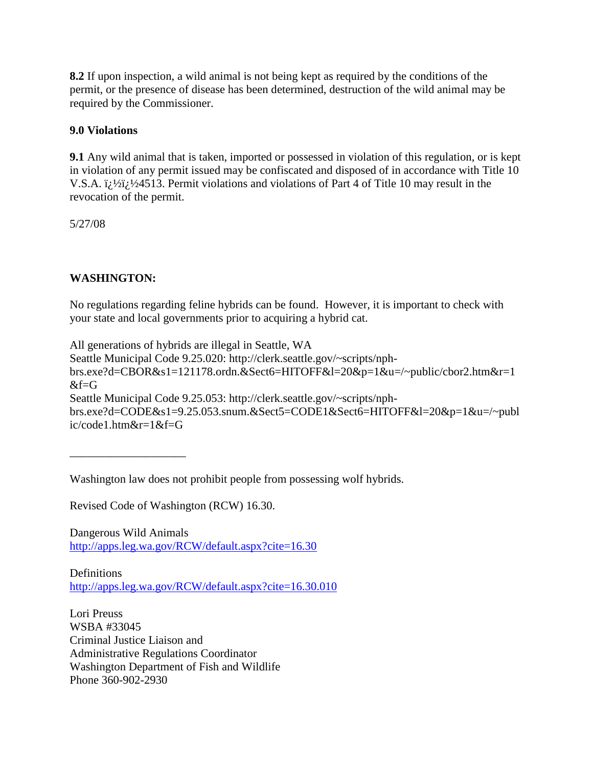**8.2** If upon inspection, a wild animal is not being kept as required by the conditions of the permit, or the presence of disease has been determined, destruction of the wild animal may be required by the Commissioner.

**9.0 Violations**

**9.1** Any wild animal that is taken, imported or possessed in violation of this regulation, or is kept in violation of any permit issued may be confiscated and disposed of in accordance with Title 10 V.S.A. ï¿½ï¿½4513. Permit violations and violations of Part 4 of Title 10 may result in the revocation of the permit.

5/27/08

**WASHINGTON:**

No regulations regarding feline hybrids can be found. However, it is important to check with your state and local governments prior to acquiring a hybrid cat.

All generations of hybrids are illegal in Seattle, WA
Seattle Municipal Code 9.25.020: http://clerk.seattle.gov/~scripts/nph-brs.exe?d=CBOR&s1=121178.ordn.&Sect6=HITOFF&l=20&p=1&u=/~public/cbor2.htm&r=1&f=G
Seattle Municipal Code 9.25.053: http://clerk.seattle.gov/~scripts/nph-brs.exe?d=CODE&s1=9.25.053.snum.&Sect5=CODE1&Sect6=HITOFF&l=20&p=1&u=/~public/code1.htm&r=1&f=G

____________________

Washington law does not prohibit people from possessing wolf hybrids.

Revised Code of Washington (RCW) 16.30.

Dangerous Wild Animals
http://apps.leg.wa.gov/RCW/default.aspx?cite=16.30

Definitions
http://apps.leg.wa.gov/RCW/default.aspx?cite=16.30.010

Lori Preuss
WSBA #33045
Criminal Justice Liaison and
Administrative Regulations Coordinator
Washington Department of Fish and Wildlife
Phone 360-902-2930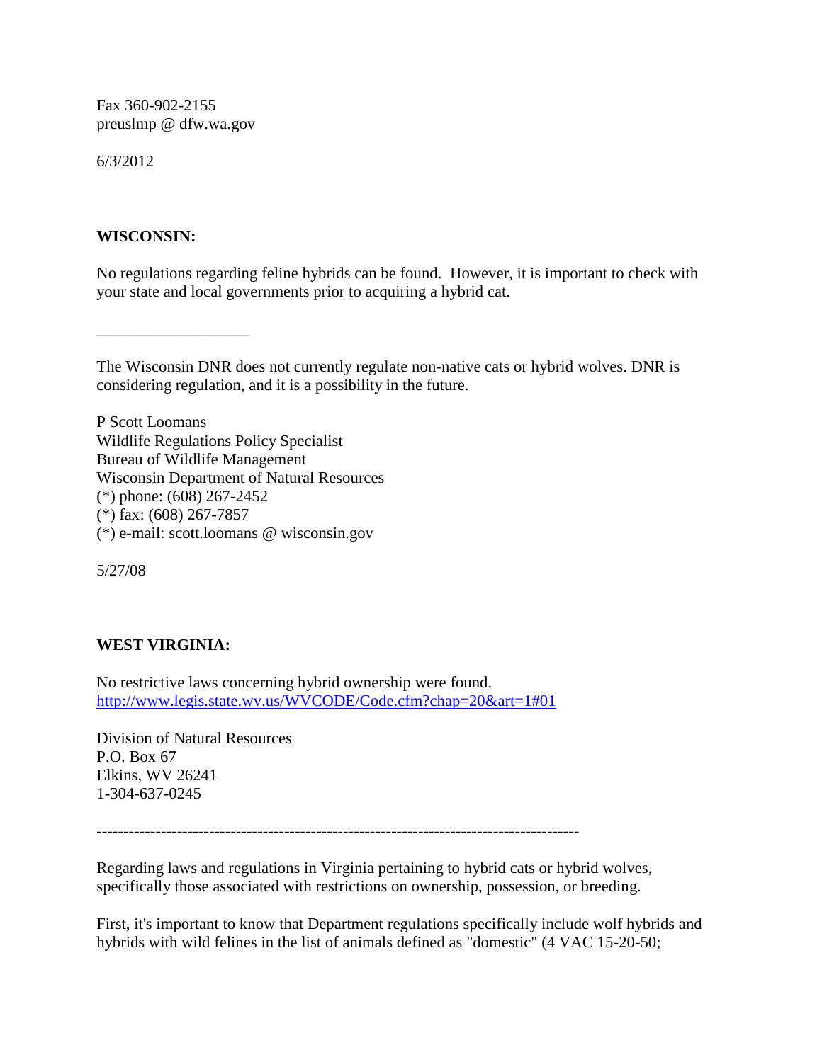Fax 360-902-2155
preuslmp @ dfw.wa.gov

6/3/2012

**WISCONSIN:**

No regulations regarding feline hybrids can be found. However, it is important to check with your state and local governments prior to acquiring a hybrid cat.

___________________

The Wisconsin DNR does not currently regulate non-native cats or hybrid wolves. DNR is considering regulation, and it is a possibility in the future.

P Scott Loomans
Wildlife Regulations Policy Specialist
Bureau of Wildlife Management
Wisconsin Department of Natural Resources
(*) phone: (608) 267-2452
(*) fax: (608) 267-7857
(*) e-mail: scott.loomans @ wisconsin.gov

5/27/08

**WEST VIRGINIA:**

No restrictive laws concerning hybrid ownership were found.
[http://www.legis.state.wv.us/WVCODE/Code.cfm?chap=20&art=1#01](http://www.legis.state.wv.us/WVCODE/Code.cfm?chap=20&art=1#01)

Division of Natural Resources
P.O. Box 67
Elkins, WV 26241
1-304-637-0245

---------------------------------------------------------------------------------------

Regarding laws and regulations in Virginia pertaining to hybrid cats or hybrid wolves, specifically those associated with restrictions on ownership, possession, or breeding.

First, it's important to know that Department regulations specifically include wolf hybrids and hybrids with wild felines in the list of animals defined as "domestic" (4 VAC 15-20-50;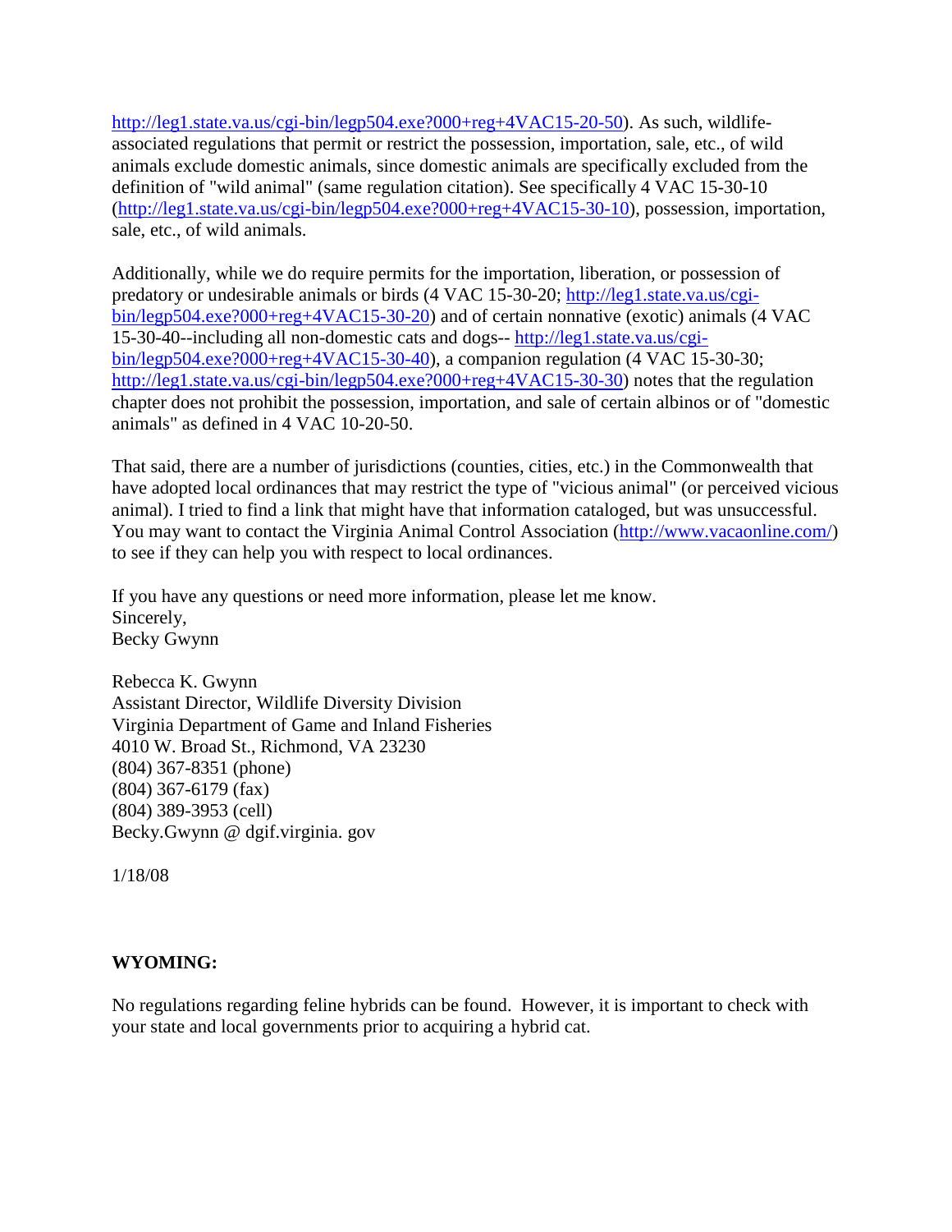http://leg1.state.va.us/cgi-bin/legp504.exe?000+reg+4VAC15-20-50). As such, wildlife-associated regulations that permit or restrict the possession, importation, sale, etc., of wild animals exclude domestic animals, since domestic animals are specifically excluded from the definition of "wild animal" (same regulation citation). See specifically 4 VAC 15-30-10 (http://leg1.state.va.us/cgi-bin/legp504.exe?000+reg+4VAC15-30-10), possession, importation, sale, etc., of wild animals.

Additionally, while we do require permits for the importation, liberation, or possession of predatory or undesirable animals or birds (4 VAC 15-30-20; http://leg1.state.va.us/cgi-bin/legp504.exe?000+reg+4VAC15-30-20) and of certain nonnative (exotic) animals (4 VAC 15-30-40--including all non-domestic cats and dogs-- http://leg1.state.va.us/cgi-bin/legp504.exe?000+reg+4VAC15-30-40), a companion regulation (4 VAC 15-30-30; http://leg1.state.va.us/cgi-bin/legp504.exe?000+reg+4VAC15-30-30) notes that the regulation chapter does not prohibit the possession, importation, and sale of certain albinos or of "domestic animals" as defined in 4 VAC 10-20-50.

That said, there are a number of jurisdictions (counties, cities, etc.) in the Commonwealth that have adopted local ordinances that may restrict the type of "vicious animal" (or perceived vicious animal). I tried to find a link that might have that information cataloged, but was unsuccessful. You may want to contact the Virginia Animal Control Association (http://www.vacaonline.com/) to see if they can help you with respect to local ordinances.

If you have any questions or need more information, please let me know.
Sincerely,
Becky Gwynn

Rebecca K. Gwynn
Assistant Director, Wildlife Diversity Division
Virginia Department of Game and Inland Fisheries
4010 W. Broad St., Richmond, VA 23230
(804) 367-8351 (phone)
(804) 367-6179 (fax)
(804) 389-3953 (cell)
Becky.Gwynn @ dgif.virginia. gov

1/18/08

**WYOMING:**

No regulations regarding feline hybrids can be found. However, it is important to check with your state and local governments prior to acquiring a hybrid cat.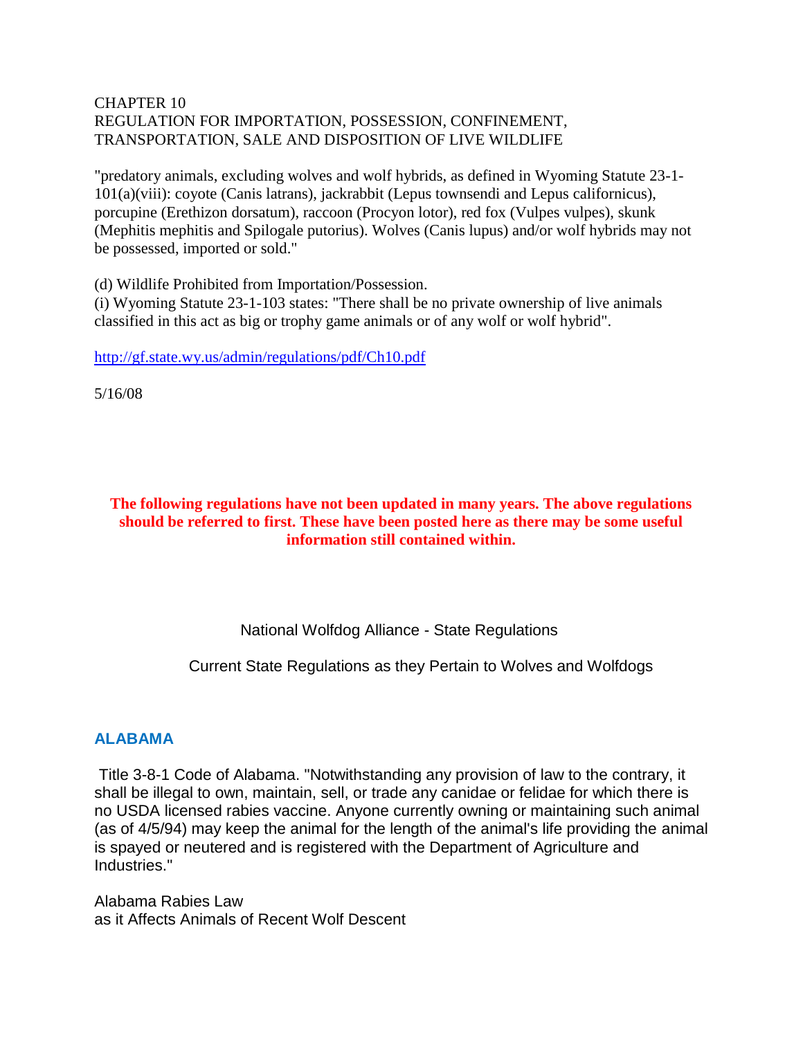CHAPTER 10
REGULATION FOR IMPORTATION, POSSESSION, CONFINEMENT, TRANSPORTATION, SALE AND DISPOSITION OF LIVE WILDLIFE

"predatory animals, excluding wolves and wolf hybrids, as defined in Wyoming Statute 23-1-101(a)(viii): coyote (Canis latrans), jackrabbit (Lepus townsendi and Lepus californicus), porcupine (Erethizon dorsatum), raccoon (Procyon lotor), red fox (Vulpes vulpes), skunk (Mephitis mephitis and Spilogale putorius). Wolves (Canis lupus) and/or wolf hybrids may not be possessed, imported or sold."

(d) Wildlife Prohibited from Importation/Possession.
(i) Wyoming Statute 23-1-103 states: "There shall be no private ownership of live animals classified in this act as big or trophy game animals or of any wolf or wolf hybrid".

http://gf.state.wy.us/admin/regulations/pdf/Ch10.pdf

5/16/08

**The following regulations have not been updated in many years. The above regulations should be referred to first. These have been posted here as there may be some useful information still contained within.**

National Wolfdog Alliance - State Regulations

Current State Regulations as they Pertain to Wolves and Wolfdogs

## ALABAMA

Title 3-8-1 Code of Alabama. "Notwithstanding any provision of law to the contrary, it shall be illegal to own, maintain, sell, or trade any canidae or felidae for which there is no USDA licensed rabies vaccine. Anyone currently owning or maintaining such animal (as of 4/5/94) may keep the animal for the length of the animal's life providing the animal is spayed or neutered and is registered with the Department of Agriculture and Industries."

Alabama Rabies Law
as it Affects Animals of Recent Wolf Descent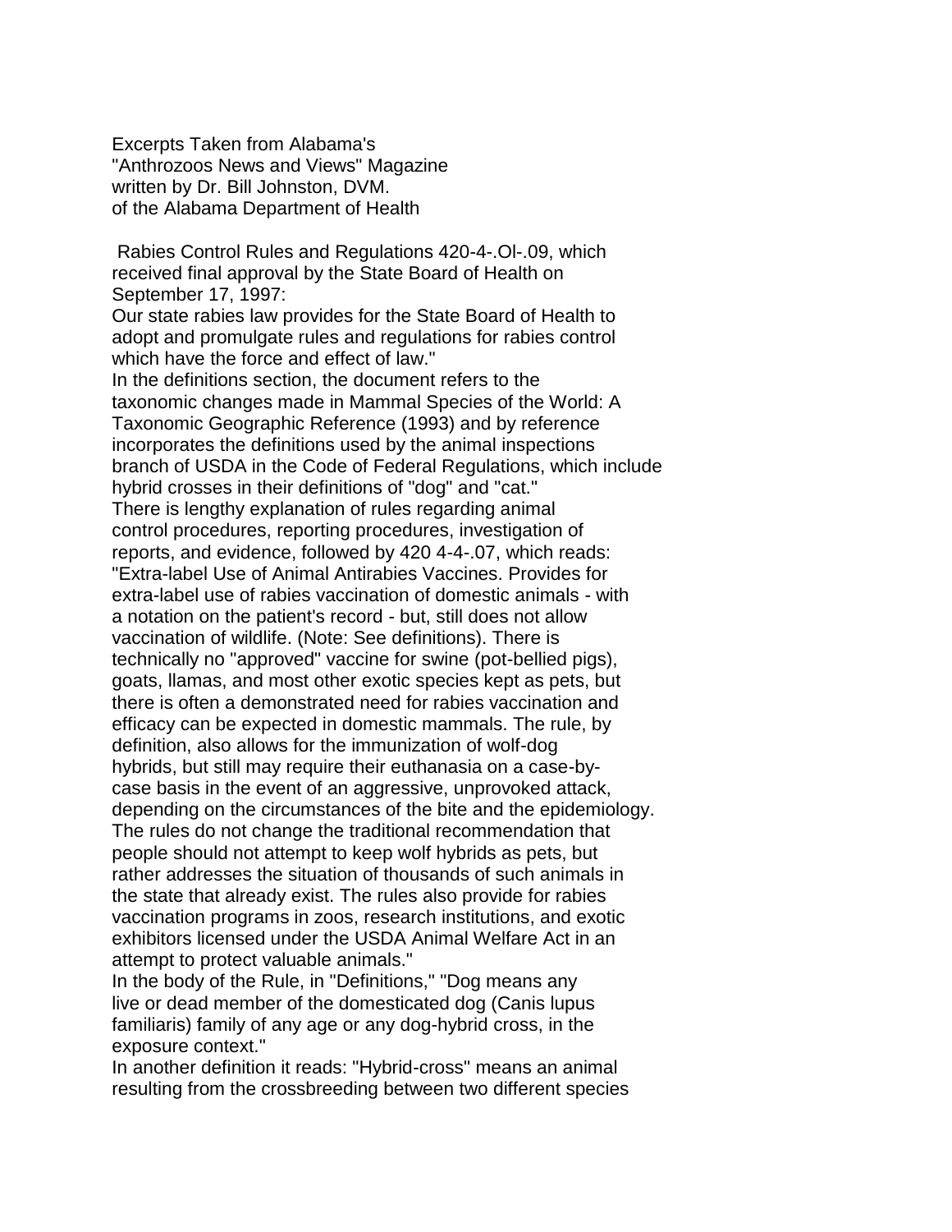Excerpts Taken from Alabama's
"Anthrozoos News and Views" Magazine
written by Dr. Bill Johnston, DVM.
of the Alabama Department of Health

Rabies Control Rules and Regulations 420-4-.Ol-.09, which received final approval by the State Board of Health on September 17, 1997:

Our state rabies law provides for the State Board of Health to adopt and promulgate rules and regulations for rabies control which have the force and effect of law."

In the definitions section, the document refers to the taxonomic changes made in Mammal Species of the World: A Taxonomic Geographic Reference (1993) and by reference incorporates the definitions used by the animal inspections branch of USDA in the Code of Federal Regulations, which include hybrid crosses in their definitions of "dog" and "cat."

There is lengthy explanation of rules regarding animal control procedures, reporting procedures, investigation of reports, and evidence, followed by 420 4-4-.07, which reads: "Extra-label Use of Animal Antirabies Vaccines. Provides for extra-label use of rabies vaccination of domestic animals - with a notation on the patient's record - but, still does not allow vaccination of wildlife. (Note: See definitions). There is technically no "approved" vaccine for swine (pot-bellied pigs), goats, llamas, and most other exotic species kept as pets, but there is often a demonstrated need for rabies vaccination and efficacy can be expected in domestic mammals. The rule, by definition, also allows for the immunization of wolf-dog hybrids, but still may require their euthanasia on a case-by-case basis in the event of an aggressive, unprovoked attack, depending on the circumstances of the bite and the epidemiology. The rules do not change the traditional recommendation that people should not attempt to keep wolf hybrids as pets, but rather addresses the situation of thousands of such animals in the state that already exist. The rules also provide for rabies vaccination programs in zoos, research institutions, and exotic exhibitors licensed under the USDA Animal Welfare Act in an attempt to protect valuable animals."

In the body of the Rule, in "Definitions," "Dog means any live or dead member of the domesticated dog (Canis lupus familiaris) family of any age or any dog-hybrid cross, in the exposure context."

In another definition it reads: "Hybrid-cross" means an animal resulting from the crossbreeding between two different species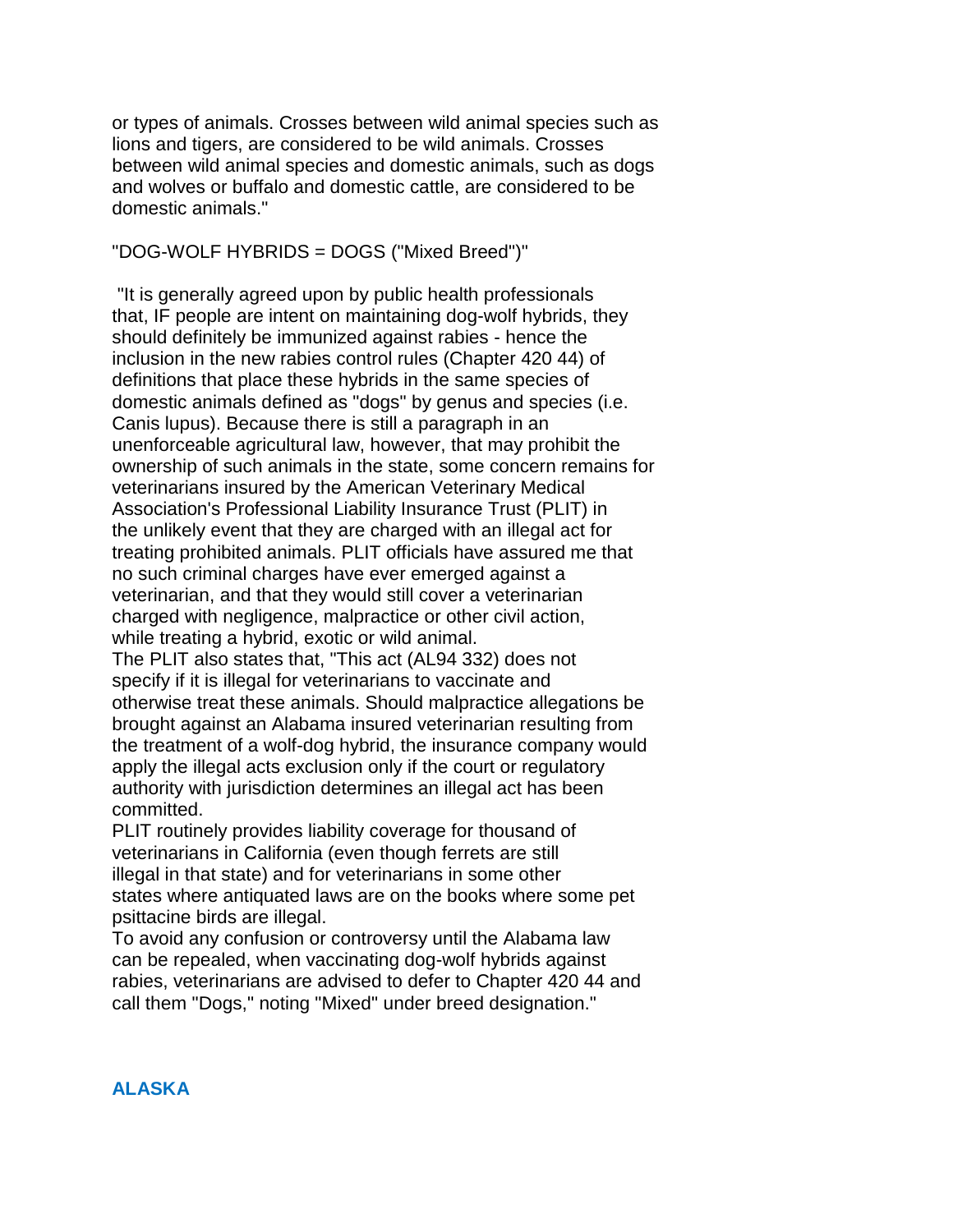or types of animals. Crosses between wild animal species such as lions and tigers, are considered to be wild animals. Crosses between wild animal species and domestic animals, such as dogs and wolves or buffalo and domestic cattle, are considered to be domestic animals."

"DOG-WOLF HYBRIDS = DOGS ("Mixed Breed")"

"It is generally agreed upon by public health professionals that, IF people are intent on maintaining dog-wolf hybrids, they should definitely be immunized against rabies - hence the inclusion in the new rabies control rules (Chapter 420 44) of definitions that place these hybrids in the same species of domestic animals defined as "dogs" by genus and species (i.e. Canis lupus). Because there is still a paragraph in an unenforceable agricultural law, however, that may prohibit the ownership of such animals in the state, some concern remains for veterinarians insured by the American Veterinary Medical Association's Professional Liability Insurance Trust (PLIT) in the unlikely event that they are charged with an illegal act for treating prohibited animals. PLIT officials have assured me that no such criminal charges have ever emerged against a veterinarian, and that they would still cover a veterinarian charged with negligence, malpractice or other civil action, while treating a hybrid, exotic or wild animal.
The PLIT also states that, "This act (AL94 332) does not specify if it is illegal for veterinarians to vaccinate and otherwise treat these animals. Should malpractice allegations be brought against an Alabama insured veterinarian resulting from the treatment of a wolf-dog hybrid, the insurance company would apply the illegal acts exclusion only if the court or regulatory authority with jurisdiction determines an illegal act has been committed.
PLIT routinely provides liability coverage for thousand of veterinarians in California (even though ferrets are still illegal in that state) and for veterinarians in some other states where antiquated laws are on the books where some pet psittacine birds are illegal.
To avoid any confusion or controversy until the Alabama law can be repealed, when vaccinating dog-wolf hybrids against rabies, veterinarians are advised to defer to Chapter 420 44 and call them "Dogs," noting "Mixed" under breed designation."

## ALASKA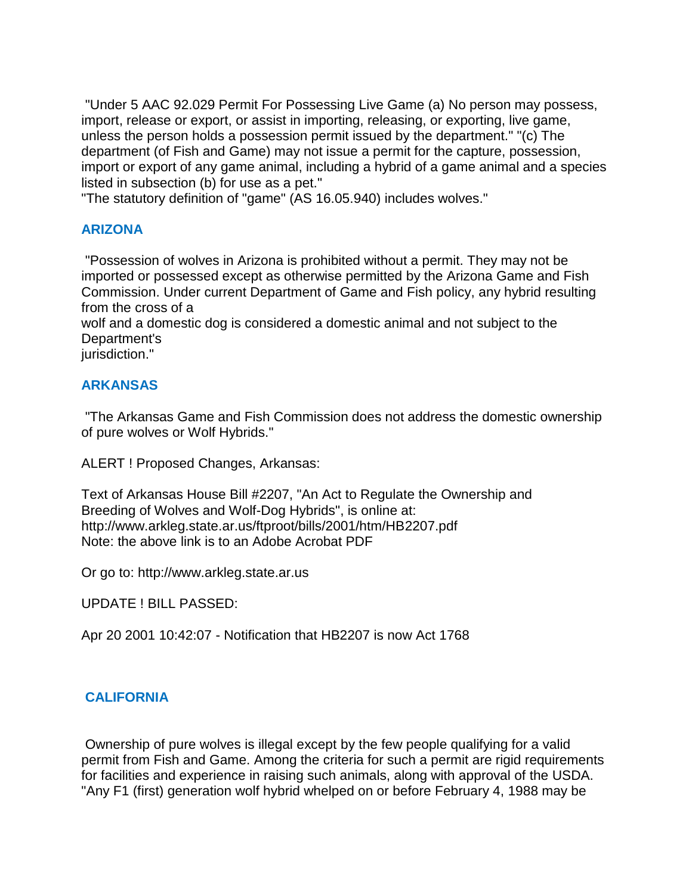"Under 5 AAC 92.029 Permit For Possessing Live Game (a) No person may possess, import, release or export, or assist in importing, releasing, or exporting, live game, unless the person holds a possession permit issued by the department." "(c) The department (of Fish and Game) may not issue a permit for the capture, possession, import or export of any game animal, including a hybrid of a game animal and a species listed in subsection (b) for use as a pet."
"The statutory definition of "game" (AS 16.05.940) includes wolves."

### ARIZONA

"Possession of wolves in Arizona is prohibited without a permit. They may not be imported or possessed except as otherwise permitted by the Arizona Game and Fish Commission. Under current Department of Game and Fish policy, any hybrid resulting from the cross of a
wolf and a domestic dog is considered a domestic animal and not subject to the Department's
jurisdiction."

### ARKANSAS

"The Arkansas Game and Fish Commission does not address the domestic ownership of pure wolves or Wolf Hybrids."

ALERT ! Proposed Changes, Arkansas:

Text of Arkansas House Bill #2207, "An Act to Regulate the Ownership and Breeding of Wolves and Wolf-Dog Hybrids", is online at:
http://www.arkleg.state.ar.us/ftproot/bills/2001/htm/HB2207.pdf
Note: the above link is to an Adobe Acrobat PDF

Or go to: http://www.arkleg.state.ar.us

UPDATE ! BILL PASSED:

Apr 20 2001 10:42:07 - Notification that HB2207 is now Act 1768

### CALIFORNIA

Ownership of pure wolves is illegal except by the few people qualifying for a valid permit from Fish and Game. Among the criteria for such a permit are rigid requirements for facilities and experience in raising such animals, along with approval of the USDA. "Any F1 (first) generation wolf hybrid whelped on or before February 4, 1988 may be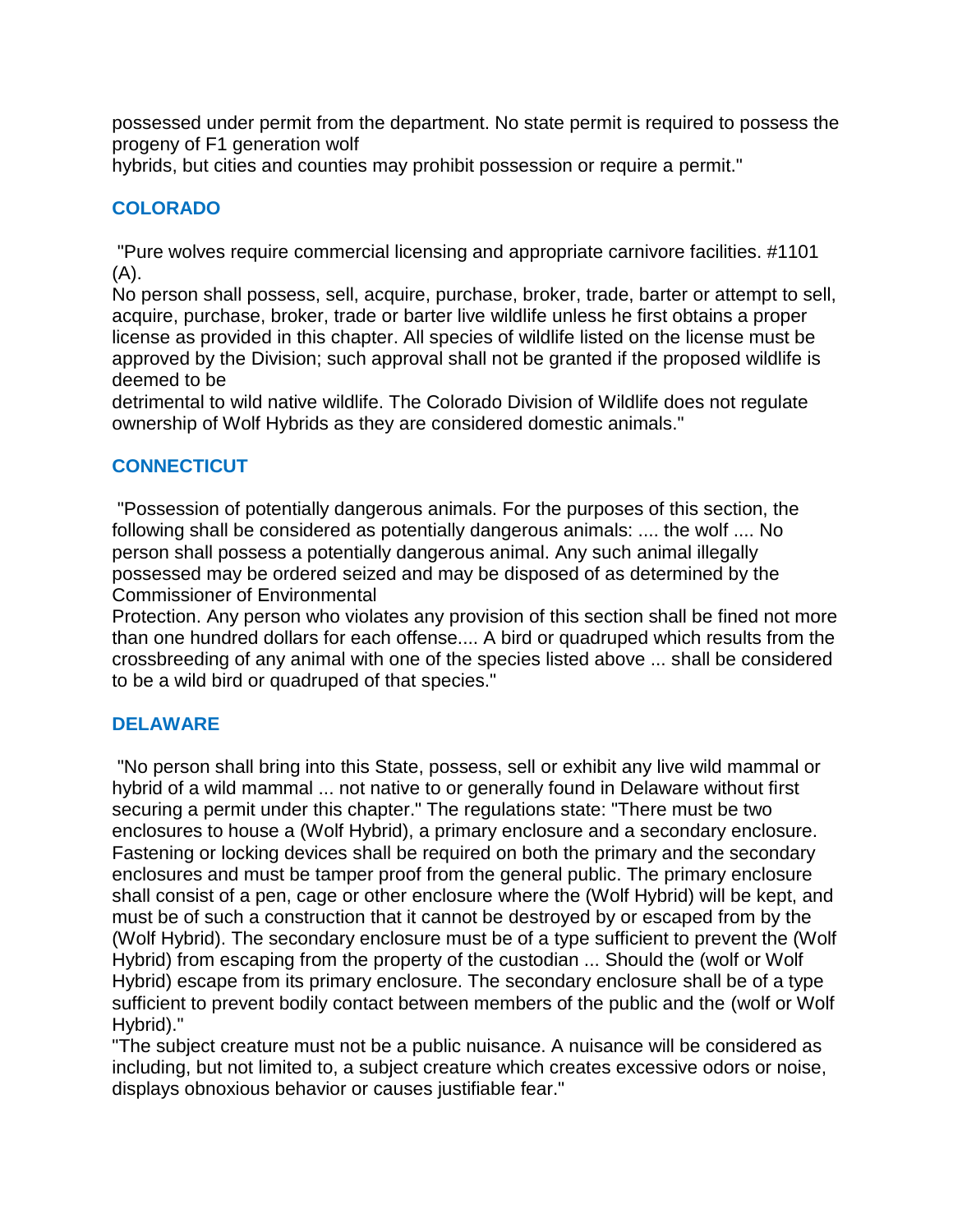possessed under permit from the department. No state permit is required to possess the progeny of F1 generation wolf hybrids, but cities and counties may prohibit possession or require a permit."

## COLORADO

"Pure wolves require commercial licensing and appropriate carnivore facilities. #1101 (A).
No person shall possess, sell, acquire, purchase, broker, trade, barter or attempt to sell, acquire, purchase, broker, trade or barter live wildlife unless he first obtains a proper license as provided in this chapter. All species of wildlife listed on the license must be approved by the Division; such approval shall not be granted if the proposed wildlife is deemed to be detrimental to wild native wildlife. The Colorado Division of Wildlife does not regulate ownership of Wolf Hybrids as they are considered domestic animals."

## CONNECTICUT

"Possession of potentially dangerous animals. For the purposes of this section, the following shall be considered as potentially dangerous animals: .... the wolf .... No person shall possess a potentially dangerous animal. Any such animal illegally possessed may be ordered seized and may be disposed of as determined by the Commissioner of Environmental Protection. Any person who violates any provision of this section shall be fined not more than one hundred dollars for each offense.... A bird or quadruped which results from the crossbreeding of any animal with one of the species listed above ... shall be considered to be a wild bird or quadruped of that species."

## DELAWARE

"No person shall bring into this State, possess, sell or exhibit any live wild mammal or hybrid of a wild mammal ... not native to or generally found in Delaware without first securing a permit under this chapter." The regulations state: "There must be two enclosures to house a (Wolf Hybrid), a primary enclosure and a secondary enclosure. Fastening or locking devices shall be required on both the primary and the secondary enclosures and must be tamper proof from the general public. The primary enclosure shall consist of a pen, cage or other enclosure where the (Wolf Hybrid) will be kept, and must be of such a construction that it cannot be destroyed by or escaped from by the (Wolf Hybrid). The secondary enclosure must be of a type sufficient to prevent the (Wolf Hybrid) from escaping from the property of the custodian ... Should the (wolf or Wolf Hybrid) escape from its primary enclosure. The secondary enclosure shall be of a type sufficient to prevent bodily contact between members of the public and the (wolf or Wolf Hybrid)."
"The subject creature must not be a public nuisance. A nuisance will be considered as including, but not limited to, a subject creature which creates excessive odors or noise, displays obnoxious behavior or causes justifiable fear."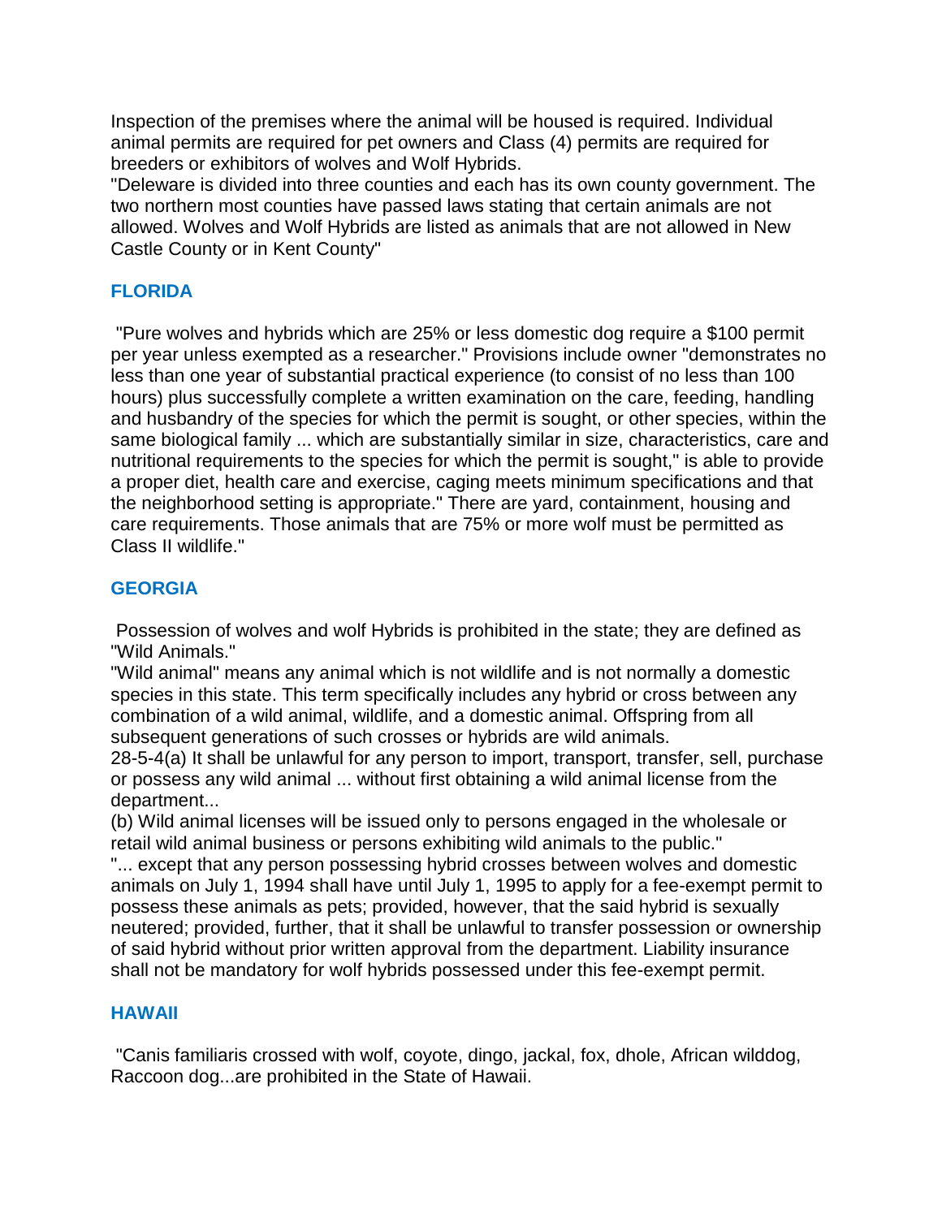Inspection of the premises where the animal will be housed is required. Individual animal permits are required for pet owners and Class (4) permits are required for breeders or exhibitors of wolves and Wolf Hybrids.

"Deleware is divided into three counties and each has its own county government. The two northern most counties have passed laws stating that certain animals are not allowed. Wolves and Wolf Hybrids are listed as animals that are not allowed in New Castle County or in Kent County"

## FLORIDA

"Pure wolves and hybrids which are 25% or less domestic dog require a $100 permit per year unless exempted as a researcher." Provisions include owner "demonstrates no less than one year of substantial practical experience (to consist of no less than 100 hours) plus successfully complete a written examination on the care, feeding, handling and husbandry of the species for which the permit is sought, or other species, within the same biological family ... which are substantially similar in size, characteristics, care and nutritional requirements to the species for which the permit is sought," is able to provide a proper diet, health care and exercise, caging meets minimum specifications and that the neighborhood setting is appropriate." There are yard, containment, housing and care requirements. Those animals that are 75% or more wolf must be permitted as Class II wildlife."

## GEORGIA

Possession of wolves and wolf Hybrids is prohibited in the state; they are defined as "Wild Animals."

"Wild animal" means any animal which is not wildlife and is not normally a domestic species in this state. This term specifically includes any hybrid or cross between any combination of a wild animal, wildlife, and a domestic animal. Offspring from all subsequent generations of such crosses or hybrids are wild animals.

28-5-4(a) It shall be unlawful for any person to import, transport, transfer, sell, purchase or possess any wild animal ... without first obtaining a wild animal license from the department...

(b) Wild animal licenses will be issued only to persons engaged in the wholesale or retail wild animal business or persons exhibiting wild animals to the public."

"... except that any person possessing hybrid crosses between wolves and domestic animals on July 1, 1994 shall have until July 1, 1995 to apply for a fee-exempt permit to possess these animals as pets; provided, however, that the said hybrid is sexually neutered; provided, further, that it shall be unlawful to transfer possession or ownership of said hybrid without prior written approval from the department. Liability insurance shall not be mandatory for wolf hybrids possessed under this fee-exempt permit.

## HAWAII

"Canis familiaris crossed with wolf, coyote, dingo, jackal, fox, dhole, African wilddog, Raccoon dog...are prohibited in the State of Hawaii.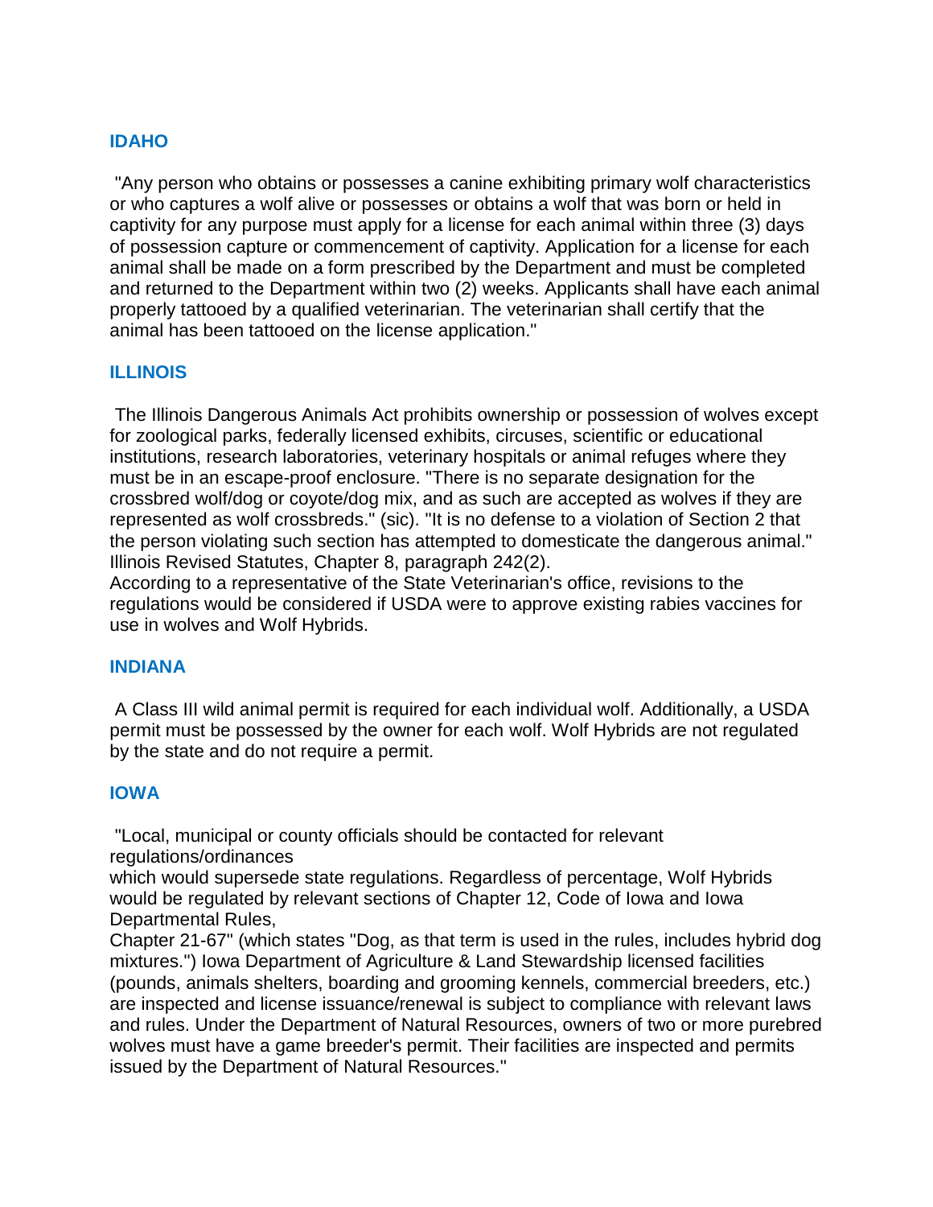## IDAHO

"Any person who obtains or possesses a canine exhibiting primary wolf characteristics or who captures a wolf alive or possesses or obtains a wolf that was born or held in captivity for any purpose must apply for a license for each animal within three (3) days of possession capture or commencement of captivity. Application for a license for each animal shall be made on a form prescribed by the Department and must be completed and returned to the Department within two (2) weeks. Applicants shall have each animal properly tattooed by a qualified veterinarian. The veterinarian shall certify that the animal has been tattooed on the license application."

## ILLINOIS

The Illinois Dangerous Animals Act prohibits ownership or possession of wolves except for zoological parks, federally licensed exhibits, circuses, scientific or educational institutions, research laboratories, veterinary hospitals or animal refuges where they must be in an escape-proof enclosure. "There is no separate designation for the crossbred wolf/dog or coyote/dog mix, and as such are accepted as wolves if they are represented as wolf crossbreds." (sic). "It is no defense to a violation of Section 2 that the person violating such section has attempted to domesticate the dangerous animal." Illinois Revised Statutes, Chapter 8, paragraph 242(2).
According to a representative of the State Veterinarian's office, revisions to the regulations would be considered if USDA were to approve existing rabies vaccines for use in wolves and Wolf Hybrids.

## INDIANA

A Class III wild animal permit is required for each individual wolf. Additionally, a USDA permit must be possessed by the owner for each wolf. Wolf Hybrids are not regulated by the state and do not require a permit.

## IOWA

"Local, municipal or county officials should be contacted for relevant regulations/ordinances
which would supersede state regulations. Regardless of percentage, Wolf Hybrids would be regulated by relevant sections of Chapter 12, Code of Iowa and Iowa Departmental Rules,
Chapter 21-67" (which states "Dog, as that term is used in the rules, includes hybrid dog mixtures.") Iowa Department of Agriculture & Land Stewardship licensed facilities (pounds, animals shelters, boarding and grooming kennels, commercial breeders, etc.) are inspected and license issuance/renewal is subject to compliance with relevant laws and rules. Under the Department of Natural Resources, owners of two or more purebred wolves must have a game breeder's permit. Their facilities are inspected and permits issued by the Department of Natural Resources."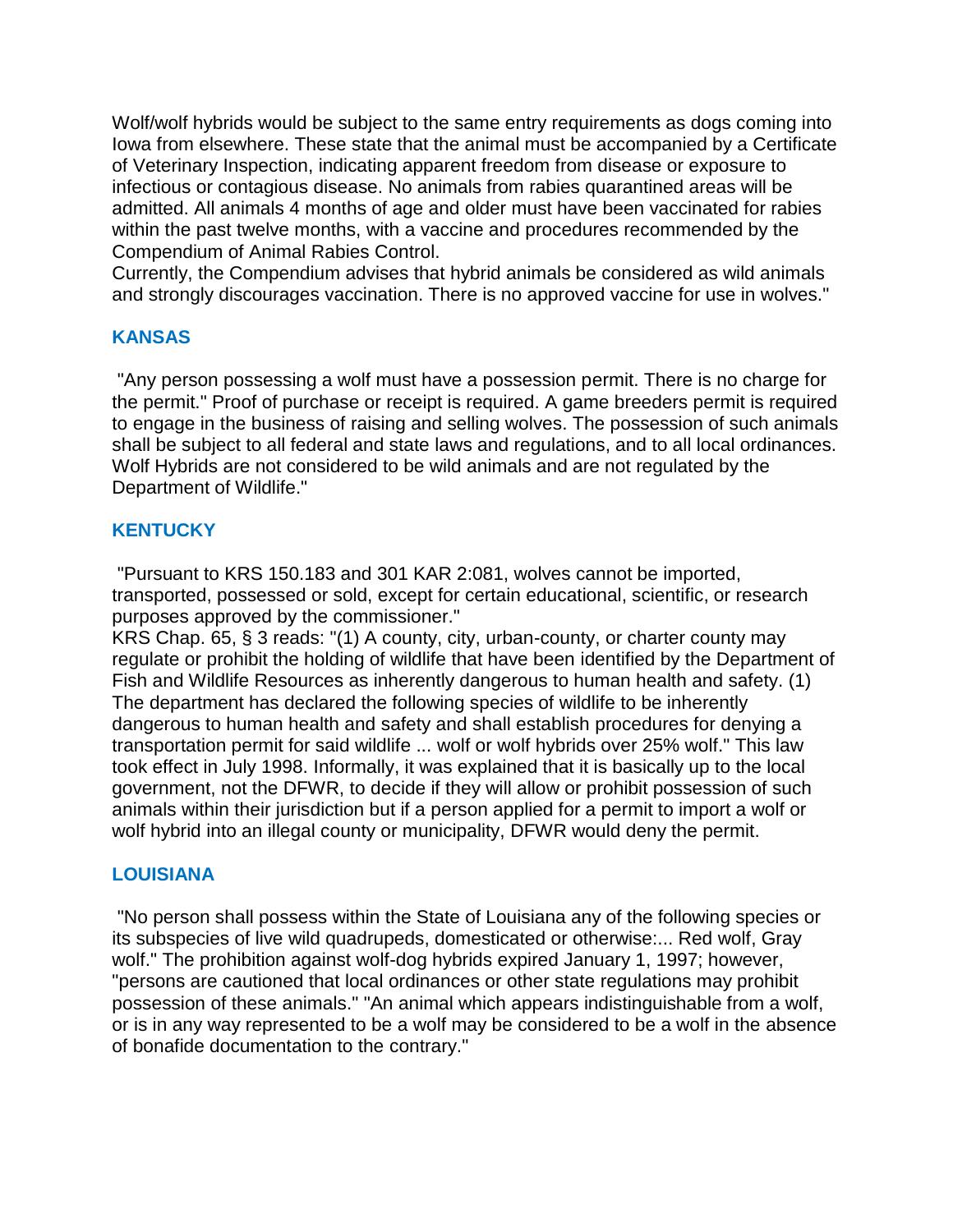Wolf/wolf hybrids would be subject to the same entry requirements as dogs coming into Iowa from elsewhere. These state that the animal must be accompanied by a Certificate of Veterinary Inspection, indicating apparent freedom from disease or exposure to infectious or contagious disease. No animals from rabies quarantined areas will be admitted. All animals 4 months of age and older must have been vaccinated for rabies within the past twelve months, with a vaccine and procedures recommended by the Compendium of Animal Rabies Control.
Currently, the Compendium advises that hybrid animals be considered as wild animals and strongly discourages vaccination. There is no approved vaccine for use in wolves."

## KANSAS

"Any person possessing a wolf must have a possession permit. There is no charge for the permit." Proof of purchase or receipt is required. A game breeders permit is required to engage in the business of raising and selling wolves. The possession of such animals shall be subject to all federal and state laws and regulations, and to all local ordinances. Wolf Hybrids are not considered to be wild animals and are not regulated by the Department of Wildlife."

## KENTUCKY

"Pursuant to KRS 150.183 and 301 KAR 2:081, wolves cannot be imported, transported, possessed or sold, except for certain educational, scientific, or research purposes approved by the commissioner."
KRS Chap. 65, § 3 reads: "(1) A county, city, urban-county, or charter county may regulate or prohibit the holding of wildlife that have been identified by the Department of Fish and Wildlife Resources as inherently dangerous to human health and safety. (1) The department has declared the following species of wildlife to be inherently dangerous to human health and safety and shall establish procedures for denying a transportation permit for said wildlife ... wolf or wolf hybrids over 25% wolf." This law took effect in July 1998. Informally, it was explained that it is basically up to the local government, not the DFWR, to decide if they will allow or prohibit possession of such animals within their jurisdiction but if a person applied for a permit to import a wolf or wolf hybrid into an illegal county or municipality, DFWR would deny the permit.

## LOUISIANA

"No person shall possess within the State of Louisiana any of the following species or its subspecies of live wild quadrupeds, domesticated or otherwise:... Red wolf, Gray wolf." The prohibition against wolf-dog hybrids expired January 1, 1997; however, "persons are cautioned that local ordinances or other state regulations may prohibit possession of these animals." "An animal which appears indistinguishable from a wolf, or is in any way represented to be a wolf may be considered to be a wolf in the absence of bonafide documentation to the contrary."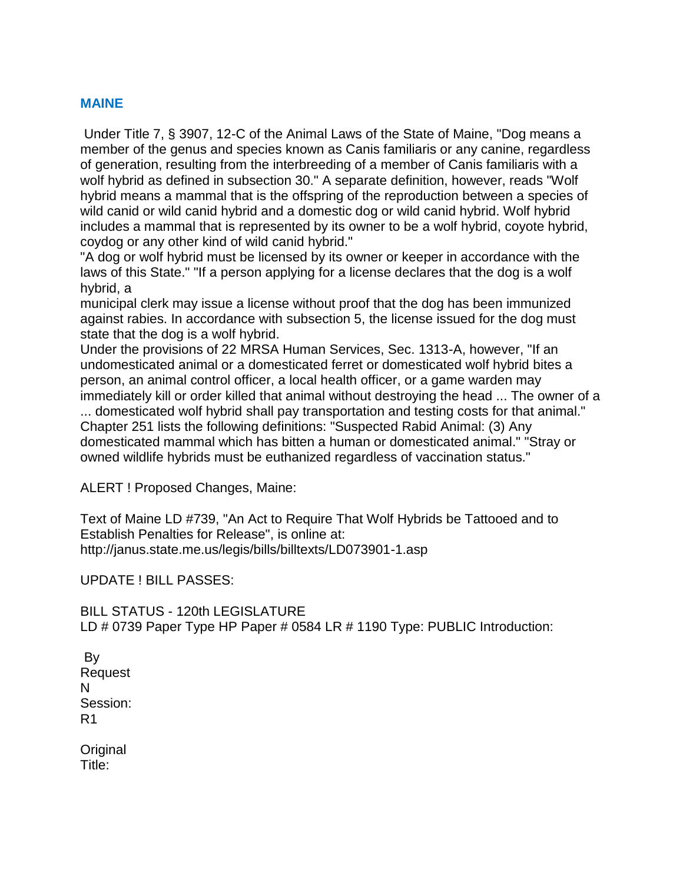## MAINE

Under Title 7, § 3907, 12-C of the Animal Laws of the State of Maine, "Dog means a member of the genus and species known as Canis familiaris or any canine, regardless of generation, resulting from the interbreeding of a member of Canis familiaris with a wolf hybrid as defined in subsection 30." A separate definition, however, reads "Wolf hybrid means a mammal that is the offspring of the reproduction between a species of wild canid or wild canid hybrid and a domestic dog or wild canid hybrid. Wolf hybrid includes a mammal that is represented by its owner to be a wolf hybrid, coyote hybrid, coydog or any other kind of wild canid hybrid."
"A dog or wolf hybrid must be licensed by its owner or keeper in accordance with the laws of this State." "If a person applying for a license declares that the dog is a wolf hybrid, a
municipal clerk may issue a license without proof that the dog has been immunized against rabies. In accordance with subsection 5, the license issued for the dog must state that the dog is a wolf hybrid.
Under the provisions of 22 MRSA Human Services, Sec. 1313-A, however, "If an undomesticated animal or a domesticated ferret or domesticated wolf hybrid bites a person, an animal control officer, a local health officer, or a game warden may immediately kill or order killed that animal without destroying the head ... The owner of a ... domesticated wolf hybrid shall pay transportation and testing costs for that animal."
Chapter 251 lists the following definitions: "Suspected Rabid Animal: (3) Any domesticated mammal which has bitten a human or domesticated animal." "Stray or owned wildlife hybrids must be euthanized regardless of vaccination status."

ALERT ! Proposed Changes, Maine:

Text of Maine LD #739, "An Act to Require That Wolf Hybrids be Tattooed and to Establish Penalties for Release", is online at:
http://janus.state.me.us/legis/bills/billtexts/LD073901-1.asp

UPDATE ! BILL PASSES:

BILL STATUS - 120th LEGISLATURE
LD # 0739 Paper Type HP Paper # 0584 LR # 1190 Type: PUBLIC Introduction:

By
Request
N
Session:
R1

Original
Title: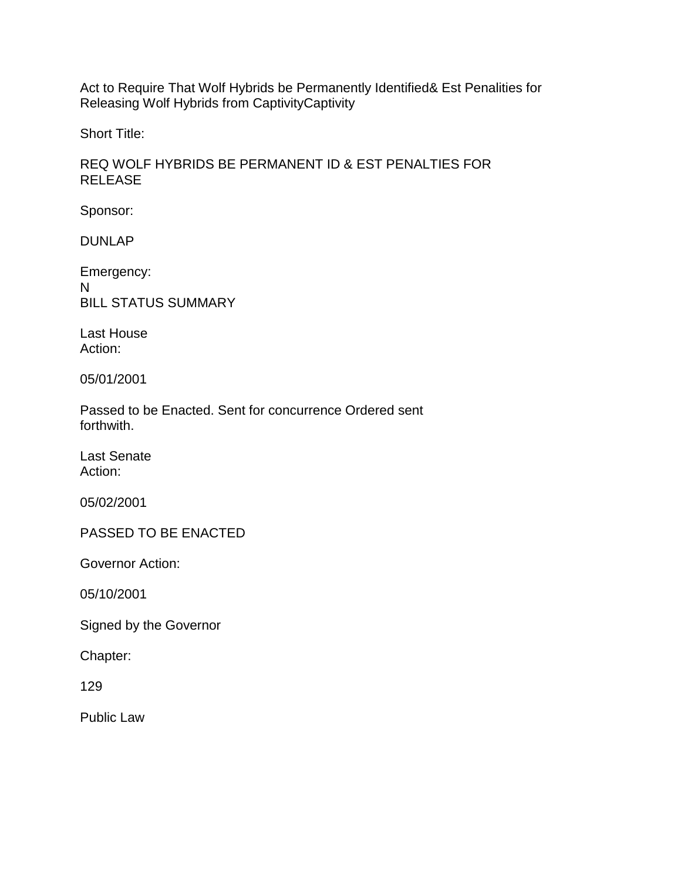Act to Require That Wolf Hybrids be Permanently Identified& Est Penalities for Releasing Wolf Hybrids from CaptivityCaptivity

Short Title:

REQ WOLF HYBRIDS BE PERMANENT ID & EST PENALTIES FOR RELEASE

Sponsor:

DUNLAP

Emergency:
N
BILL STATUS SUMMARY

Last House
Action:

05/01/2001

Passed to be Enacted. Sent for concurrence Ordered sent forthwith.

Last Senate
Action:

05/02/2001

PASSED TO BE ENACTED

Governor Action:

05/10/2001

Signed by the Governor

Chapter:

129

Public Law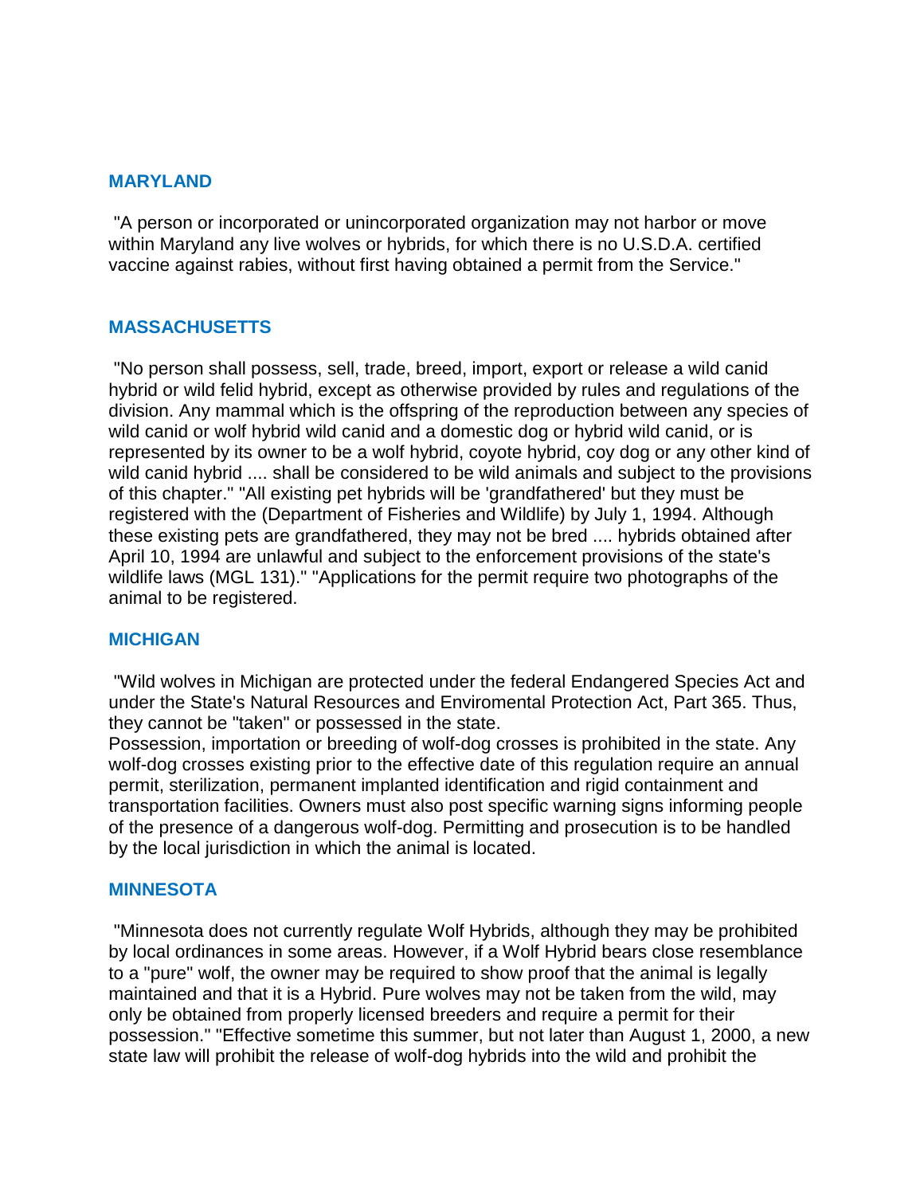## MARYLAND

"A person or incorporated or unincorporated organization may not harbor or move within Maryland any live wolves or hybrids, for which there is no U.S.D.A. certified vaccine against rabies, without first having obtained a permit from the Service."

## MASSACHUSETTS

"No person shall possess, sell, trade, breed, import, export or release a wild canid hybrid or wild felid hybrid, except as otherwise provided by rules and regulations of the division. Any mammal which is the offspring of the reproduction between any species of wild canid or wolf hybrid wild canid and a domestic dog or hybrid wild canid, or is represented by its owner to be a wolf hybrid, coyote hybrid, coy dog or any other kind of wild canid hybrid .... shall be considered to be wild animals and subject to the provisions of this chapter." "All existing pet hybrids will be 'grandfathered' but they must be registered with the (Department of Fisheries and Wildlife) by July 1, 1994. Although these existing pets are grandfathered, they may not be bred .... hybrids obtained after April 10, 1994 are unlawful and subject to the enforcement provisions of the state's wildlife laws (MGL 131)." "Applications for the permit require two photographs of the animal to be registered.

## MICHIGAN

"Wild wolves in Michigan are protected under the federal Endangered Species Act and under the State's Natural Resources and Enviromental Protection Act, Part 365. Thus, they cannot be "taken" or possessed in the state.
Possession, importation or breeding of wolf-dog crosses is prohibited in the state. Any wolf-dog crosses existing prior to the effective date of this regulation require an annual permit, sterilization, permanent implanted identification and rigid containment and transportation facilities. Owners must also post specific warning signs informing people of the presence of a dangerous wolf-dog. Permitting and prosecution is to be handled by the local jurisdiction in which the animal is located.

## MINNESOTA

"Minnesota does not currently regulate Wolf Hybrids, although they may be prohibited by local ordinances in some areas. However, if a Wolf Hybrid bears close resemblance to a "pure" wolf, the owner may be required to show proof that the animal is legally maintained and that it is a Hybrid. Pure wolves may not be taken from the wild, may only be obtained from properly licensed breeders and require a permit for their possession." "Effective sometime this summer, but not later than August 1, 2000, a new state law will prohibit the release of wolf-dog hybrids into the wild and prohibit the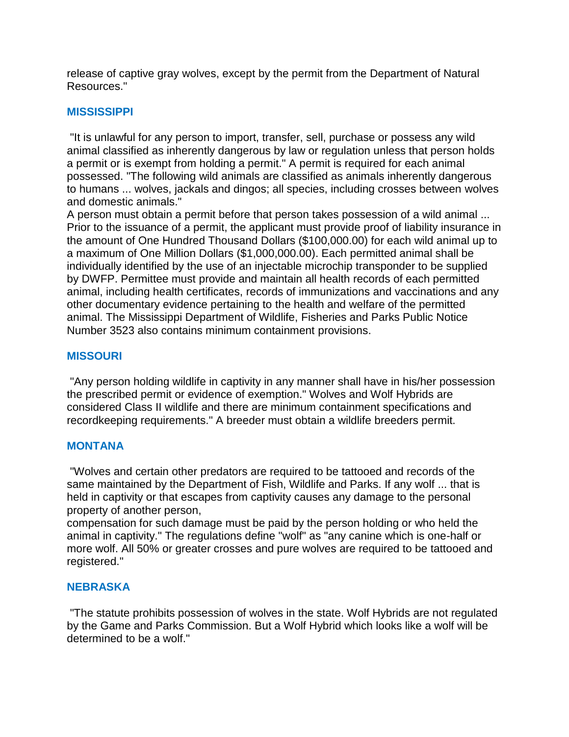release of captive gray wolves, except by the permit from the Department of Natural Resources."

## MISSISSIPPI

"It is unlawful for any person to import, transfer, sell, purchase or possess any wild animal classified as inherently dangerous by law or regulation unless that person holds a permit or is exempt from holding a permit." A permit is required for each animal possessed. "The following wild animals are classified as animals inherently dangerous to humans ... wolves, jackals and dingos; all species, including crosses between wolves and domestic animals."
A person must obtain a permit before that person takes possession of a wild animal ... Prior to the issuance of a permit, the applicant must provide proof of liability insurance in the amount of One Hundred Thousand Dollars ($100,000.00) for each wild animal up to a maximum of One Million Dollars ($1,000,000.00). Each permitted animal shall be individually identified by the use of an injectable microchip transponder to be supplied by DWFP. Permittee must provide and maintain all health records of each permitted animal, including health certificates, records of immunizations and vaccinations and any other documentary evidence pertaining to the health and welfare of the permitted animal. The Mississippi Department of Wildlife, Fisheries and Parks Public Notice Number 3523 also contains minimum containment provisions.

## MISSOURI

"Any person holding wildlife in captivity in any manner shall have in his/her possession the prescribed permit or evidence of exemption." Wolves and Wolf Hybrids are considered Class II wildlife and there are minimum containment specifications and recordkeeping requirements." A breeder must obtain a wildlife breeders permit.

## MONTANA

"Wolves and certain other predators are required to be tattooed and records of the same maintained by the Department of Fish, Wildlife and Parks. If any wolf ... that is held in captivity or that escapes from captivity causes any damage to the personal property of another person,
compensation for such damage must be paid by the person holding or who held the animal in captivity." The regulations define "wolf" as "any canine which is one-half or more wolf. All 50% or greater crosses and pure wolves are required to be tattooed and registered."

## NEBRASKA

"The statute prohibits possession of wolves in the state. Wolf Hybrids are not regulated by the Game and Parks Commission. But a Wolf Hybrid which looks like a wolf will be determined to be a wolf."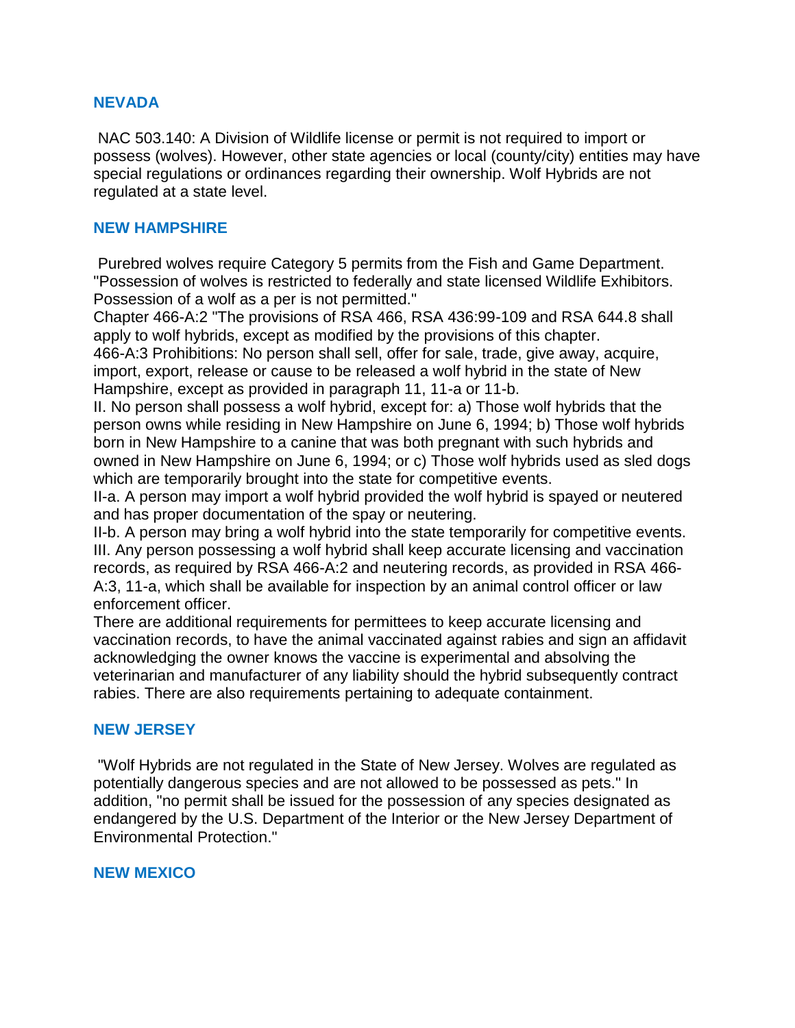## NEVADA

NAC 503.140: A Division of Wildlife license or permit is not required to import or possess (wolves). However, other state agencies or local (county/city) entities may have special regulations or ordinances regarding their ownership. Wolf Hybrids are not regulated at a state level.

## NEW HAMPSHIRE

Purebred wolves require Category 5 permits from the Fish and Game Department. "Possession of wolves is restricted to federally and state licensed Wildlife Exhibitors. Possession of a wolf as a per is not permitted."

Chapter 466-A:2 "The provisions of RSA 466, RSA 436:99-109 and RSA 644.8 shall apply to wolf hybrids, except as modified by the provisions of this chapter.

466-A:3 Prohibitions: No person shall sell, offer for sale, trade, give away, acquire, import, export, release or cause to be released a wolf hybrid in the state of New Hampshire, except as provided in paragraph 11, 11-a or 11-b.

II. No person shall possess a wolf hybrid, except for: a) Those wolf hybrids that the person owns while residing in New Hampshire on June 6, 1994; b) Those wolf hybrids born in New Hampshire to a canine that was both pregnant with such hybrids and owned in New Hampshire on June 6, 1994; or c) Those wolf hybrids used as sled dogs which are temporarily brought into the state for competitive events.

II-a. A person may import a wolf hybrid provided the wolf hybrid is spayed or neutered and has proper documentation of the spay or neutering.

II-b. A person may bring a wolf hybrid into the state temporarily for competitive events.

III. Any person possessing a wolf hybrid shall keep accurate licensing and vaccination records, as required by RSA 466-A:2 and neutering records, as provided in RSA 466-A:3, 11-a, which shall be available for inspection by an animal control officer or law enforcement officer.

There are additional requirements for permittees to keep accurate licensing and vaccination records, to have the animal vaccinated against rabies and sign an affidavit acknowledging the owner knows the vaccine is experimental and absolving the veterinarian and manufacturer of any liability should the hybrid subsequently contract rabies. There are also requirements pertaining to adequate containment.

## NEW JERSEY

"Wolf Hybrids are not regulated in the State of New Jersey. Wolves are regulated as potentially dangerous species and are not allowed to be possessed as pets." In addition, "no permit shall be issued for the possession of any species designated as endangered by the U.S. Department of the Interior or the New Jersey Department of Environmental Protection."

## NEW MEXICO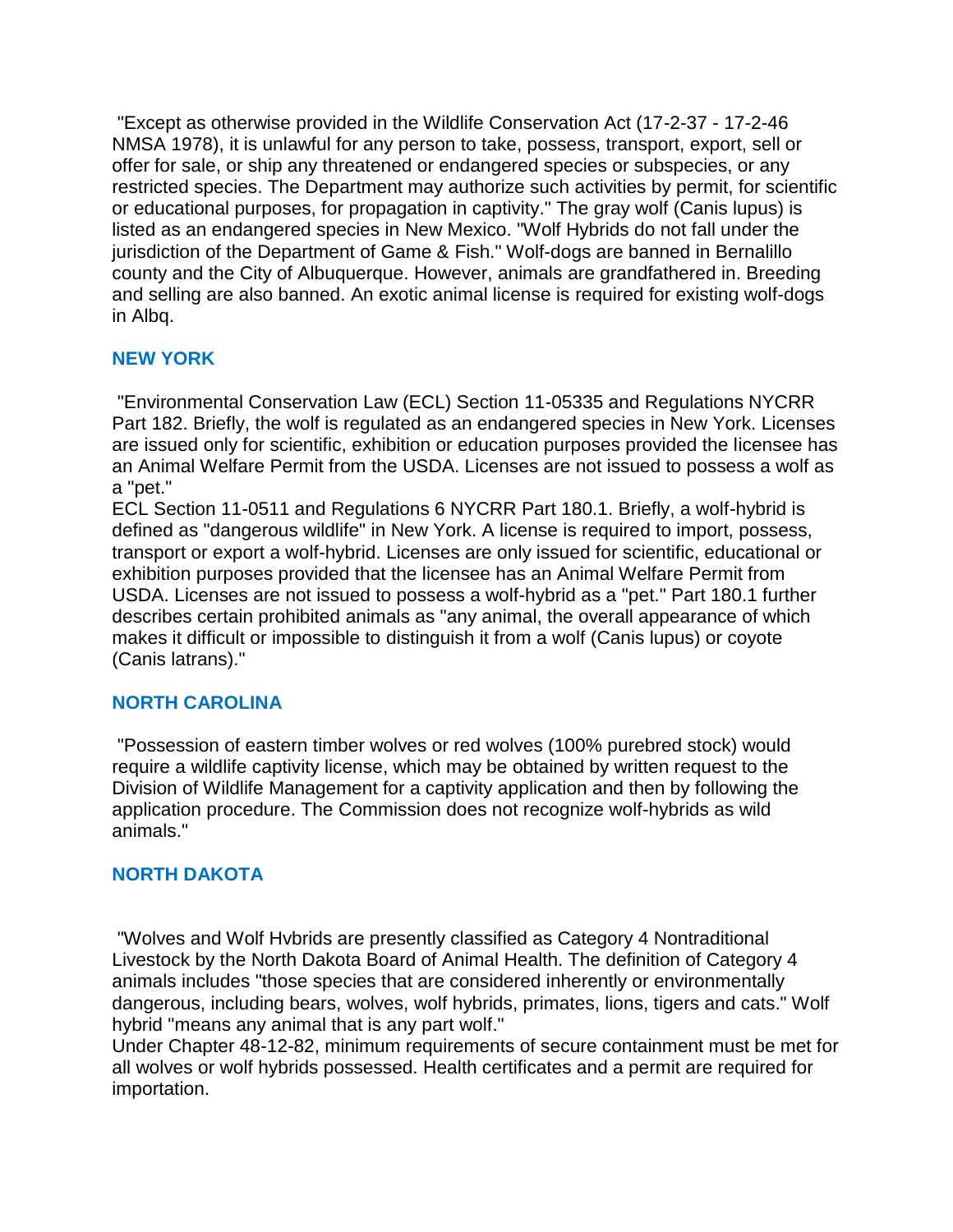"Except as otherwise provided in the Wildlife Conservation Act (17-2-37 - 17-2-46 NMSA 1978), it is unlawful for any person to take, possess, transport, export, sell or offer for sale, or ship any threatened or endangered species or subspecies, or any restricted species. The Department may authorize such activities by permit, for scientific or educational purposes, for propagation in captivity." The gray wolf (Canis lupus) is listed as an endangered species in New Mexico. "Wolf Hybrids do not fall under the jurisdiction of the Department of Game & Fish." Wolf-dogs are banned in Bernalillo county and the City of Albuquerque. However, animals are grandfathered in. Breeding and selling are also banned. An exotic animal license is required for existing wolf-dogs in Albq.

### NEW YORK

"Environmental Conservation Law (ECL) Section 11-05335 and Regulations NYCRR Part 182. Briefly, the wolf is regulated as an endangered species in New York. Licenses are issued only for scientific, exhibition or education purposes provided the licensee has an Animal Welfare Permit from the USDA. Licenses are not issued to possess a wolf as a "pet."
ECL Section 11-0511 and Regulations 6 NYCRR Part 180.1. Briefly, a wolf-hybrid is defined as "dangerous wildlife" in New York. A license is required to import, possess, transport or export a wolf-hybrid. Licenses are only issued for scientific, educational or exhibition purposes provided that the licensee has an Animal Welfare Permit from USDA. Licenses are not issued to possess a wolf-hybrid as a "pet." Part 180.1 further describes certain prohibited animals as "any animal, the overall appearance of which makes it difficult or impossible to distinguish it from a wolf (Canis lupus) or coyote (Canis latrans)."

### NORTH CAROLINA

"Possession of eastern timber wolves or red wolves (100% purebred stock) would require a wildlife captivity license, which may be obtained by written request to the Division of Wildlife Management for a captivity application and then by following the application procedure. The Commission does not recognize wolf-hybrids as wild animals."

### NORTH DAKOTA

"Wolves and Wolf Hvbrids are presently classified as Category 4 Nontraditional Livestock by the North Dakota Board of Animal Health. The definition of Category 4 animals includes "those species that are considered inherently or environmentally dangerous, including bears, wolves, wolf hybrids, primates, lions, tigers and cats." Wolf hybrid "means any animal that is any part wolf."
Under Chapter 48-12-82, minimum requirements of secure containment must be met for all wolves or wolf hybrids possessed. Health certificates and a permit are required for importation.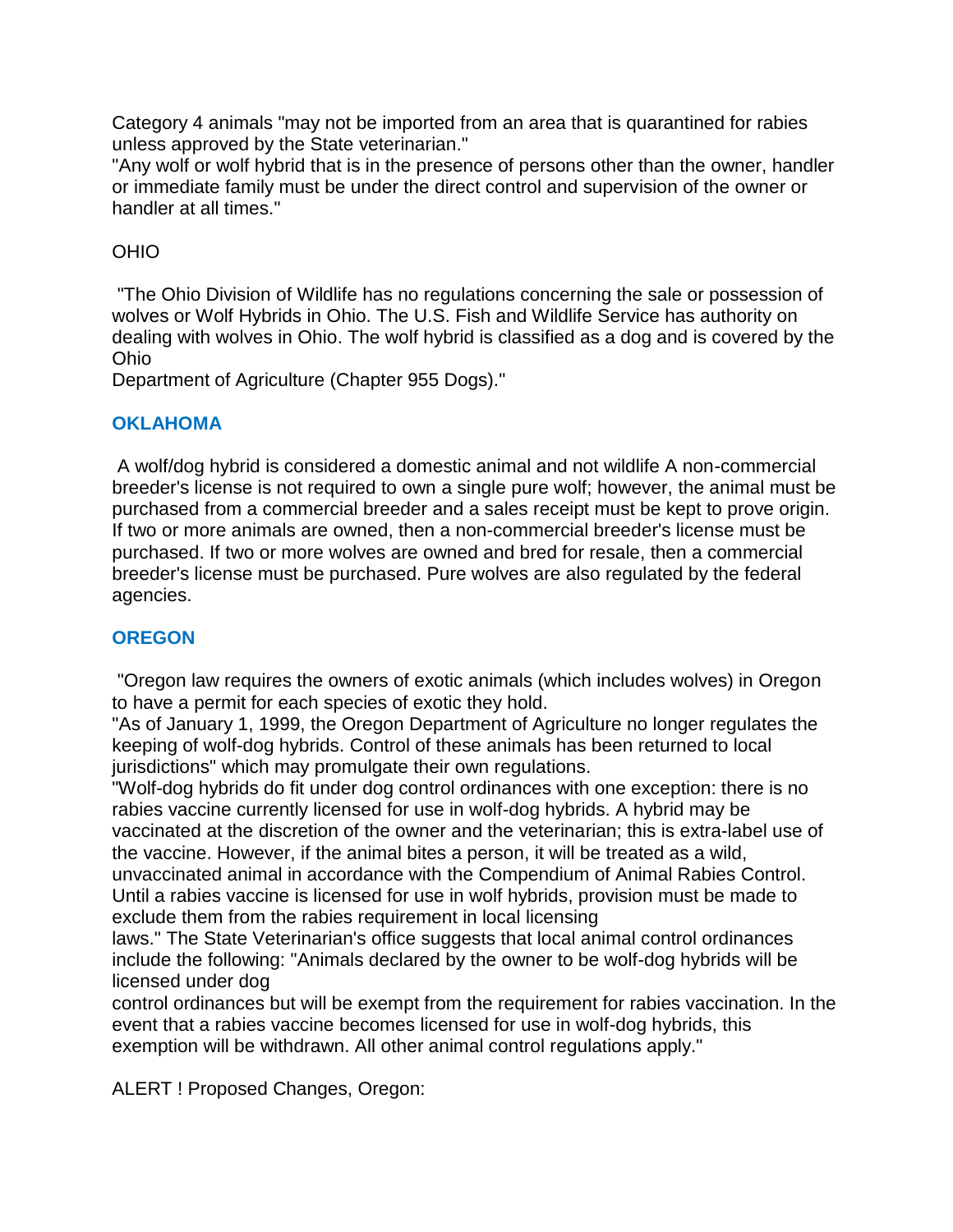Category 4 animals "may not be imported from an area that is quarantined for rabies unless approved by the State veterinarian."
"Any wolf or wolf hybrid that is in the presence of persons other than the owner, handler or immediate family must be under the direct control and supervision of the owner or handler at all times."

OHIO

"The Ohio Division of Wildlife has no regulations concerning the sale or possession of wolves or Wolf Hybrids in Ohio. The U.S. Fish and Wildlife Service has authority on dealing with wolves in Ohio. The wolf hybrid is classified as a dog and is covered by the Ohio
Department of Agriculture (Chapter 955 Dogs)."

### OKLAHOMA

A wolf/dog hybrid is considered a domestic animal and not wildlife A non-commercial breeder's license is not required to own a single pure wolf; however, the animal must be purchased from a commercial breeder and a sales receipt must be kept to prove origin. If two or more animals are owned, then a non-commercial breeder's license must be purchased. If two or more wolves are owned and bred for resale, then a commercial breeder's license must be purchased. Pure wolves are also regulated by the federal agencies.

### OREGON

"Oregon law requires the owners of exotic animals (which includes wolves) in Oregon to have a permit for each species of exotic they hold.
"As of January 1, 1999, the Oregon Department of Agriculture no longer regulates the keeping of wolf-dog hybrids. Control of these animals has been returned to local jurisdictions" which may promulgate their own regulations.
"Wolf-dog hybrids do fit under dog control ordinances with one exception: there is no rabies vaccine currently licensed for use in wolf-dog hybrids. A hybrid may be vaccinated at the discretion of the owner and the veterinarian; this is extra-label use of the vaccine. However, if the animal bites a person, it will be treated as a wild, unvaccinated animal in accordance with the Compendium of Animal Rabies Control. Until a rabies vaccine is licensed for use in wolf hybrids, provision must be made to exclude them from the rabies requirement in local licensing
laws." The State Veterinarian's office suggests that local animal control ordinances include the following: "Animals declared by the owner to be wolf-dog hybrids will be licensed under dog
control ordinances but will be exempt from the requirement for rabies vaccination. In the event that a rabies vaccine becomes licensed for use in wolf-dog hybrids, this exemption will be withdrawn. All other animal control regulations apply."

ALERT ! Proposed Changes, Oregon: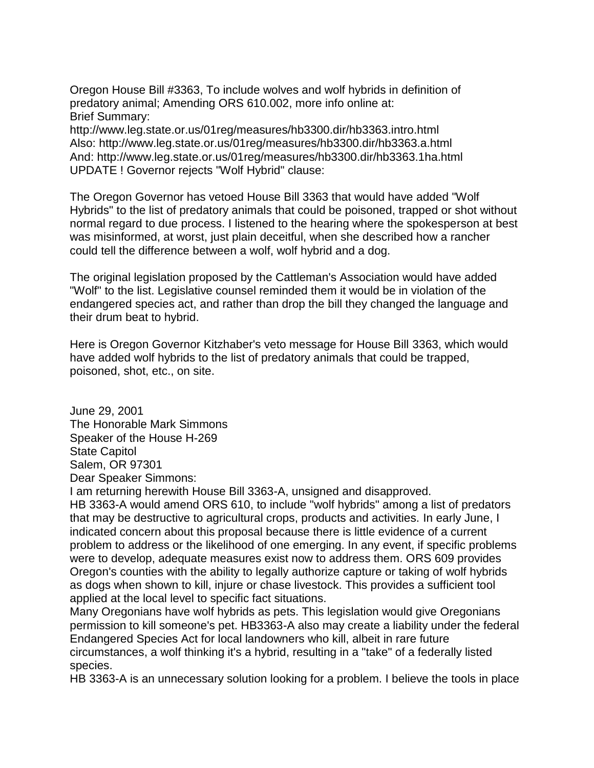Oregon House Bill #3363, To include wolves and wolf hybrids in definition of predatory animal; Amending ORS 610.002, more info online at:
Brief Summary:
http://www.leg.state.or.us/01reg/measures/hb3300.dir/hb3363.intro.html
Also: http://www.leg.state.or.us/01reg/measures/hb3300.dir/hb3363.a.html
And: http://www.leg.state.or.us/01reg/measures/hb3300.dir/hb3363.1ha.html
UPDATE ! Governor rejects "Wolf Hybrid" clause:

The Oregon Governor has vetoed House Bill 3363 that would have added "Wolf Hybrids" to the list of predatory animals that could be poisoned, trapped or shot without normal regard to due process. I listened to the hearing where the spokesperson at best was misinformed, at worst, just plain deceitful, when she described how a rancher could tell the difference between a wolf, wolf hybrid and a dog.

The original legislation proposed by the Cattleman's Association would have added "Wolf" to the list. Legislative counsel reminded them it would be in violation of the endangered species act, and rather than drop the bill they changed the language and their drum beat to hybrid.

Here is Oregon Governor Kitzhaber's veto message for House Bill 3363, which would have added wolf hybrids to the list of predatory animals that could be trapped, poisoned, shot, etc., on site.

June 29, 2001
The Honorable Mark Simmons
Speaker of the House H-269
State Capitol
Salem, OR 97301
Dear Speaker Simmons:
I am returning herewith House Bill 3363-A, unsigned and disapproved.
HB 3363-A would amend ORS 610, to include "wolf hybrids" among a list of predators that may be destructive to agricultural crops, products and activities. In early June, I indicated concern about this proposal because there is little evidence of a current problem to address or the likelihood of one emerging. In any event, if specific problems were to develop, adequate measures exist now to address them. ORS 609 provides Oregon's counties with the ability to legally authorize capture or taking of wolf hybrids as dogs when shown to kill, injure or chase livestock. This provides a sufficient tool applied at the local level to specific fact situations.
Many Oregonians have wolf hybrids as pets. This legislation would give Oregonians permission to kill someone's pet. HB3363-A also may create a liability under the federal Endangered Species Act for local landowners who kill, albeit in rare future circumstances, a wolf thinking it's a hybrid, resulting in a "take" of a federally listed species.
HB 3363-A is an unnecessary solution looking for a problem. I believe the tools in place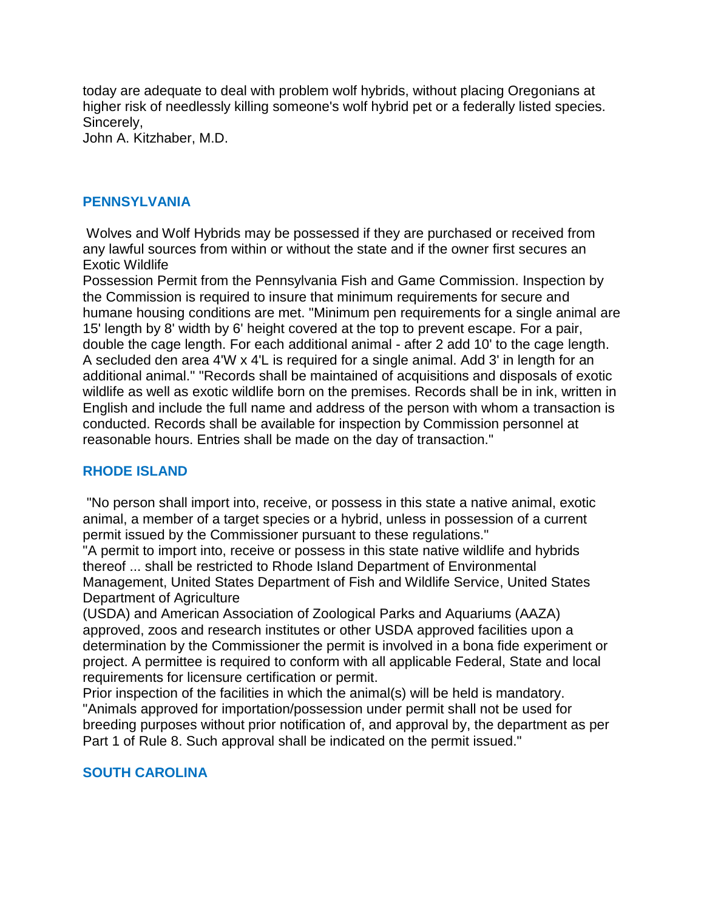today are adequate to deal with problem wolf hybrids, without placing Oregonians at higher risk of needlessly killing someone's wolf hybrid pet or a federally listed species.
Sincerely,
John A. Kitzhaber, M.D.

## PENNSYLVANIA

Wolves and Wolf Hybrids may be possessed if they are purchased or received from any lawful sources from within or without the state and if the owner first secures an Exotic Wildlife
Possession Permit from the Pennsylvania Fish and Game Commission. Inspection by the Commission is required to insure that minimum requirements for secure and humane housing conditions are met. "Minimum pen requirements for a single animal are 15' length by 8' width by 6' height covered at the top to prevent escape. For a pair, double the cage length. For each additional animal - after 2 add 10' to the cage length. A secluded den area 4'W x 4'L is required for a single animal. Add 3' in length for an additional animal." "Records shall be maintained of acquisitions and disposals of exotic wildlife as well as exotic wildlife born on the premises. Records shall be in ink, written in English and include the full name and address of the person with whom a transaction is conducted. Records shall be available for inspection by Commission personnel at reasonable hours. Entries shall be made on the day of transaction."

## RHODE ISLAND

"No person shall import into, receive, or possess in this state a native animal, exotic animal, a member of a target species or a hybrid, unless in possession of a current permit issued by the Commissioner pursuant to these regulations."
"A permit to import into, receive or possess in this state native wildlife and hybrids thereof ... shall be restricted to Rhode Island Department of Environmental Management, United States Department of Fish and Wildlife Service, United States Department of Agriculture
(USDA) and American Association of Zoological Parks and Aquariums (AAZA) approved, zoos and research institutes or other USDA approved facilities upon a determination by the Commissioner the permit is involved in a bona fide experiment or project. A permittee is required to conform with all applicable Federal, State and local requirements for licensure certification or permit.
Prior inspection of the facilities in which the animal(s) will be held is mandatory.
"Animals approved for importation/possession under permit shall not be used for breeding purposes without prior notification of, and approval by, the department as per Part 1 of Rule 8. Such approval shall be indicated on the permit issued."

## SOUTH CAROLINA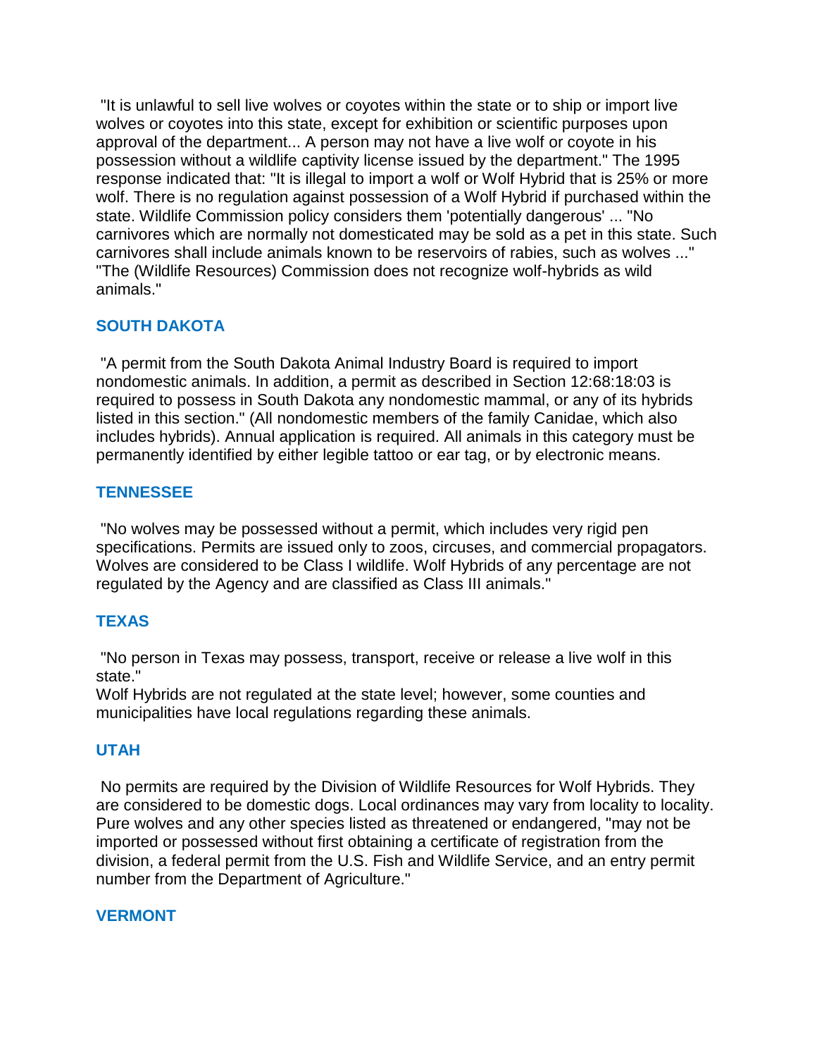"It is unlawful to sell live wolves or coyotes within the state or to ship or import live wolves or coyotes into this state, except for exhibition or scientific purposes upon approval of the department... A person may not have a live wolf or coyote in his possession without a wildlife captivity license issued by the department." The 1995 response indicated that: "It is illegal to import a wolf or Wolf Hybrid that is 25% or more wolf. There is no regulation against possession of a Wolf Hybrid if purchased within the state. Wildlife Commission policy considers them 'potentially dangerous' ... "No carnivores which are normally not domesticated may be sold as a pet in this state. Such carnivores shall include animals known to be reservoirs of rabies, such as wolves ..." "The (Wildlife Resources) Commission does not recognize wolf-hybrids as wild animals."

## SOUTH DAKOTA

"A permit from the South Dakota Animal Industry Board is required to import nondomestic animals. In addition, a permit as described in Section 12:68:18:03 is required to possess in South Dakota any nondomestic mammal, or any of its hybrids listed in this section." (All nondomestic members of the family Canidae, which also includes hybrids). Annual application is required. All animals in this category must be permanently identified by either legible tattoo or ear tag, or by electronic means.

## TENNESSEE

"No wolves may be possessed without a permit, which includes very rigid pen specifications. Permits are issued only to zoos, circuses, and commercial propagators. Wolves are considered to be Class I wildlife. Wolf Hybrids of any percentage are not regulated by the Agency and are classified as Class III animals."

## TEXAS

"No person in Texas may possess, transport, receive or release a live wolf in this state."
Wolf Hybrids are not regulated at the state level; however, some counties and municipalities have local regulations regarding these animals.

## UTAH

No permits are required by the Division of Wildlife Resources for Wolf Hybrids. They are considered to be domestic dogs. Local ordinances may vary from locality to locality. Pure wolves and any other species listed as threatened or endangered, "may not be imported or possessed without first obtaining a certificate of registration from the division, a federal permit from the U.S. Fish and Wildlife Service, and an entry permit number from the Department of Agriculture."

## VERMONT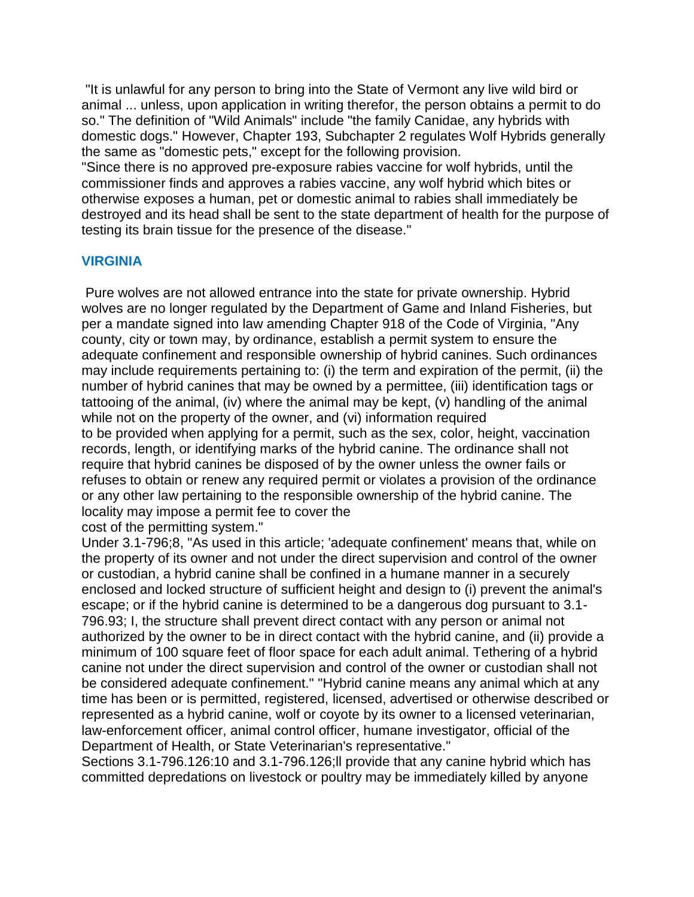"It is unlawful for any person to bring into the State of Vermont any live wild bird or animal ... unless, upon application in writing therefor, the person obtains a permit to do so." The definition of "Wild Animals" include "the family Canidae, any hybrids with domestic dogs." However, Chapter 193, Subchapter 2 regulates Wolf Hybrids generally the same as "domestic pets," except for the following provision.
"Since there is no approved pre-exposure rabies vaccine for wolf hybrids, until the commissioner finds and approves a rabies vaccine, any wolf hybrid which bites or otherwise exposes a human, pet or domestic animal to rabies shall immediately be destroyed and its head shall be sent to the state department of health for the purpose of testing its brain tissue for the presence of the disease."

## VIRGINIA

Pure wolves are not allowed entrance into the state for private ownership. Hybrid wolves are no longer regulated by the Department of Game and Inland Fisheries, but per a mandate signed into law amending Chapter 918 of the Code of Virginia, "Any county, city or town may, by ordinance, establish a permit system to ensure the adequate confinement and responsible ownership of hybrid canines. Such ordinances may include requirements pertaining to: (i) the term and expiration of the permit, (ii) the number of hybrid canines that may be owned by a permittee, (iii) identification tags or tattooing of the animal, (iv) where the animal may be kept, (v) handling of the animal while not on the property of the owner, and (vi) information required to be provided when applying for a permit, such as the sex, color, height, vaccination records, length, or identifying marks of the hybrid canine. The ordinance shall not require that hybrid canines be disposed of by the owner unless the owner fails or refuses to obtain or renew any required permit or violates a provision of the ordinance or any other law pertaining to the responsible ownership of the hybrid canine. The locality may impose a permit fee to cover the cost of the permitting system."
Under 3.1-796;8, "As used in this article; 'adequate confinement' means that, while on the property of its owner and not under the direct supervision and control of the owner or custodian, a hybrid canine shall be confined in a humane manner in a securely enclosed and locked structure of sufficient height and design to (i) prevent the animal's escape; or if the hybrid canine is determined to be a dangerous dog pursuant to 3.1-796.93; I, the structure shall prevent direct contact with any person or animal not authorized by the owner to be in direct contact with the hybrid canine, and (ii) provide a minimum of 100 square feet of floor space for each adult animal. Tethering of a hybrid canine not under the direct supervision and control of the owner or custodian shall not be considered adequate confinement." "Hybrid canine means any animal which at any time has been or is permitted, registered, licensed, advertised or otherwise described or represented as a hybrid canine, wolf or coyote by its owner to a licensed veterinarian, law-enforcement officer, animal control officer, humane investigator, official of the Department of Health, or State Veterinarian's representative."
Sections 3.1-796.126:10 and 3.1-796.126;ll provide that any canine hybrid which has committed depredations on livestock or poultry may be immediately killed by anyone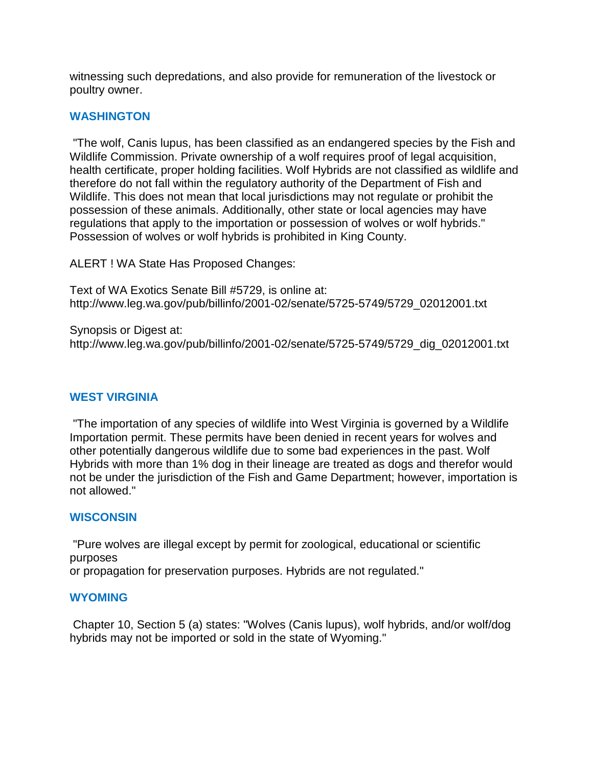witnessing such depredations, and also provide for remuneration of the livestock or poultry owner.

## WASHINGTON

"The wolf, Canis lupus, has been classified as an endangered species by the Fish and Wildlife Commission. Private ownership of a wolf requires proof of legal acquisition, health certificate, proper holding facilities. Wolf Hybrids are not classified as wildlife and therefore do not fall within the regulatory authority of the Department of Fish and Wildlife. This does not mean that local jurisdictions may not regulate or prohibit the possession of these animals. Additionally, other state or local agencies may have regulations that apply to the importation or possession of wolves or wolf hybrids." Possession of wolves or wolf hybrids is prohibited in King County.

ALERT ! WA State Has Proposed Changes:

Text of WA Exotics Senate Bill #5729, is online at:
http://www.leg.wa.gov/pub/billinfo/2001-02/senate/5725-5749/5729_02012001.txt

Synopsis or Digest at:
http://www.leg.wa.gov/pub/billinfo/2001-02/senate/5725-5749/5729_dig_02012001.txt

## WEST VIRGINIA

"The importation of any species of wildlife into West Virginia is governed by a Wildlife Importation permit. These permits have been denied in recent years for wolves and other potentially dangerous wildlife due to some bad experiences in the past. Wolf Hybrids with more than 1% dog in their lineage are treated as dogs and therefor would not be under the jurisdiction of the Fish and Game Department; however, importation is not allowed."

## WISCONSIN

"Pure wolves are illegal except by permit for zoological, educational or scientific purposes
or propagation for preservation purposes. Hybrids are not regulated."

## WYOMING

Chapter 10, Section 5 (a) states: "Wolves (Canis lupus), wolf hybrids, and/or wolf/dog hybrids may not be imported or sold in the state of Wyoming."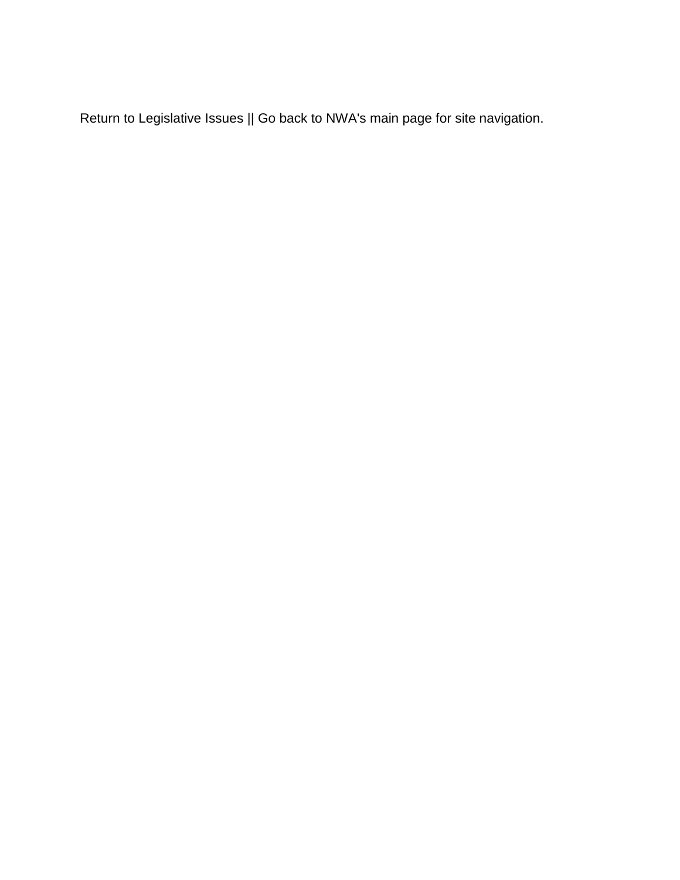Return to Legislative Issues || Go back to NWA's main page for site navigation.